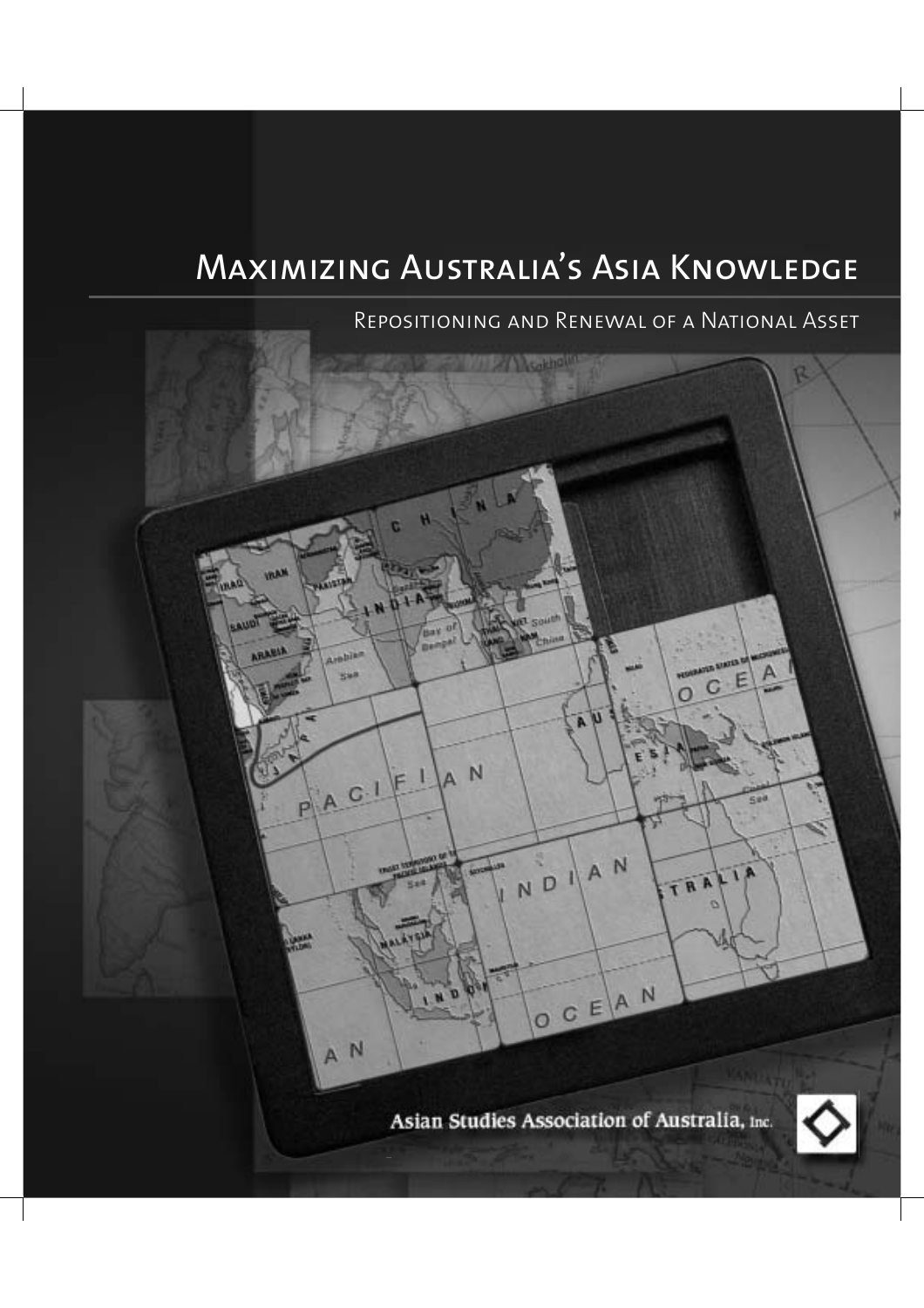# Maximizing Australia's Asia Knowledge

## Repositioning and Renewal of a National Asset

Asian Studies Association of Australia, Inc.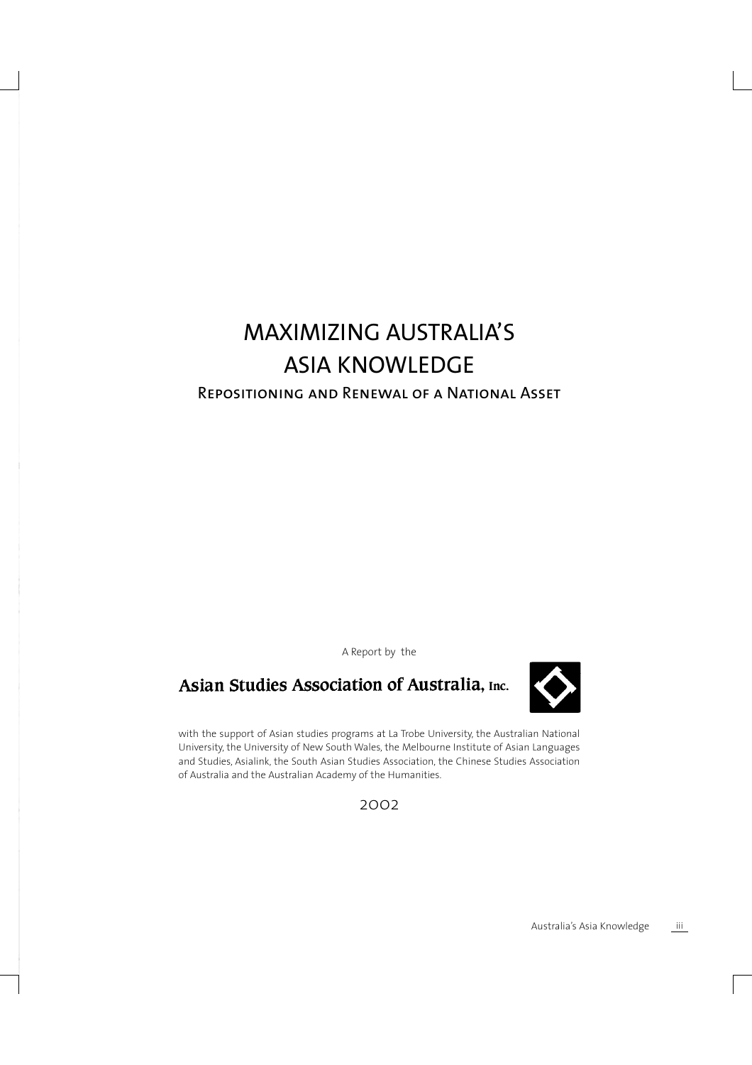# MAXIMIZING AUSTRALIA'S ASIA KNOWLEDGE

## Repositioning and Renewal of a National Asset

A Report by the

**Asian Studies Association of Australia, Inc.**

with the support of Asian studies programs at La Trobe University, the Australian National University, the University of New South Wales, the Melbourne Institute of Asian Languages and Studies, Asialink, the South Asian Studies Association, the Chinese Studies Association of Australia and the Australian Academy of the Humanities.

2002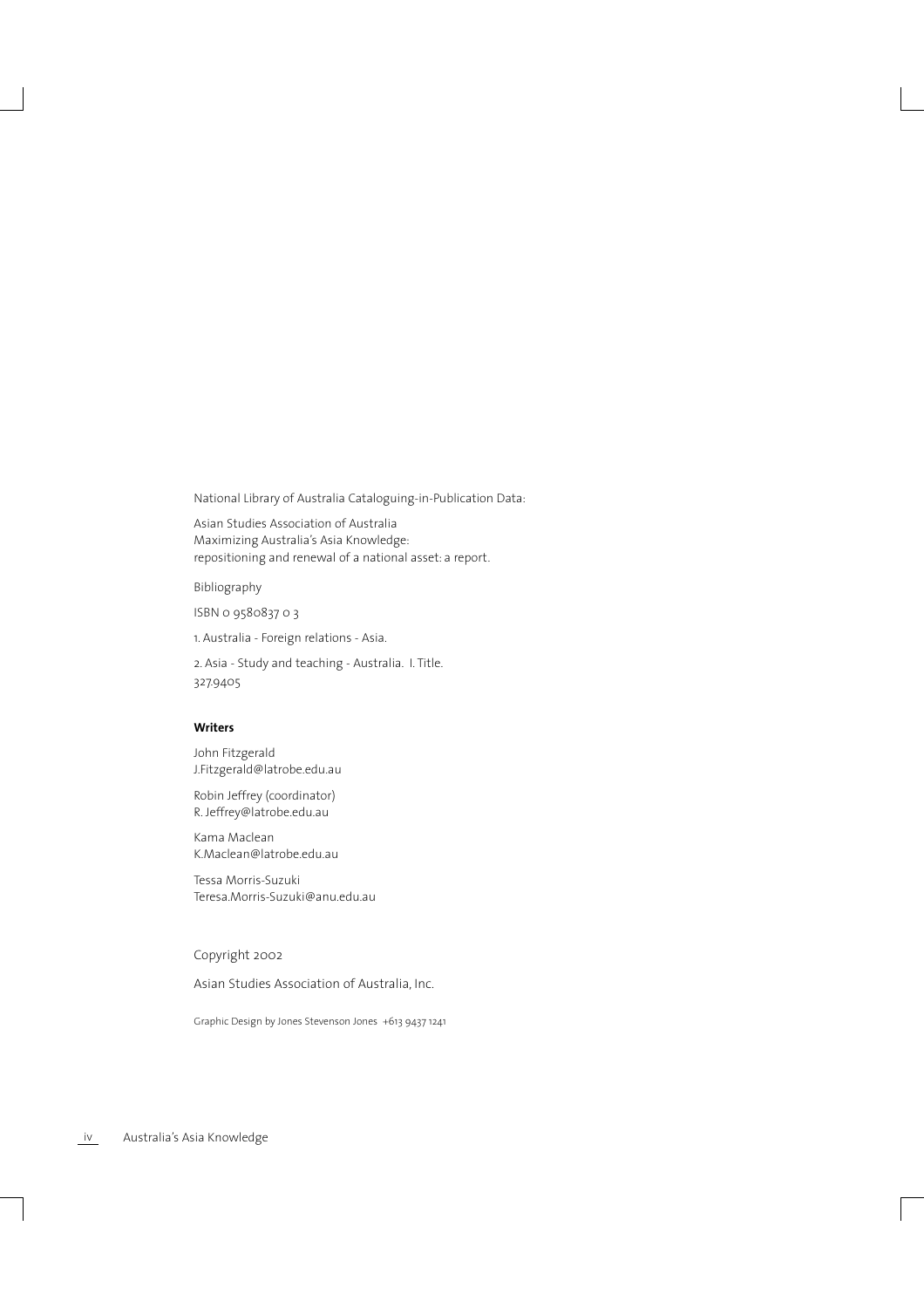National Library of Australia Cataloguing-in-Publication Data:

Asian Studies Association of Australia
Maximizing Australia's Asia Knowledge:
repositioning and renewal of a national asset: a report.

Bibliography

ISBN 0 9580837 0 3

1. Australia - Foreign relations - Asia.

2. Asia - Study and teaching - Australia. I. Title.
327.9405

**Writers**

John Fitzgerald
J.Fitzgerald@latrobe.edu.au

Robin Jeffrey (coordinator)
R. Jeffrey@latrobe.edu.au

Kama Maclean
K.Maclean@latrobe.edu.au

Tessa Morris-Suzuki
Teresa.Morris-Suzuki@anu.edu.au

Copyright 2002

Asian Studies Association of Australia, Inc.

Graphic Design by Jones Stevenson Jones +613 9437 1241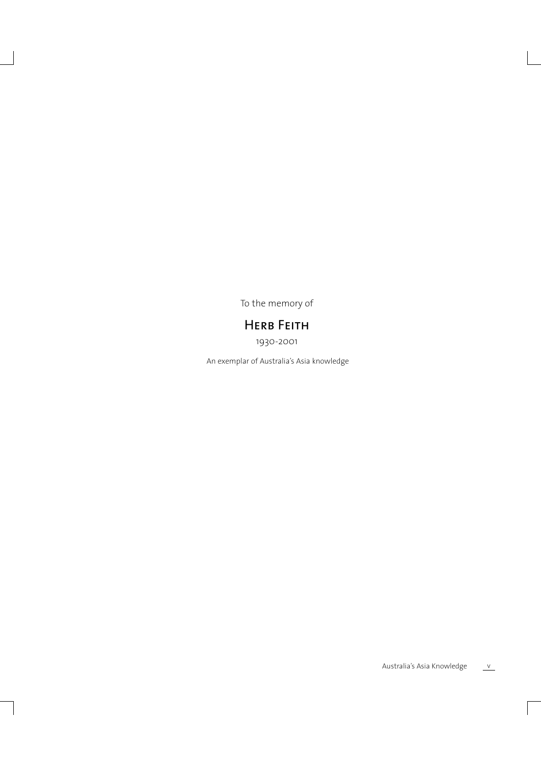To the memory of

**Herb Feith**

1930-2001

An exemplar of Australia's Asia knowledge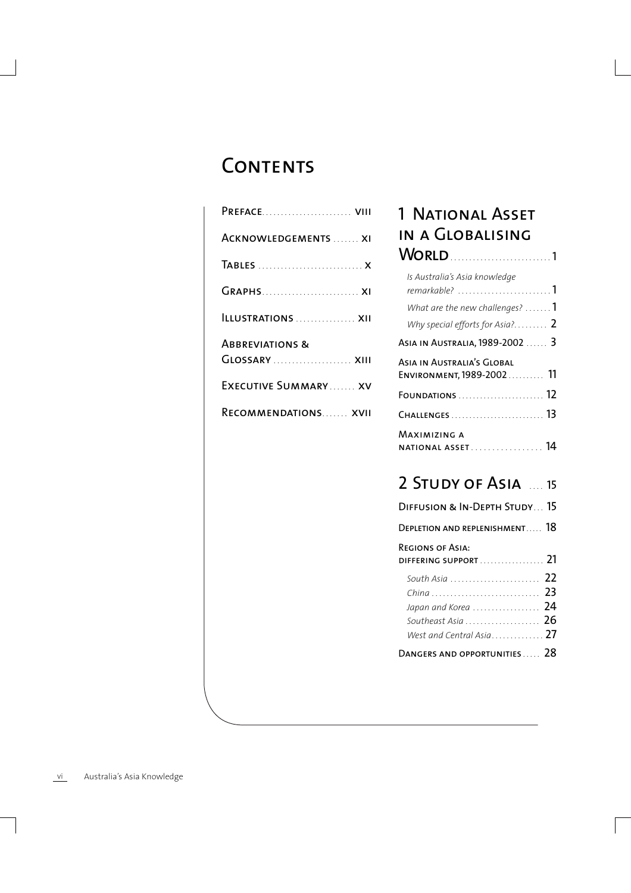# Contents

Preface ........................ viii

Acknowledgements ....... xi

Tables ............................ x

Graphs .......................... xi

Illustrations ................ xii

Abbreviations & Glossary ..................... xiii

Executive Summary ....... xv

Recommendations ....... xvii

## 1 National Asset in a Globalising World .......................... 1

*Is Australia's Asia knowledge remarkable?* ......................... 1

*What are the new challenges?* ....... 1

*Why special efforts for Asia?* ......... 2

Asia in Australia, 1989-2002 ...... 3

Asia in Australia's Global Environment, 1989-2002 .......... 11

Foundations ........................ 12

Challenges .......................... 13

Maximizing a national asset ................. 14

## 2 Study of Asia .... 15

Diffusion & In-Depth Study ... 15

Depletion and replenishment ..... 18

Regions of Asia: differing support ................. 21

*South Asia* ........................ 22

*China* ............................ 23

*Japan and Korea* .................. 24

*Southeast Asia* .................... 26

*West and Central Asia* ............. 27

Dangers and opportunities ..... 28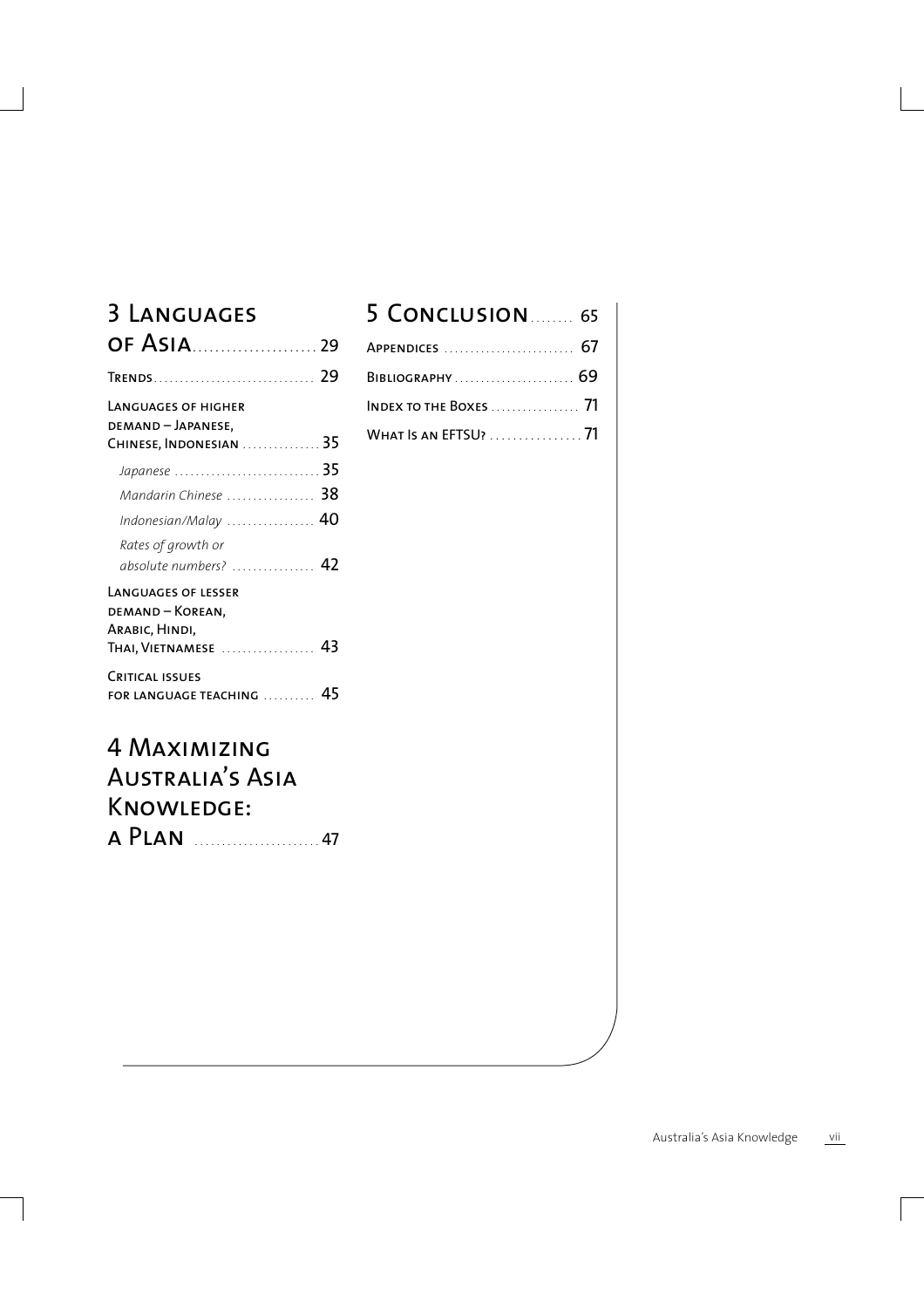## 3 Languages of Asia ..................... 29

Trends ............................... 29

Languages of higher demand – Japanese, Chinese, Indonesian ............... 35

*Japanese* ............................ 35

*Mandarin Chinese* ................. 38

*Indonesian/Malay* ................. 40

*Rates of growth or absolute numbers?* ................ 42

Languages of lesser demand – Korean, Arabic, Hindi, Thai, Vietnamese .................. 43

Critical issues for language teaching .......... 45

## 4 Maximizing Australia's Asia Knowledge: a Plan ....................... 47

## 5 Conclusion ........ 65

Appendices ......................... 67

Bibliography ....................... 69

Index to the Boxes ................. 71

What Is an EFTSU? ................. 71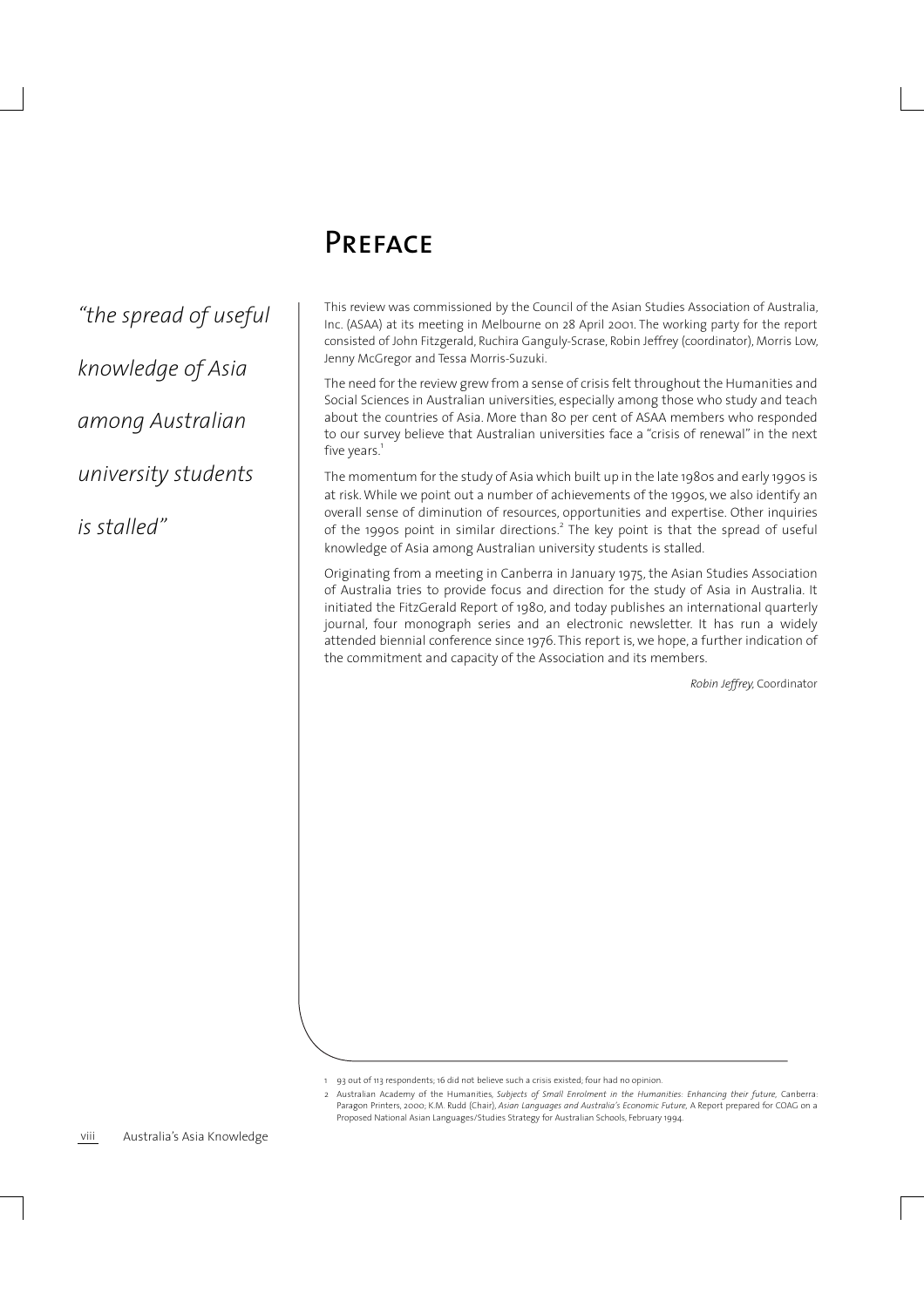# Preface

*"the spread of useful knowledge of Asia among Australian university students is stalled"*

This review was commissioned by the Council of the Asian Studies Association of Australia, Inc. (ASAA) at its meeting in Melbourne on 28 April 2001. The working party for the report consisted of John Fitzgerald, Ruchira Ganguly-Scrase, Robin Jeffrey (coordinator), Morris Low, Jenny McGregor and Tessa Morris-Suzuki.

The need for the review grew from a sense of crisis felt throughout the Humanities and Social Sciences in Australian universities, especially among those who study and teach about the countries of Asia. More than 80 per cent of ASAA members who responded to our survey believe that Australian universities face a "crisis of renewal" in the next five years.[1]

The momentum for the study of Asia which built up in the late 1980s and early 1990s is at risk. While we point out a number of achievements of the 1990s, we also identify an overall sense of diminution of resources, opportunities and expertise. Other inquiries of the 1990s point in similar directions.[2] The key point is that the spread of useful knowledge of Asia among Australian university students is stalled.

Originating from a meeting in Canberra in January 1975, the Asian Studies Association of Australia tries to provide focus and direction for the study of Asia in Australia. It initiated the FitzGerald Report of 1980, and today publishes an international quarterly journal, four monograph series and an electronic newsletter. It has run a widely attended biennial conference since 1976. This report is, we hope, a further indication of the commitment and capacity of the Association and its members.

*Robin Jeffrey,* Coordinator

---

1 93 out of 113 respondents; 16 did not believe such a crisis existed; four had no opinion.

2 Australian Academy of the Humanities, *Subjects of Small Enrolment in the Humanities: Enhancing their future,* Canberra: Paragon Printers, 2000; K.M. Rudd (Chair), *Asian Languages and Australia's Economic Future,* A Report prepared for COAG on a Proposed National Asian Languages/Studies Strategy for Australian Schools, February 1994.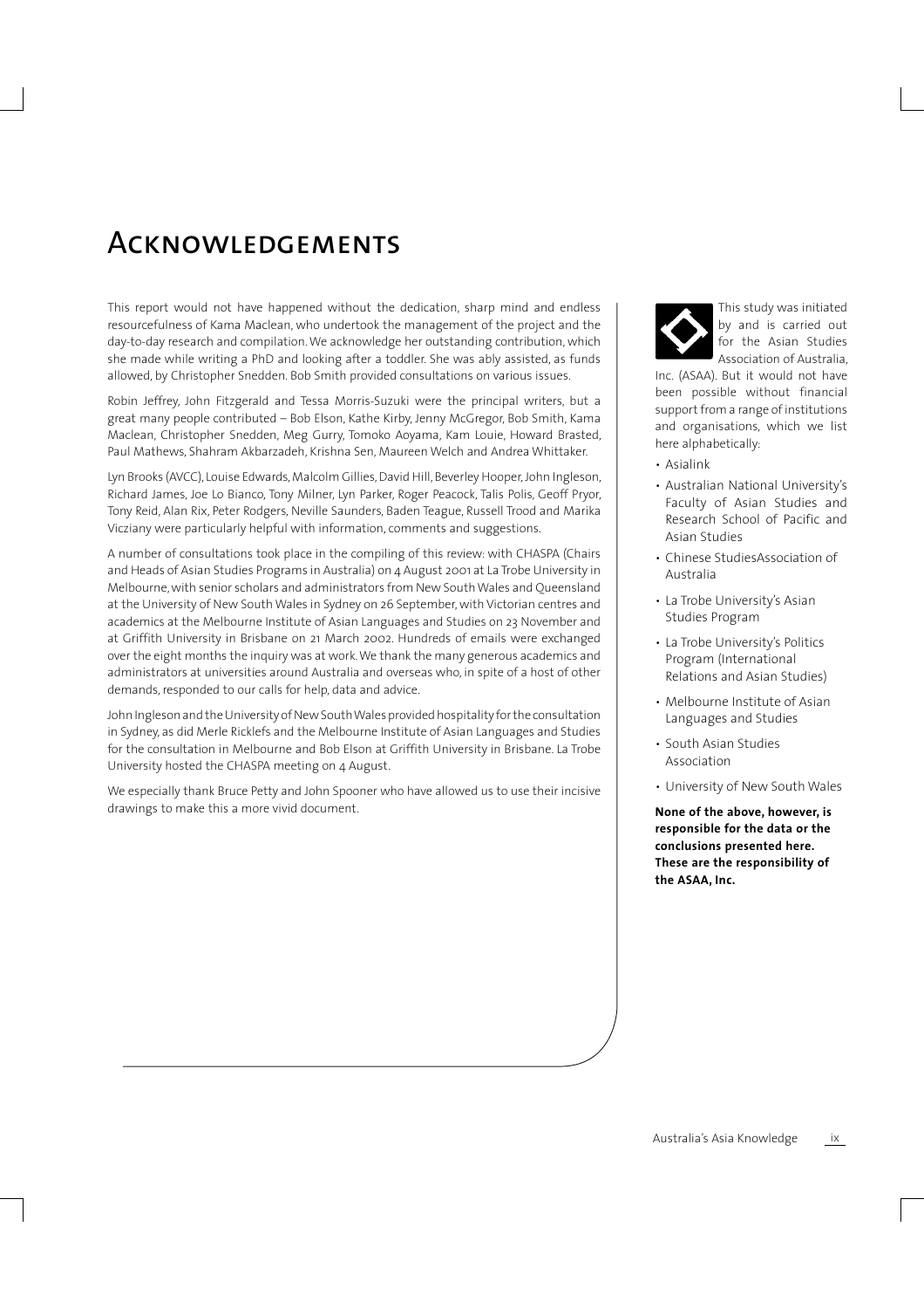# Acknowledgements

This report would not have happened without the dedication, sharp mind and endless resourcefulness of Kama Maclean, who undertook the management of the project and the day-to-day research and compilation. We acknowledge her outstanding contribution, which she made while writing a PhD and looking after a toddler. She was ably assisted, as funds allowed, by Christopher Snedden. Bob Smith provided consultations on various issues.

Robin Jeffrey, John Fitzgerald and Tessa Morris-Suzuki were the principal writers, but a great many people contributed – Bob Elson, Kathe Kirby, Jenny McGregor, Bob Smith, Kama Maclean, Christopher Snedden, Meg Gurry, Tomoko Aoyama, Kam Louie, Howard Brasted, Paul Mathews, Shahram Akbarzadeh, Krishna Sen, Maureen Welch and Andrea Whittaker.

Lyn Brooks (AVCC), Louise Edwards, Malcolm Gillies, David Hill, Beverley Hooper, John Ingleson, Richard James, Joe Lo Bianco, Tony Milner, Lyn Parker, Roger Peacock, Talis Polis, Geoff Pryor, Tony Reid, Alan Rix, Peter Rodgers, Neville Saunders, Baden Teague, Russell Trood and Marika Vicziany were particularly helpful with information, comments and suggestions.

A number of consultations took place in the compiling of this review: with CHASPA (Chairs and Heads of Asian Studies Programs in Australia) on 4 August 2001 at La Trobe University in Melbourne, with senior scholars and administrators from New South Wales and Queensland at the University of New South Wales in Sydney on 26 September, with Victorian centres and academics at the Melbourne Institute of Asian Languages and Studies on 23 November and at Griffith University in Brisbane on 21 March 2002. Hundreds of emails were exchanged over the eight months the inquiry was at work. We thank the many generous academics and administrators at universities around Australia and overseas who, in spite of a host of other demands, responded to our calls for help, data and advice.

John Ingleson and the University of New South Wales provided hospitality for the consultation in Sydney, as did Merle Ricklefs and the Melbourne Institute of Asian Languages and Studies for the consultation in Melbourne and Bob Elson at Griffith University in Brisbane. La Trobe University hosted the CHASPA meeting on 4 August.

We especially thank Bruce Petty and John Spooner who have allowed us to use their incisive drawings to make this a more vivid document.

This study was initiated by and is carried out for the Asian Studies Association of Australia, Inc. (ASAA). But it would not have been possible without financial support from a range of institutions and organisations, which we list here alphabetically:

- Asialink
- Australian National University's Faculty of Asian Studies and Research School of Pacific and Asian Studies
- Chinese StudiesAssociation of Australia
- La Trobe University's Asian Studies Program
- La Trobe University's Politics Program (International Relations and Asian Studies)
- Melbourne Institute of Asian Languages and Studies
- South Asian Studies Association
- University of New South Wales

**None of the above, however, is responsible for the data or the conclusions presented here. These are the responsibility of the ASAA, Inc.**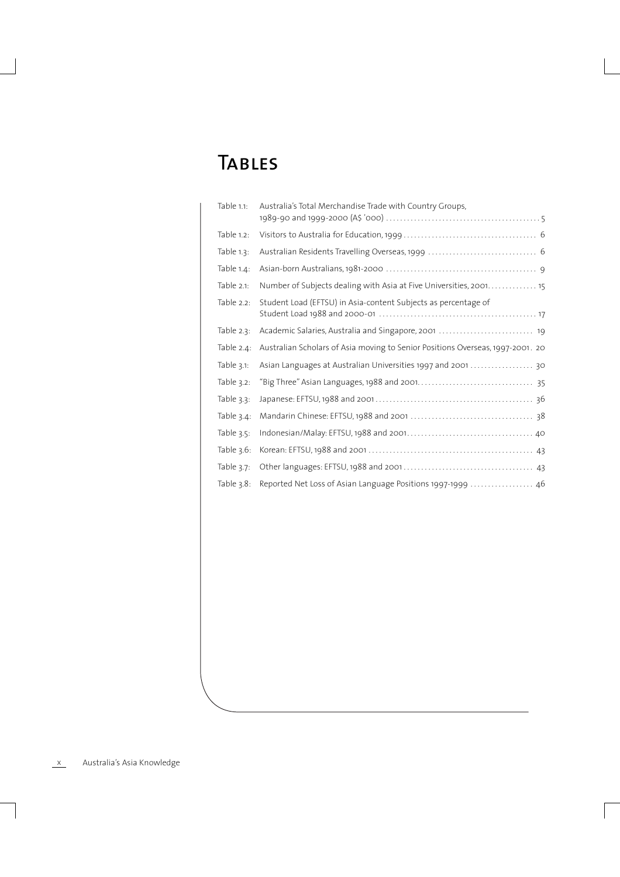# Tables

| | | |
|---|---|---|
| Table 1.1: | Australia's Total Merchandise Trade with Country Groups, 1989-90 and 1999-2000 (A$ '000) | 5 |
| Table 1.2: | Visitors to Australia for Education, 1999 | 6 |
| Table 1.3: | Australian Residents Travelling Overseas, 1999 | 6 |
| Table 1.4: | Asian-born Australians, 1981-2000 | 9 |
| Table 2.1: | Number of Subjects dealing with Asia at Five Universities, 2001 | 15 |
| Table 2.2: | Student Load (EFTSU) in Asia-content Subjects as percentage of Student Load 1988 and 2000-01 | 17 |
| Table 2.3: | Academic Salaries, Australia and Singapore, 2001 | 19 |
| Table 2.4: | Australian Scholars of Asia moving to Senior Positions Overseas, 1997-2001 | 20 |
| Table 3.1: | Asian Languages at Australian Universities 1997 and 2001 | 30 |
| Table 3.2: | "Big Three" Asian Languages, 1988 and 2001 | 35 |
| Table 3.3: | Japanese: EFTSU, 1988 and 2001 | 36 |
| Table 3.4: | Mandarin Chinese: EFTSU, 1988 and 2001 | 38 |
| Table 3.5: | Indonesian/Malay: EFTSU, 1988 and 2001 | 40 |
| Table 3.6: | Korean: EFTSU, 1988 and 2001 | 43 |
| Table 3.7: | Other languages: EFTSU, 1988 and 2001 | 43 |
| Table 3.8: | Reported Net Loss of Asian Language Positions 1997-1999 | 46 |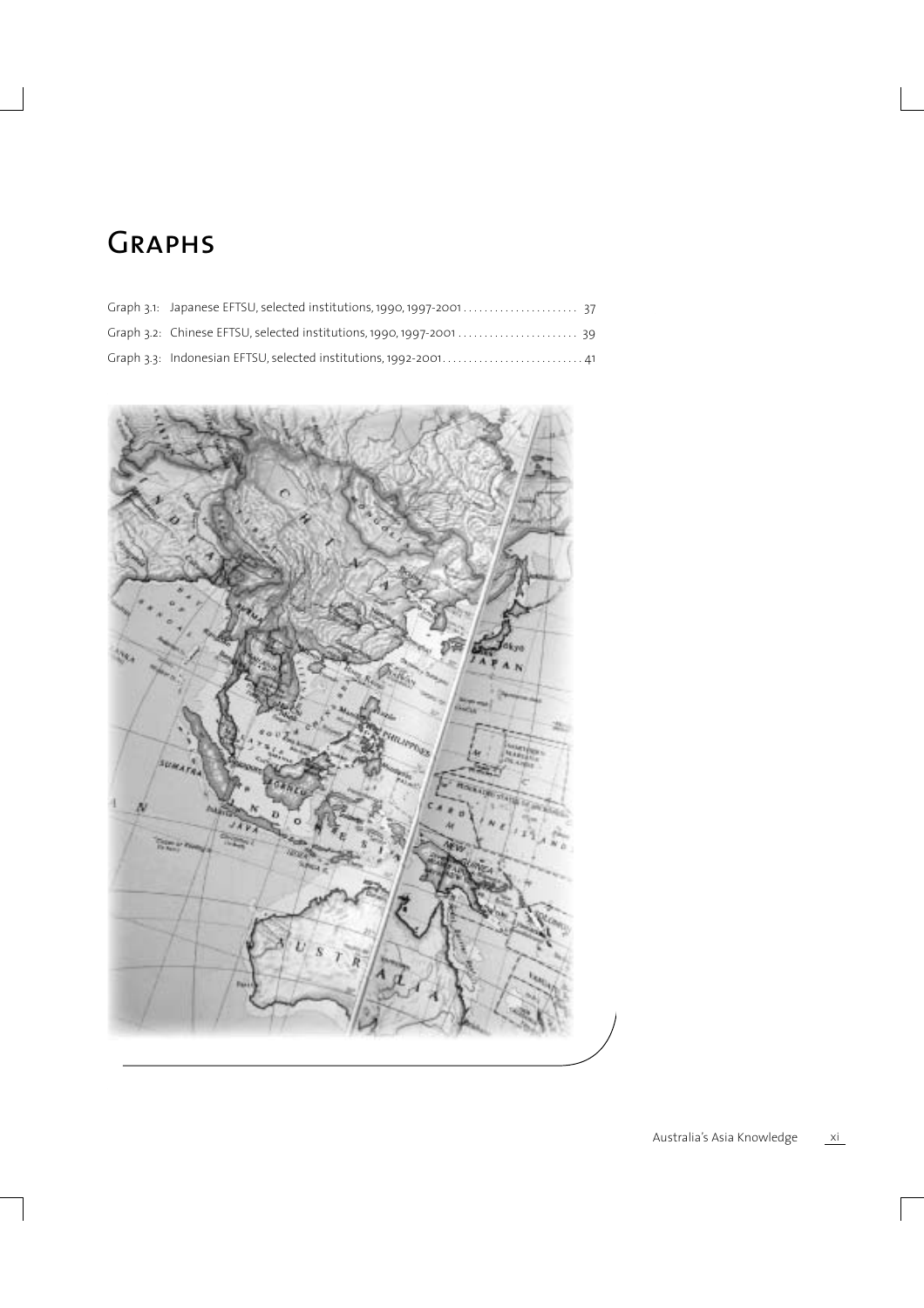# Graphs

Graph 3.1: Japanese EFTSU, selected institutions, 1990, 1997-2001 ..................... 37

Graph 3.2: Chinese EFTSU, selected institutions, 1990, 1997-2001 ..................... 39

Graph 3.3: Indonesian EFTSU, selected institutions, 1992-2001 ..................... 41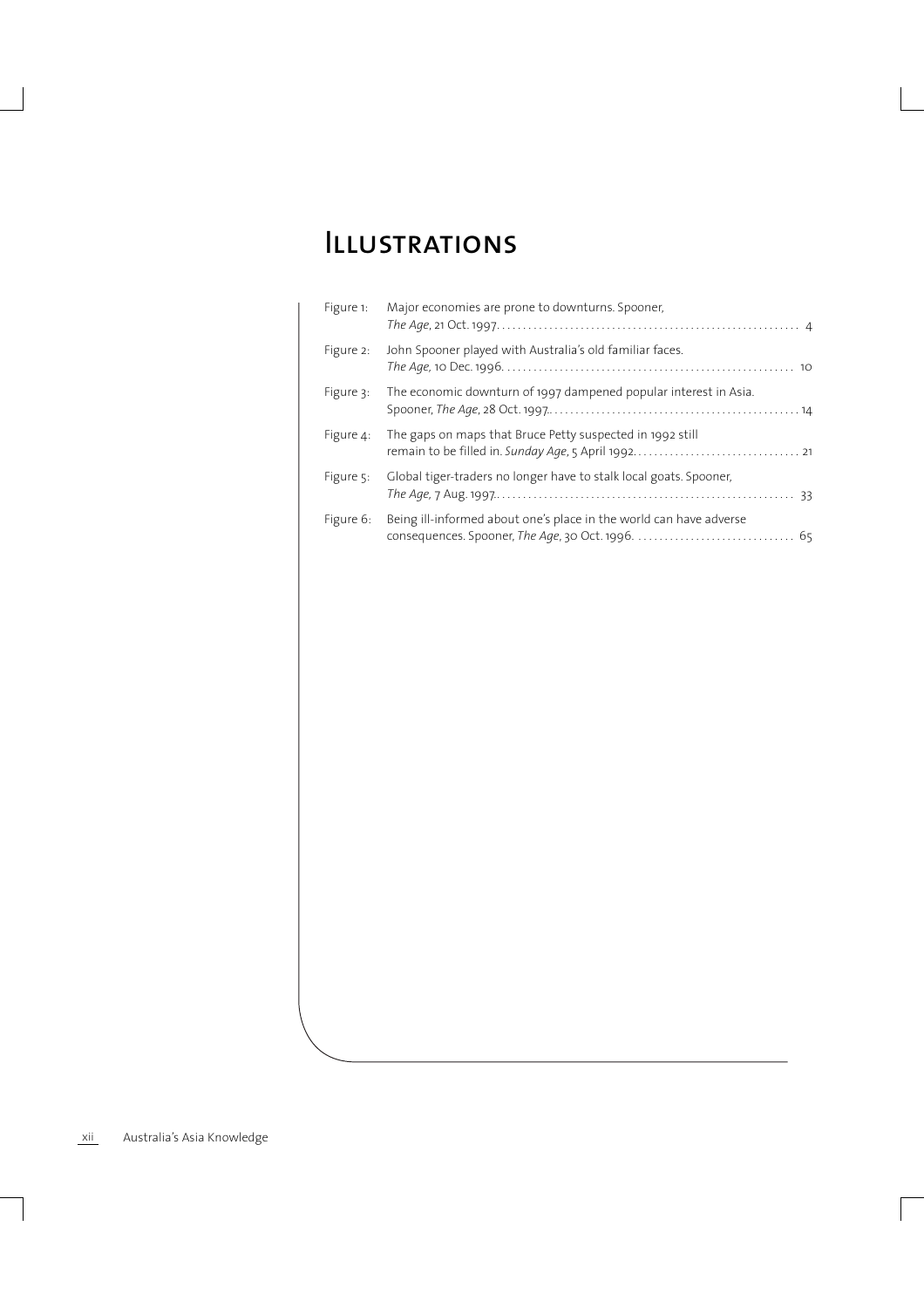# Illustrations

Figure 1: Major economies are prone to downturns. Spooner, *The Age*, 21 Oct. 1997. . . . . . . . . . 4

Figure 2: John Spooner played with Australia's old familiar faces. *The Age*, 10 Dec. 1996. . . . . . . . . . 10

Figure 3: The economic downturn of 1997 dampened popular interest in Asia. Spooner, *The Age*, 28 Oct. 1997. . . . . . . . . . 14

Figure 4: The gaps on maps that Bruce Petty suspected in 1992 still remain to be filled in. *Sunday Age*, 5 April 1992. . . . . . . . . . 21

Figure 5: Global tiger-traders no longer have to stalk local goats. Spooner, *The Age*, 7 Aug. 1997. . . . . . . . . . 33

Figure 6: Being ill-informed about one's place in the world can have adverse consequences. Spooner, *The Age*, 30 Oct. 1996. . . . . . . . . . 65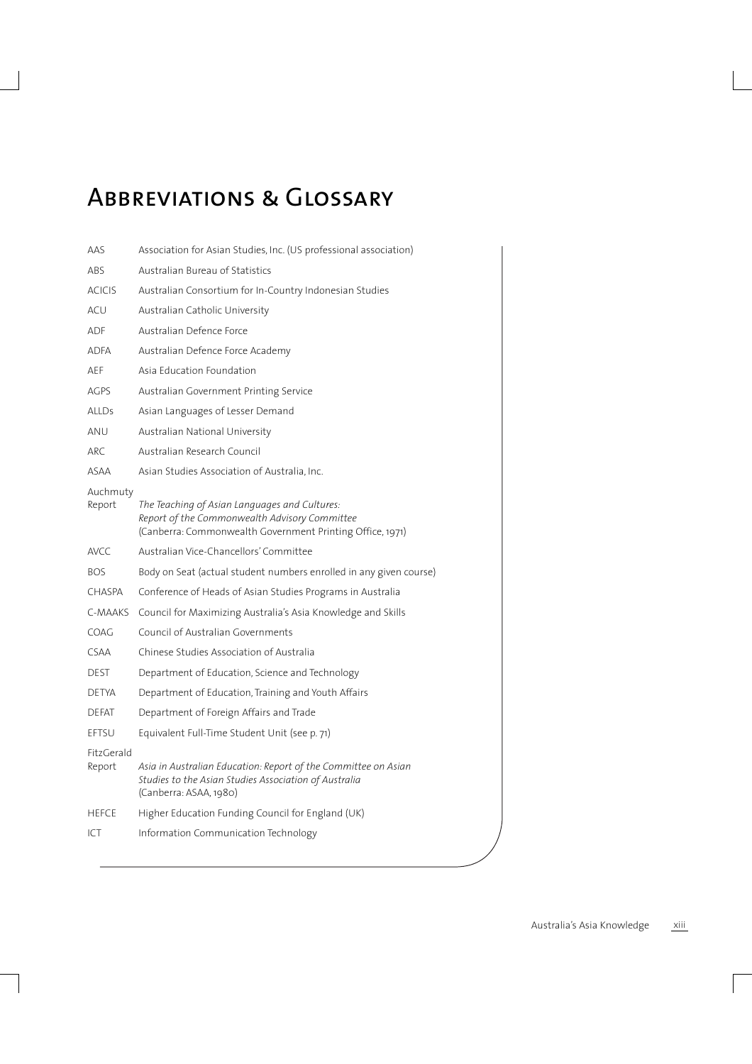# Abbreviations & Glossary

| | |
|---|---|
| AAS | Association for Asian Studies, Inc. (US professional association) |
| ABS | Australian Bureau of Statistics |
| ACICIS | Australian Consortium for In-Country Indonesian Studies |
| ACU | Australian Catholic University |
| ADF | Australian Defence Force |
| ADFA | Australian Defence Force Academy |
| AEF | Asia Education Foundation |
| AGPS | Australian Government Printing Service |
| ALLDs | Asian Languages of Lesser Demand |
| ANU | Australian National University |
| ARC | Australian Research Council |
| ASAA | Asian Studies Association of Australia, Inc. |
| Auchmuty Report | *The Teaching of Asian Languages and Cultures: Report of the Commonwealth Advisory Committee* (Canberra: Commonwealth Government Printing Office, 1971) |
| AVCC | Australian Vice-Chancellors' Committee |
| BOS | Body on Seat (actual student numbers enrolled in any given course) |
| CHASPA | Conference of Heads of Asian Studies Programs in Australia |
| C-MAAKS | Council for Maximizing Australia's Asia Knowledge and Skills |
| COAG | Council of Australian Governments |
| CSAA | Chinese Studies Association of Australia |
| DEST | Department of Education, Science and Technology |
| DETYA | Department of Education, Training and Youth Affairs |
| DEFAT | Department of Foreign Affairs and Trade |
| EFTSU | Equivalent Full-Time Student Unit (see p. 71) |
| FitzGerald Report | *Asia in Australian Education: Report of the Committee on Asian Studies to the Asian Studies Association of Australia* (Canberra: ASAA, 1980) |
| HEFCE | Higher Education Funding Council for England (UK) |
| ICT | Information Communication Technology |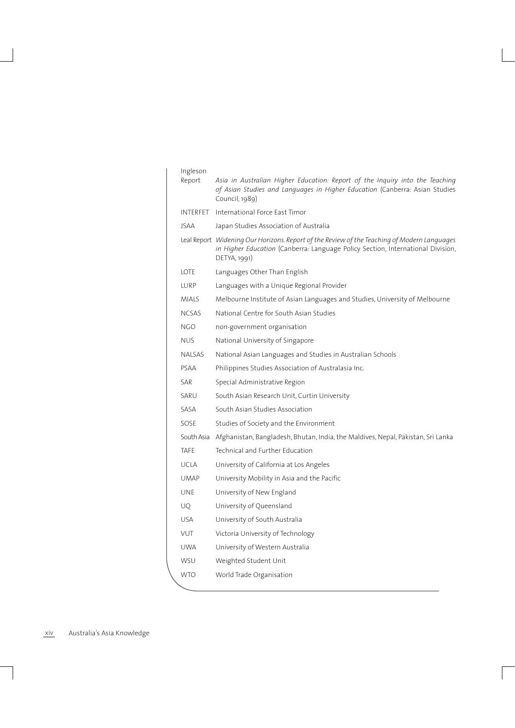| | |
|---|---|
| Ingleson Report | *Asia in Australian Higher Education: Report of the Inquiry into the Teaching of Asian Studies and Languages in Higher Education* (Canberra: Asian Studies Council, 1989) |
| INTERFET | International Force East Timor |
| JSAA | Japan Studies Association of Australia |
| Leal Report | *Widening Our Horizons. Report of the Review of the Teaching of Modern Languages in Higher Education* (Canberra: Language Policy Section, International Division, DETYA, 1991) |
| LOTE | Languages Other Than English |
| LURP | Languages with a Unique Regional Provider |
| MIALS | Melbourne Institute of Asian Languages and Studies, University of Melbourne |
| NCSAS | National Centre for South Asian Studies |
| NGO | non-government organisation |
| NUS | National University of Singapore |
| NALSAS | National Asian Languages and Studies in Australian Schools |
| PSAA | Philippines Studies Association of Australasia Inc. |
| SAR | Special Administrative Region |
| SARU | South Asian Research Unit, Curtin University |
| SASA | South Asian Studies Association |
| SOSE | Studies of Society and the Environment |
| South Asia | Afghanistan, Bangladesh, Bhutan, India, the Maldives, Nepal, Pakistan, Sri Lanka |
| TAFE | Technical and Further Education |
| UCLA | University of California at Los Angeles |
| UMAP | University Mobility in Asia and the Pacific |
| UNE | University of New England |
| UQ | University of Queensland |
| USA | University of South Australia |
| VUT | Victoria University of Technology |
| UWA | University of Western Australia |
| WSU | Weighted Student Unit |
| WTO | World Trade Organisation |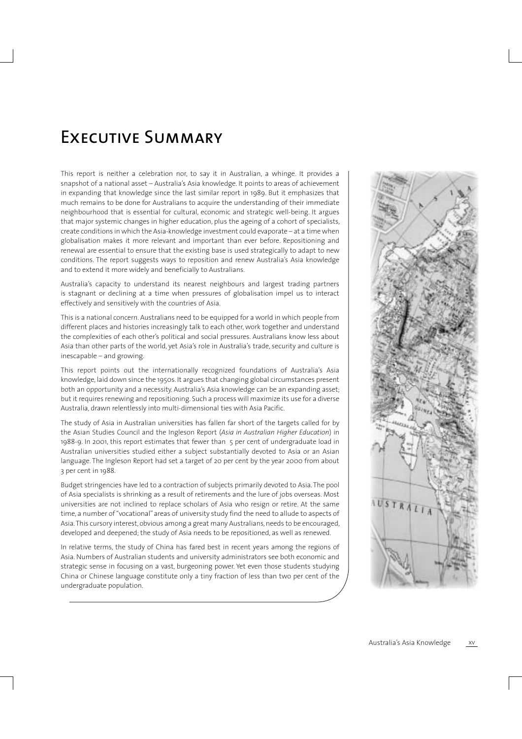# Executive Summary

This report is neither a celebration nor, to say it in Australian, a whinge. It provides a snapshot of a national asset – Australia's Asia knowledge. It points to areas of achievement in expanding that knowledge since the last similar report in 1989. But it emphasizes that much remains to be done for Australians to acquire the understanding of their immediate neighbourhood that is essential for cultural, economic and strategic well-being. It argues that major systemic changes in higher education, plus the ageing of a cohort of specialists, create conditions in which the Asia-knowledge investment could evaporate – at a time when globalisation makes it more relevant and important than ever before. Repositioning and renewal are essential to ensure that the existing base is used strategically to adapt to new conditions. The report suggests ways to reposition and renew Australia's Asia knowledge and to extend it more widely and beneficially to Australians.

Australia's capacity to understand its nearest neighbours and largest trading partners is stagnant or declining at a time when pressures of globalisation impel us to interact effectively and sensitively with the countries of Asia.

This is a national concern. Australians need to be equipped for a world in which people from different places and histories increasingly talk to each other, work together and understand the complexities of each other's political and social pressures. Australians know less about Asia than other parts of the world, yet Asia's role in Australia's trade, security and culture is inescapable – and growing.

This report points out the internationally recognized foundations of Australia's Asia knowledge, laid down since the 1950s. It argues that changing global circumstances present both an opportunity and a necessity. Australia's Asia knowledge can be an expanding asset; but it requires renewing and repositioning. Such a process will maximize its use for a diverse Australia, drawn relentlessly into multi-dimensional ties with Asia Pacific.

The study of Asia in Australian universities has fallen far short of the targets called for by the Asian Studies Council and the Ingleson Report (*Asia in Australian Higher Education*) in 1988-9. In 2001, this report estimates that fewer than 5 per cent of undergraduate load in Australian universities studied either a subject substantially devoted to Asia or an Asian language. The Ingleson Report had set a target of 20 per cent by the year 2000 from about 3 per cent in 1988.

Budget stringencies have led to a contraction of subjects primarily devoted to Asia. The pool of Asia specialists is shrinking as a result of retirements and the lure of jobs overseas. Most universities are not inclined to replace scholars of Asia who resign or retire. At the same time, a number of "vocational" areas of university study find the need to allude to aspects of Asia. This cursory interest, obvious among a great many Australians, needs to be encouraged, developed and deepened; the study of Asia needs to be repositioned, as well as renewed.

In relative terms, the study of China has fared best in recent years among the regions of Asia. Numbers of Australian students and university administrators see both economic and strategic sense in focusing on a vast, burgeoning power. Yet even those students studying China or Chinese language constitute only a tiny fraction of less than two per cent of the undergraduate population.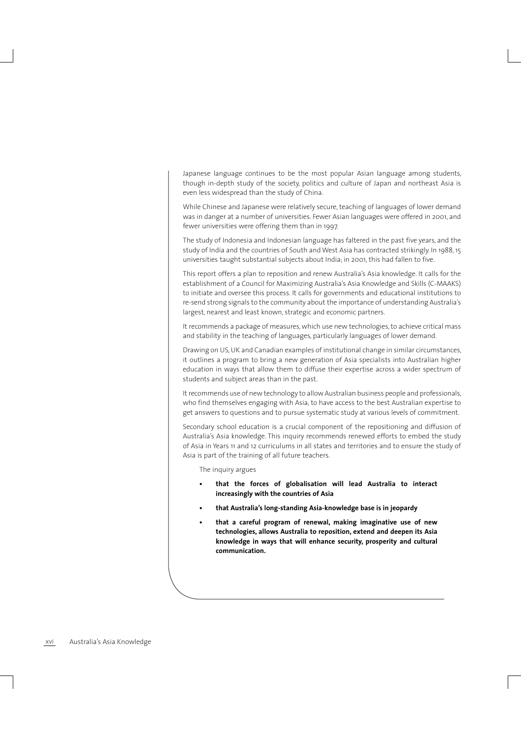Japanese language continues to be the most popular Asian language among students, though in-depth study of the society, politics and culture of Japan and northeast Asia is even less widespread than the study of China.

While Chinese and Japanese were relatively secure, teaching of languages of lower demand was in danger at a number of universities. Fewer Asian languages were offered in 2001, and fewer universities were offering them than in 1997.

The study of Indonesia and Indonesian language has faltered in the past five years, and the study of India and the countries of South and West Asia has contracted strikingly. In 1988, 15 universities taught substantial subjects about India; in 2001, this had fallen to five.

This report offers a plan to reposition and renew Australia's Asia knowledge. It calls for the establishment of a Council for Maximizing Australia's Asia Knowledge and Skills (C-MAAKS) to initiate and oversee this process. It calls for governments and educational institutions to re-send strong signals to the community about the importance of understanding Australia's largest, nearest and least known, strategic and economic partners.

It recommends a package of measures, which use new technologies, to achieve critical mass and stability in the teaching of languages, particularly languages of lower demand.

Drawing on US, UK and Canadian examples of institutional change in similar circumstances, it outlines a program to bring a new generation of Asia specialists into Australian higher education in ways that allow them to diffuse their expertise across a wider spectrum of students and subject areas than in the past.

It recommends use of new technology to allow Australian business people and professionals, who find themselves engaging with Asia, to have access to the best Australian expertise to get answers to questions and to pursue systematic study at various levels of commitment.

Secondary school education is a crucial component of the repositioning and diffusion of Australia's Asia knowledge. This inquiry recommends renewed efforts to embed the study of Asia in Years 11 and 12 curriculums in all states and territories and to ensure the study of Asia is part of the training of all future teachers.

The inquiry argues

- **that the forces of globalisation will lead Australia to interact increasingly with the countries of Asia**
- **that Australia's long-standing Asia-knowledge base is in jeopardy**
- **that a careful program of renewal, making imaginative use of new technologies, allows Australia to reposition, extend and deepen its Asia knowledge in ways that will enhance security, prosperity and cultural communication.**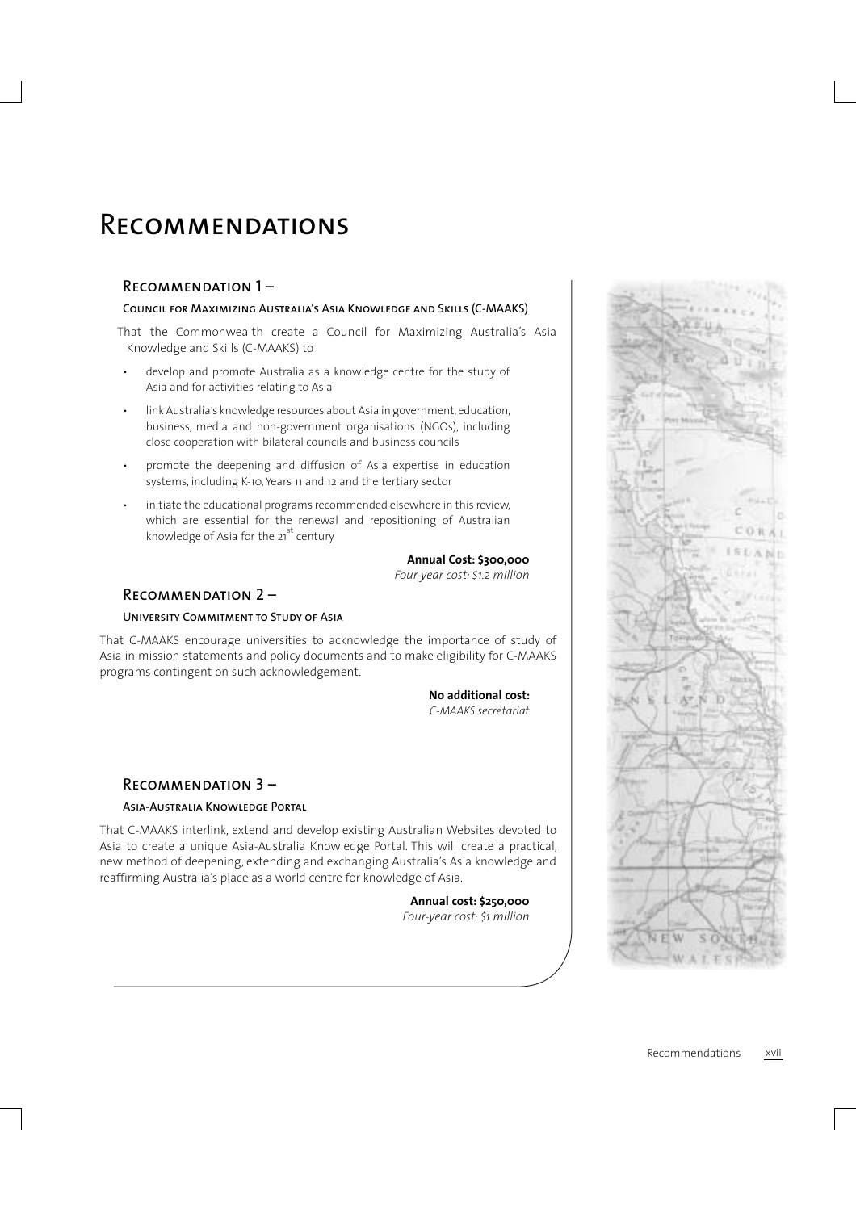# Recommendations

## Recommendation 1 –

### Council for Maximizing Australia's Asia Knowledge and Skills (C-MAAKS)

That the Commonwealth create a Council for Maximizing Australia's Asia Knowledge and Skills (C-MAAKS) to

- develop and promote Australia as a knowledge centre for the study of Asia and for activities relating to Asia
- link Australia's knowledge resources about Asia in government, education, business, media and non-government organisations (NGOs), including close cooperation with bilateral councils and business councils
- promote the deepening and diffusion of Asia expertise in education systems, including K-10, Years 11 and 12 and the tertiary sector
- initiate the educational programs recommended elsewhere in this review, which are essential for the renewal and repositioning of Australian knowledge of Asia for the 21st century

**Annual Cost: $300,000**
*Four-year cost: $1.2 million*

## Recommendation 2 –

### University Commitment to Study of Asia

That C-MAAKS encourage universities to acknowledge the importance of study of Asia in mission statements and policy documents and to make eligibility for C-MAAKS programs contingent on such acknowledgement.

**No additional cost:**
*C-MAAKS secretariat*

## Recommendation 3 –

### Asia-Australia Knowledge Portal

That C-MAAKS interlink, extend and develop existing Australian Websites devoted to Asia to create a unique Asia-Australia Knowledge Portal. This will create a practical, new method of deepening, extending and exchanging Australia's Asia knowledge and reaffirming Australia's place as a world centre for knowledge of Asia.

**Annual cost: $250,000**
*Four-year cost: $1 million*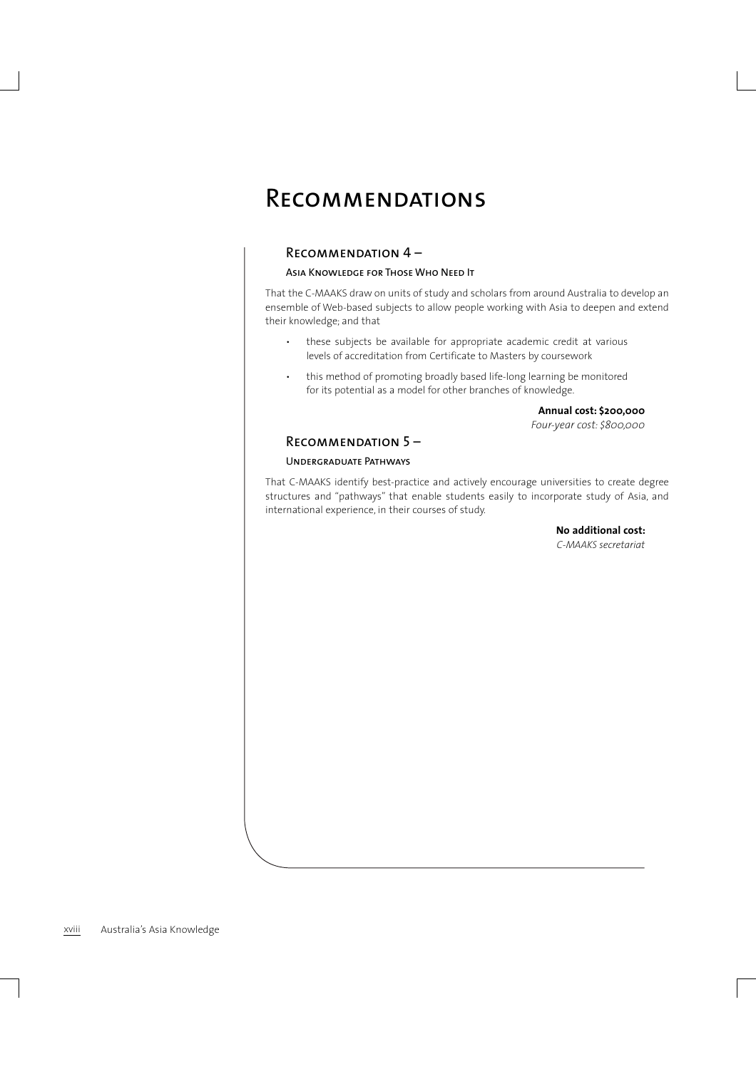# Recommendations

## Recommendation 4 –

### Asia Knowledge for Those Who Need It

That the C-MAAKS draw on units of study and scholars from around Australia to develop an ensemble of Web-based subjects to allow people working with Asia to deepen and extend their knowledge; and that

- these subjects be available for appropriate academic credit at various levels of accreditation from Certificate to Masters by coursework
- this method of promoting broadly based life-long learning be monitored for its potential as a model for other branches of knowledge.

**Annual cost: $200,000**
*Four-year cost: $800,000*

## Recommendation 5 –

### Undergraduate Pathways

That C-MAAKS identify best-practice and actively encourage universities to create degree structures and "pathways" that enable students easily to incorporate study of Asia, and international experience, in their courses of study.

**No additional cost:**
*C-MAAKS secretariat*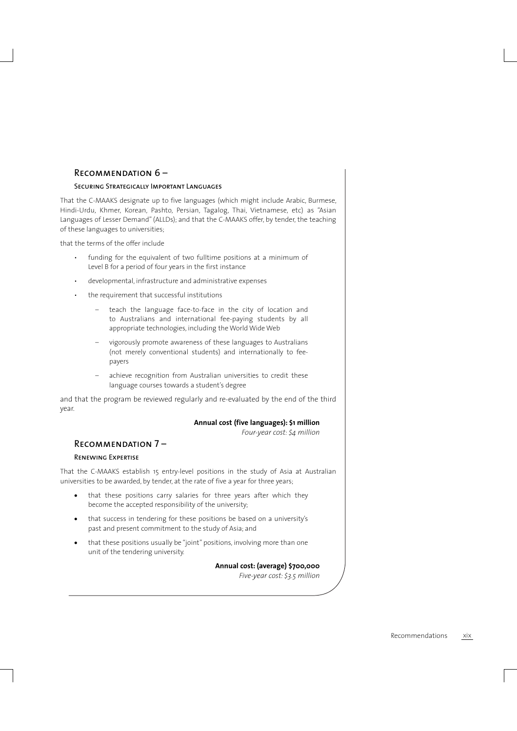## Recommendation 6 –

### Securing Strategically Important Languages

That the C-MAAKS designate up to five languages (which might include Arabic, Burmese, Hindi-Urdu, Khmer, Korean, Pashto, Persian, Tagalog, Thai, Vietnamese, etc) as "Asian Languages of Lesser Demand" (ALLDs); and that the C-MAAKS offer, by tender, the teaching of these languages to universities;

that the terms of the offer include

- funding for the equivalent of two fulltime positions at a minimum of Level B for a period of four years in the first instance
- developmental, infrastructure and administrative expenses
- the requirement that successful institutions
  - teach the language face-to-face in the city of location and to Australians and international fee-paying students by all appropriate technologies, including the World Wide Web
  - vigorously promote awareness of these languages to Australians (not merely conventional students) and internationally to fee-payers
  - achieve recognition from Australian universities to credit these language courses towards a student's degree

and that the program be reviewed regularly and re-evaluated by the end of the third year.

**Annual cost (five languages): $1 million**

*Four-year cost: $4 million*

## Recommendation 7 –

### Renewing Expertise

That the C-MAAKS establish 15 entry-level positions in the study of Asia at Australian universities to be awarded, by tender, at the rate of five a year for three years;

- that these positions carry salaries for three years after which they become the accepted responsibility of the university;
- that success in tendering for these positions be based on a university's past and present commitment to the study of Asia; and
- that these positions usually be "joint" positions, involving more than one unit of the tendering university.

**Annual cost: (average) $700,000**

*Five-year cost: $3.5 million*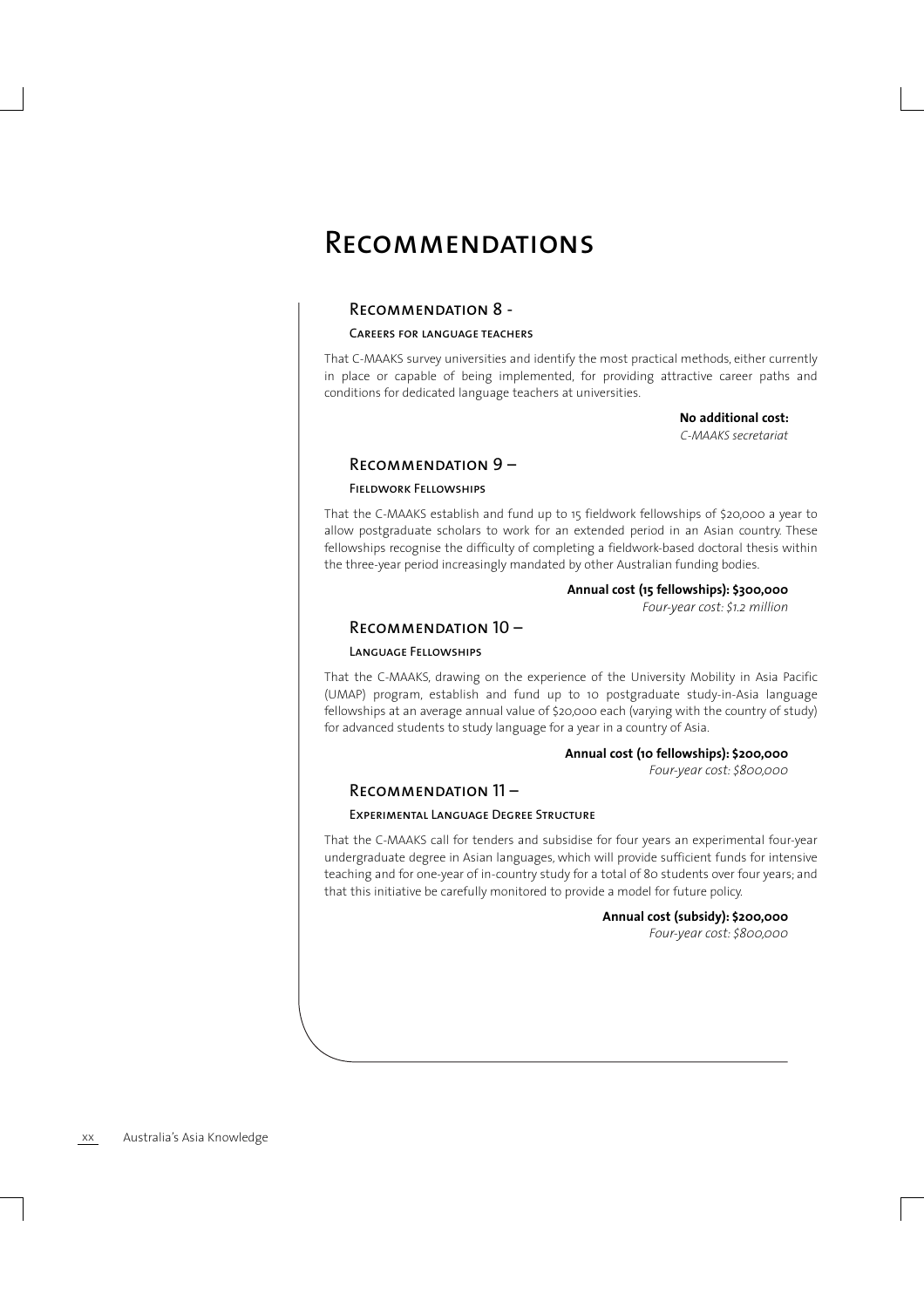# Recommendations

## Recommendation 8 -

### Careers for language teachers

That C-MAAKS survey universities and identify the most practical methods, either currently in place or capable of being implemented, for providing attractive career paths and conditions for dedicated language teachers at universities.

**No additional cost:**
*C-MAAKS secretariat*

## Recommendation 9 –

### Fieldwork Fellowships

That the C-MAAKS establish and fund up to 15 fieldwork fellowships of $20,000 a year to allow postgraduate scholars to work for an extended period in an Asian country. These fellowships recognise the difficulty of completing a fieldwork-based doctoral thesis within the three-year period increasingly mandated by other Australian funding bodies.

**Annual cost (15 fellowships): $300,000**
*Four-year cost: $1.2 million*

## Recommendation 10 –

### Language Fellowships

That the C-MAAKS, drawing on the experience of the University Mobility in Asia Pacific (UMAP) program, establish and fund up to 10 postgraduate study-in-Asia language fellowships at an average annual value of $20,000 each (varying with the country of study) for advanced students to study language for a year in a country of Asia.

**Annual cost (10 fellowships): $200,000**
*Four-year cost: $800,000*

## Recommendation 11 –

### Experimental Language Degree Structure

That the C-MAAKS call for tenders and subsidise for four years an experimental four-year undergraduate degree in Asian languages, which will provide sufficient funds for intensive teaching and for one-year of in-country study for a total of 80 students over four years; and that this initiative be carefully monitored to provide a model for future policy.

**Annual cost (subsidy): $200,000**
*Four-year cost: $800,000*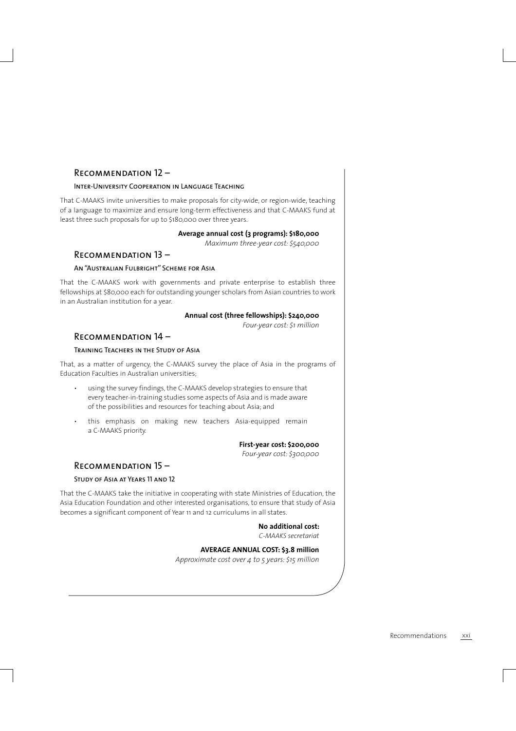## Recommendation 12 –

### Inter-University Cooperation in Language Teaching

That C-MAAKS invite universities to make proposals for city-wide, or region-wide, teaching of a language to maximize and ensure long-term effectiveness and that C-MAAKS fund at least three such proposals for up to $180,000 over three years.

**Average annual cost (3 programs): $180,000**
*Maximum three-year cost: $540,000*

## Recommendation 13 –

### An "Australian Fulbright" Scheme for Asia

That the C-MAAKS work with governments and private enterprise to establish three fellowships at $80,000 each for outstanding younger scholars from Asian countries to work in an Australian institution for a year.

**Annual cost (three fellowships): $240,000**
*Four-year cost: $1 million*

## Recommendation 14 –

### Training Teachers in the Study of Asia

That, as a matter of urgency, the C-MAAKS survey the place of Asia in the programs of Education Faculties in Australian universities;

- using the survey findings, the C-MAAKS develop strategies to ensure that every teacher-in-training studies some aspects of Asia and is made aware of the possibilities and resources for teaching about Asia; and
- this emphasis on making new teachers Asia-equipped remain a C-MAAKS priority.

**First-year cost: $200,000**
*Four-year cost: $300,000*

## Recommendation 15 –

### Study of Asia at Years 11 and 12

That the C-MAAKS take the initiative in cooperating with state Ministries of Education, the Asia Education Foundation and other interested organisations, to ensure that study of Asia becomes a significant component of Year 11 and 12 curriculums in all states.

**No additional cost:**
*C-MAAKS secretariat*

**AVERAGE ANNUAL COST: $3.8 million**
*Approximate cost over 4 to 5 years: $15 million*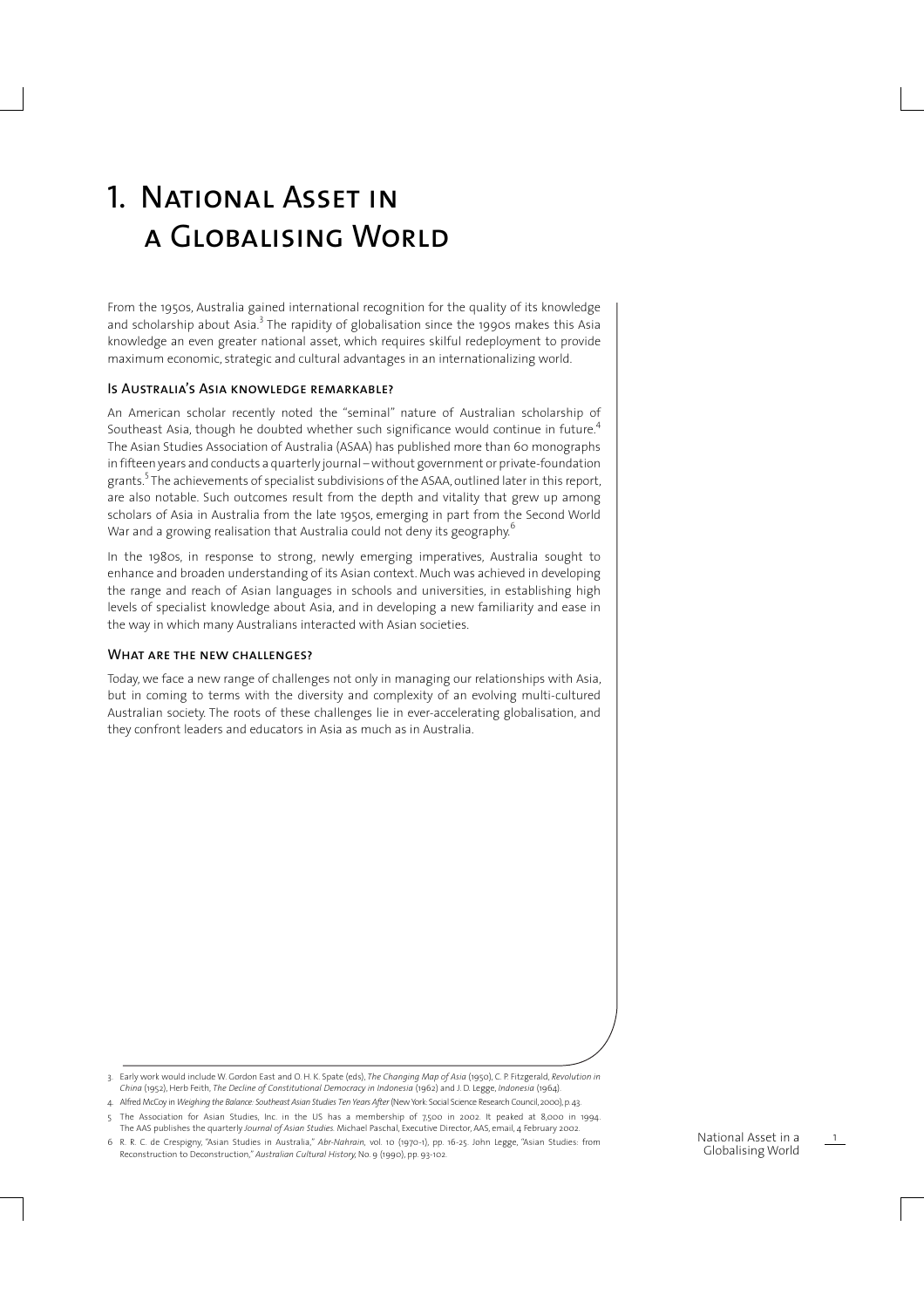# 1. National Asset in a Globalising World

From the 1950s, Australia gained international recognition for the quality of its knowledge and scholarship about Asia.[3] The rapidity of globalisation since the 1990s makes this Asia knowledge an even greater national asset, which requires skilful redeployment to provide maximum economic, strategic and cultural advantages in an internationalizing world.

### Is Australia's Asia knowledge remarkable?

An American scholar recently noted the "seminal" nature of Australian scholarship of Southeast Asia, though he doubted whether such significance would continue in future.[4] The Asian Studies Association of Australia (ASAA) has published more than 60 monographs in fifteen years and conducts a quarterly journal – without government or private-foundation grants.[5] The achievements of specialist subdivisions of the ASAA, outlined later in this report, are also notable. Such outcomes result from the depth and vitality that grew up among scholars of Asia in Australia from the late 1950s, emerging in part from the Second World War and a growing realisation that Australia could not deny its geography.[6]

In the 1980s, in response to strong, newly emerging imperatives, Australia sought to enhance and broaden understanding of its Asian context. Much was achieved in developing the range and reach of Asian languages in schools and universities, in establishing high levels of specialist knowledge about Asia, and in developing a new familiarity and ease in the way in which many Australians interacted with Asian societies.

### What are the new challenges?

Today, we face a new range of challenges not only in managing our relationships with Asia, but in coming to terms with the diversity and complexity of an evolving multi-cultured Australian society. The roots of these challenges lie in ever-accelerating globalisation, and they confront leaders and educators in Asia as much as in Australia.

3. Early work would include W. Gordon East and O. H. K. Spate (eds), *The Changing Map of Asia* (1950), C. P. Fitzgerald, *Revolution in China* (1952), Herb Feith, *The Decline of Constitutional Democracy in Indonesia* (1962) and J. D. Legge, *Indonesia* (1964).
4. Alfred McCoy in *Weighing the Balance: Southeast Asian Studies Ten Years After* (New York: Social Science Research Council, 2000), p. 43.
5. The Association for Asian Studies, Inc. in the US has a membership of 7,500 in 2002. It peaked at 8,000 in 1994. The AAS publishes the quarterly *Journal of Asian Studies*. Michael Paschal, Executive Director, AAS, email, 4 February 2002.
6. R. R. C. de Crespigny, "Asian Studies in Australia," *Abr-Nahrain*, vol. 10 (1970-1), pp. 16-25. John Legge, "Asian Studies: from Reconstruction to Deconstruction," *Australian Cultural History*, No. 9 (1990), pp. 93-102.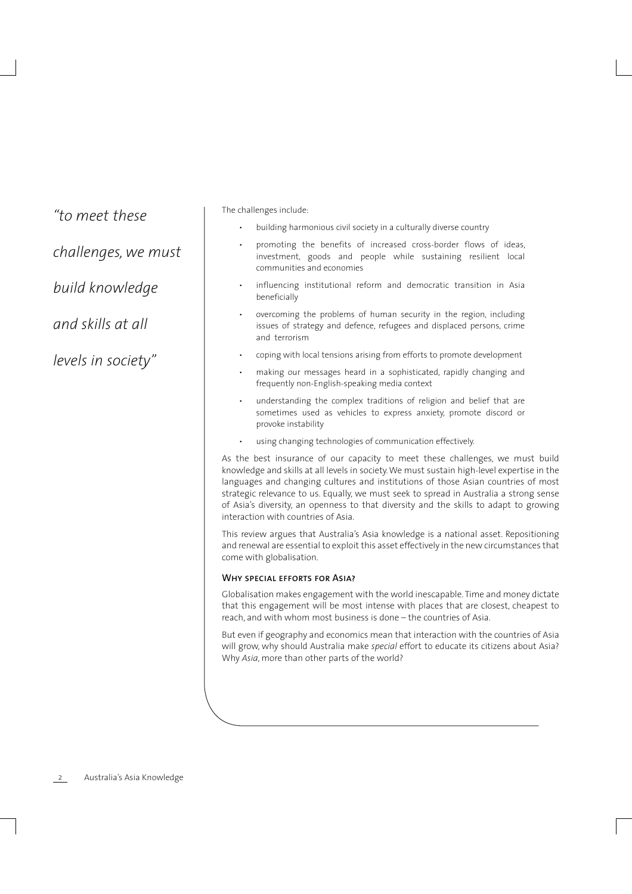*"to meet these challenges, we must build knowledge and skills at all levels in society"*

The challenges include:

- building harmonious civil society in a culturally diverse country
- promoting the benefits of increased cross-border flows of ideas, investment, goods and people while sustaining resilient local communities and economies
- influencing institutional reform and democratic transition in Asia beneficially
- overcoming the problems of human security in the region, including issues of strategy and defence, refugees and displaced persons, crime and terrorism
- coping with local tensions arising from efforts to promote development
- making our messages heard in a sophisticated, rapidly changing and frequently non-English-speaking media context
- understanding the complex traditions of religion and belief that are sometimes used as vehicles to express anxiety, promote discord or provoke instability
- using changing technologies of communication effectively.

As the best insurance of our capacity to meet these challenges, we must build knowledge and skills at all levels in society. We must sustain high-level expertise in the languages and changing cultures and institutions of those Asian countries of most strategic relevance to us. Equally, we must seek to spread in Australia a strong sense of Asia's diversity, an openness to that diversity and the skills to adapt to growing interaction with countries of Asia.

This review argues that Australia's Asia knowledge is a national asset. Repositioning and renewal are essential to exploit this asset effectively in the new circumstances that come with globalisation.

### Why special efforts for Asia?

Globalisation makes engagement with the world inescapable. Time and money dictate that this engagement will be most intense with places that are closest, cheapest to reach, and with whom most business is done – the countries of Asia.

But even if geography and economics mean that interaction with the countries of Asia will grow, why should Australia make *special* effort to educate its citizens about Asia? Why *Asia*, more than other parts of the world?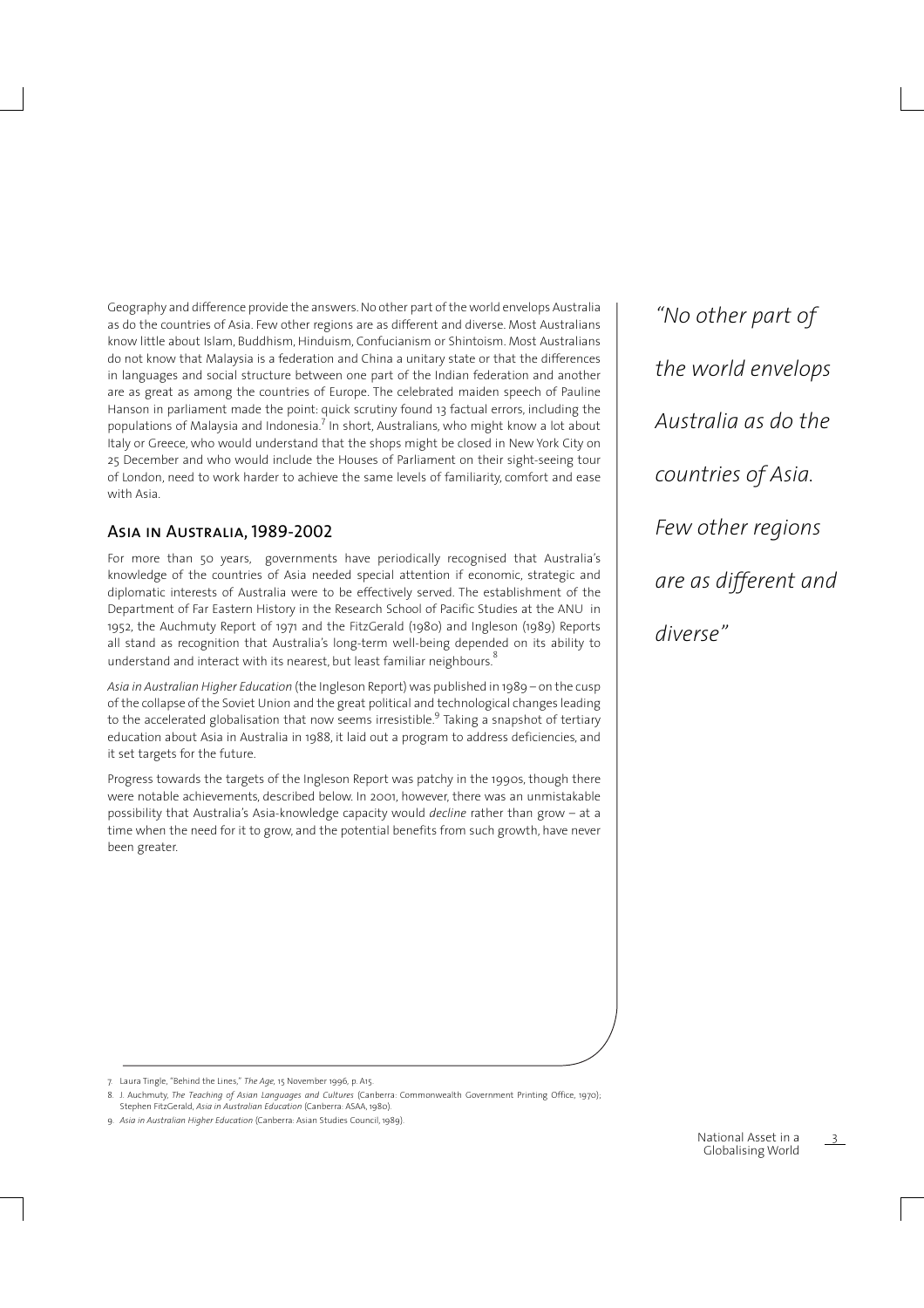Geography and difference provide the answers. No other part of the world envelops Australia as do the countries of Asia. Few other regions are as different and diverse. Most Australians know little about Islam, Buddhism, Hinduism, Confucianism or Shintoism. Most Australians do not know that Malaysia is a federation and China a unitary state or that the differences in languages and social structure between one part of the Indian federation and another are as great as among the countries of Europe. The celebrated maiden speech of Pauline Hanson in parliament made the point: quick scrutiny found 13 factual errors, including the populations of Malaysia and Indonesia.[7] In short, Australians, who might know a lot about Italy or Greece, who would understand that the shops might be closed in New York City on 25 December and who would include the Houses of Parliament on their sight-seeing tour of London, need to work harder to achieve the same levels of familiarity, comfort and ease with Asia.

*"No other part of the world envelops Australia as do the countries of Asia. Few other regions are as different and diverse"*

## Asia in Australia, 1989-2002

For more than 50 years, governments have periodically recognised that Australia's knowledge of the countries of Asia needed special attention if economic, strategic and diplomatic interests of Australia were to be effectively served. The establishment of the Department of Far Eastern History in the Research School of Pacific Studies at the ANU in 1952, the Auchmuty Report of 1971 and the FitzGerald (1980) and Ingleson (1989) Reports all stand as recognition that Australia's long-term well-being depended on its ability to understand and interact with its nearest, but least familiar neighbours.[8]

*Asia in Australian Higher Education* (the Ingleson Report) was published in 1989 – on the cusp of the collapse of the Soviet Union and the great political and technological changes leading to the accelerated globalisation that now seems irresistible.[9] Taking a snapshot of tertiary education about Asia in Australia in 1988, it laid out a program to address deficiencies, and it set targets for the future.

Progress towards the targets of the Ingleson Report was patchy in the 1990s, though there were notable achievements, described below. In 2001, however, there was an unmistakable possibility that Australia's Asia-knowledge capacity would *decline* rather than grow – at a time when the need for it to grow, and the potential benefits from such growth, have never been greater.

7. Laura Tingle, "Behind the Lines," *The Age*, 15 November 1996, p. A15.

8. J. Auchmuty, *The Teaching of Asian Languages and Cultures* (Canberra: Commonwealth Government Printing Office, 1970); Stephen FitzGerald, *Asia in Australian Education* (Canberra: ASAA, 1980).

9. *Asia in Australian Higher Education* (Canberra: Asian Studies Council, 1989).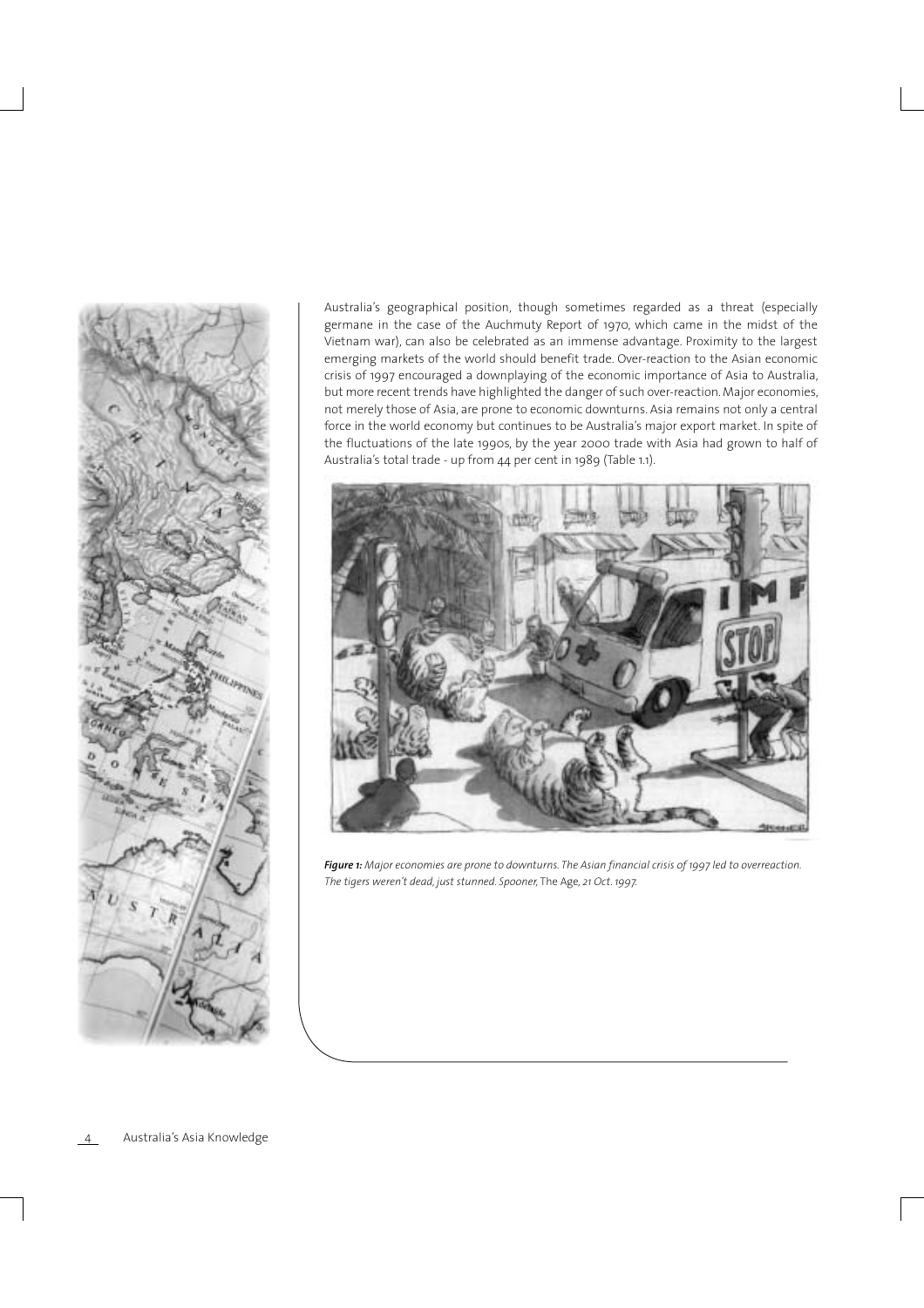Australia's geographical position, though sometimes regarded as a threat (especially germane in the case of the Auchmuty Report of 1970, which came in the midst of the Vietnam war), can also be celebrated as an immense advantage. Proximity to the largest emerging markets of the world should benefit trade. Over-reaction to the Asian economic crisis of 1997 encouraged a downplaying of the economic importance of Asia to Australia, but more recent trends have highlighted the danger of such over-reaction. Major economies, not merely those of Asia, are prone to economic downturns. Asia remains not only a central force in the world economy but continues to be Australia's major export market. In spite of the fluctuations of the late 1990s, by the year 2000 trade with Asia had grown to half of Australia's total trade - up from 44 per cent in 1989 (Table 1.1).

***Figure 1:*** *Major economies are prone to downturns. The Asian financial crisis of 1997 led to overreaction. The tigers weren't dead, just stunned. Spooner,* The Age, *21 Oct. 1997.*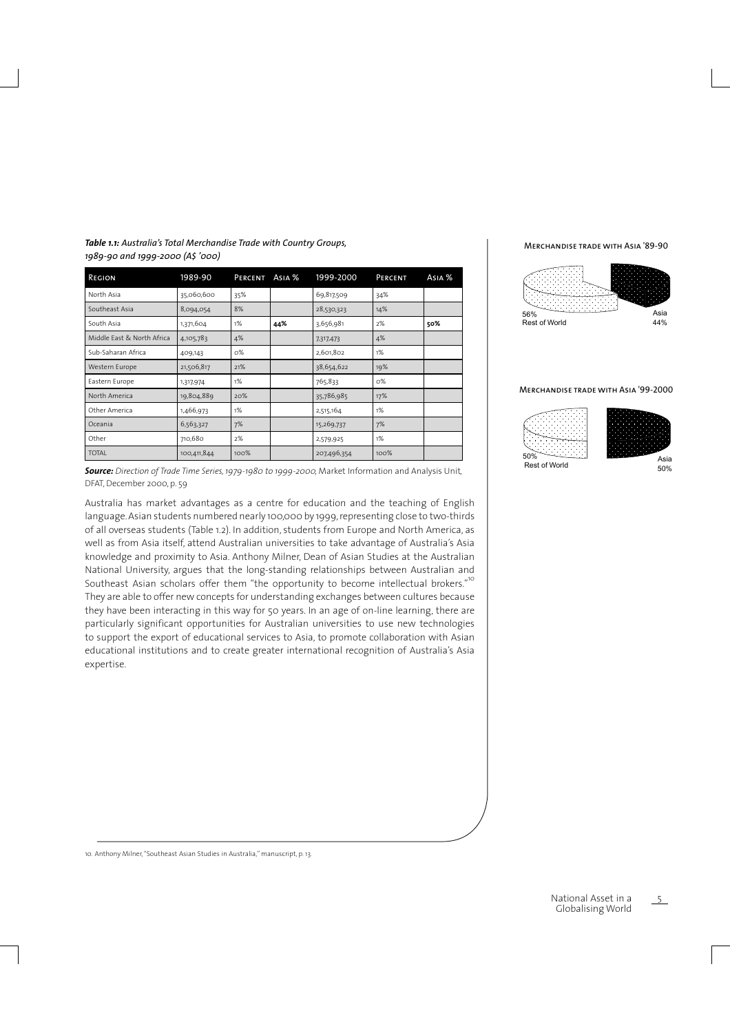***Table 1.1:*** *Australia's Total Merchandise Trade with Country Groups, 1989-90 and 1999-2000 (A$ '000)*

| Region | 1989-90 | Percent | Asia % | 1999-2000 | Percent | Asia % |
|---|---|---|---|---|---|---|
| North Asia | 35,060,600 | 35% | | 69,817,509 | 34% | |
| Southeast Asia | 8,094,054 | 8% | | 28,530,323 | 14% | |
| South Asia | 1,371,604 | 1% | **44%** | 3,656,981 | 2% | **50%** |
| Middle East & North Africa | 4,105,783 | 4% | | 7,317,473 | 4% | |
| Sub-Saharan Africa | 409,143 | 0% | | 2,601,802 | 1% | |
| Western Europe | 21,506,817 | 21% | | 38,654,622 | 19% | |
| Eastern Europe | 1,317,974 | 1% | | 765,833 | 0% | |
| North America | 19,804,889 | 20% | | 35,786,985 | 17% | |
| Other America | 1,466,973 | 1% | | 2,515,164 | 1% | |
| Oceania | 6,563,327 | 7% | | 15,269,737 | 7% | |
| Other | 710,680 | 2% | | 2,579,925 | 1% | |
| TOTAL | 100,411,844 | 100% | | 207,496,354 | 100% | |

***Source:*** *Direction of Trade Time Series, 1979-1980 to 1999-2000*, Market Information and Analysis Unit, DFAT, December 2000, p. 59

**Merchandise trade with Asia '89-90**

56% Rest of World; Asia 44%

**Merchandise trade with Asia '99-2000**

50% Rest of World; Asia 50%

Australia has market advantages as a centre for education and the teaching of English language. Asian students numbered nearly 100,000 by 1999, representing close to two-thirds of all overseas students (Table 1.2). In addition, students from Europe and North America, as well as from Asia itself, attend Australian universities to take advantage of Australia's Asia knowledge and proximity to Asia. Anthony Milner, Dean of Asian Studies at the Australian National University, argues that the long-standing relationships between Australian and Southeast Asian scholars offer them "the opportunity to become intellectual brokers."[10] They are able to offer new concepts for understanding exchanges between cultures because they have been interacting in this way for 50 years. In an age of on-line learning, there are particularly significant opportunities for Australian universities to use new technologies to support the export of educational services to Asia, to promote collaboration with Asian educational institutions and to create greater international recognition of Australia's Asia expertise.

10. Anthony Milner, "Southeast Asian Studies in Australia," manuscript, p. 13.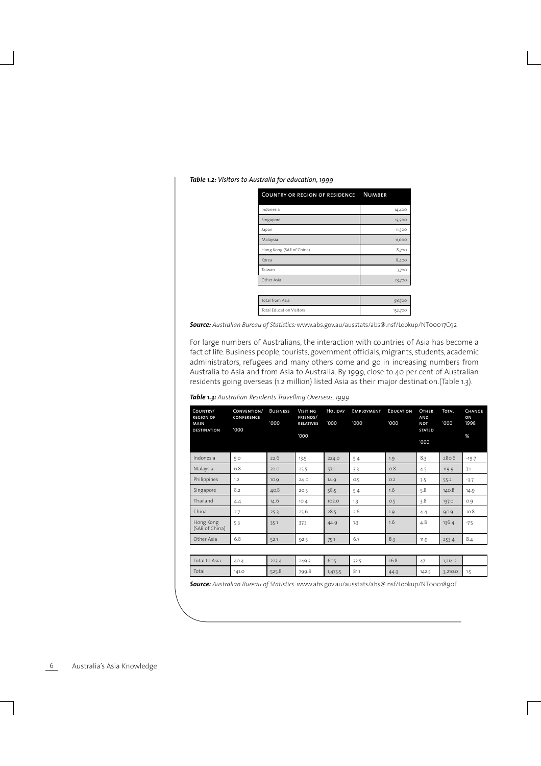***Table 1.2:*** *Visitors to Australia for education, 1999*

| Country or region of residence | Number |
|---|---|
| Indonesia | 14,400 |
| Singapore | 13,500 |
| Japan | 11,300 |
| Malaysia | 11,000 |
| Hong Kong (SAR of China) | 8,700 |
| Korea | 8,400 |
| Taiwan | 7,700 |
| Other Asia | 23,700 |
| Total from Asia | 98,700 |
| Total Education Visitors | 152,700 |

***Source:*** *Australian Bureau of Statistics:* www.abs.gov.au/ausstats/abs@.nsf/Lookup/NT00017C92

For large numbers of Australians, the interaction with countries of Asia has become a fact of life. Business people, tourists, government officials, migrants, students, academic administrators, refugees and many others come and go in increasing numbers from Australia to Asia and from Asia to Australia. By 1999, close to 40 per cent of Australian residents going overseas (1.2 million) listed Asia as their major destination.(Table 1.3).

***Table 1.3:*** *Australian Residents Travelling Overseas, 1999*

| Country/ region of main destination | Convention/ conference '000 | Business '000 | Visiting friends/ relatives '000 | Holiday '000 | Employment '000 | Education '000 | Other and not stated '000 | Total '000 | Change on 1998 % |
|---|---|---|---|---|---|---|---|---|---|
| Indonesia | 5.0 | 22.6 | 13.5 | 224.0 | 5.4 | 1.9 | 8.3 | 280.6 | -19.7 |
| Malaysia | 6.8 | 22.0 | 25.5 | 57.1 | 3.3 | 0.8 | 4.5 | 119.9 | 7.1 |
| Philippines | 1.2 | 10.9 | 24.0 | 14.9 | 0.5 | 0.2 | 3.5 | 55.2 | -3.7 |
| Singapore | 8.2 | 40.8 | 20.5 | 58.5 | 5.4 | 1.6 | 5.8 | 140.8 | 14.9 |
| Thailand | 4.4 | 14.6 | 10.4 | 102.0 | 1.3 | 0.5 | 3.8 | 137.0 | 0.9 |
| China | 2.7 | 25.3 | 25.6 | 28.5 | 2.6 | 1.9 | 4.4 | 90.9 | 10.8 |
| Hong Kong (SAR of China) | 5.3 | 35.1 | 37.3 | 44.9 | 7.3 | 1.6 | 4.8 | 136.4 | -7.5 |
| Other Asia | 6.8 | 52.1 | 92.5 | 75.1 | 6.7 | 8.3 | 11.9 | 253.4 | 8.4 |
| Total to Asia | 40.4 | 223.4 | 249.3 | 605 | 32.5 | 16.8 | 47 | 1,214.2 | |
| Total | 141.0 | 525.8 | 799.8 | 1,475.5 | 81.1 | 44.3 | 142.5 | 3,210.0 | 1.5 |

***Source:*** *Australian Bureau of Statistics:* www.abs.gov.au/ausstats/abs@.nsf/Lookup/NT0001890E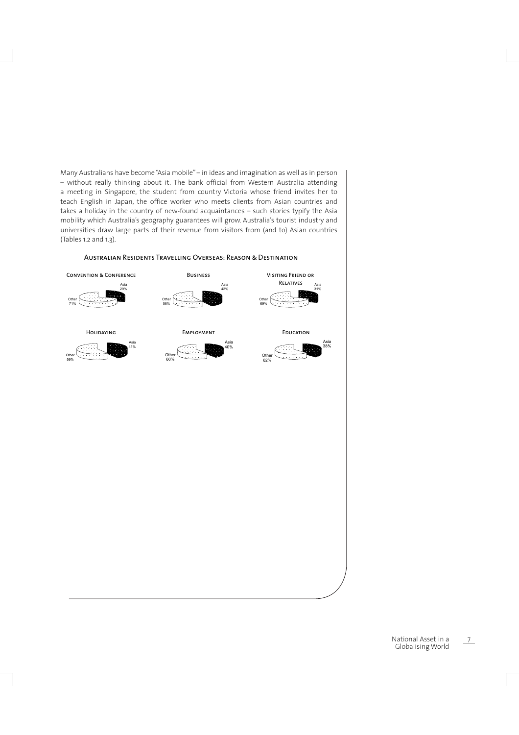Many Australians have become "Asia mobile" – in ideas and imagination as well as in person – without really thinking about it. The bank official from Western Australia attending a meeting in Singapore, the student from country Victoria whose friend invites her to teach English in Japan, the office worker who meets clients from Asian countries and takes a holiday in the country of new-found acquaintances – such stories typify the Asia mobility which Australia's geography guarantees will grow. Australia's tourist industry and universities draw large parts of their revenue from visitors from (and to) Asian countries (Tables 1.2 and 1.3).

### Australian Residents Travelling Overseas: Reason & Destination

| Reason | Asia | Other |
|---|---|---|
| Convention & Conference | 29% | 71% |
| Business | 42% | 58% |
| Visiting Friend or Relatives | 31% | 69% |
| Holidaying | 41% | 59% |
| Employment | 40% | 60% |
| Education | 38% | 62% |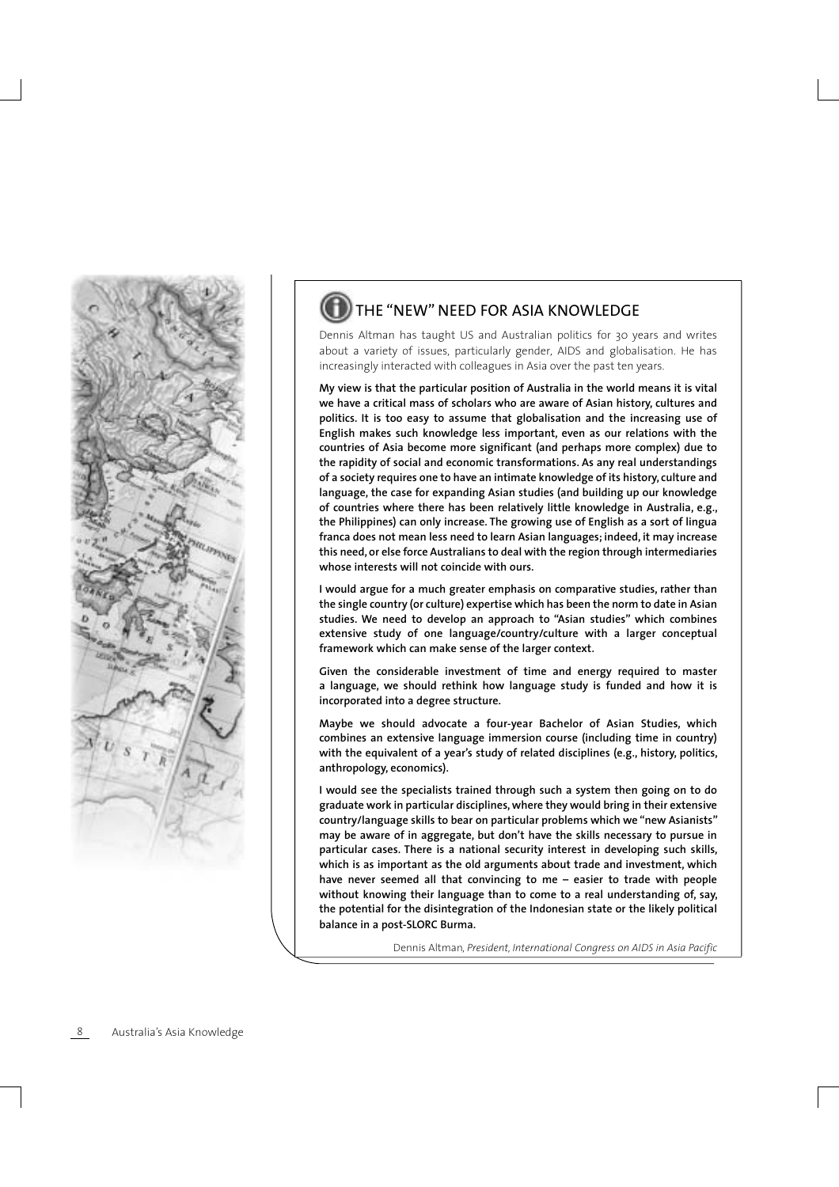## THE "NEW" NEED FOR ASIA KNOWLEDGE

Dennis Altman has taught US and Australian politics for 30 years and writes about a variety of issues, particularly gender, AIDS and globalisation. He has increasingly interacted with colleagues in Asia over the past ten years.

**My view is that the particular position of Australia in the world means it is vital we have a critical mass of scholars who are aware of Asian history, cultures and politics. It is too easy to assume that globalisation and the increasing use of English makes such knowledge less important, even as our relations with the countries of Asia become more significant (and perhaps more complex) due to the rapidity of social and economic transformations. As any real understandings of a society requires one to have an intimate knowledge of its history, culture and language, the case for expanding Asian studies (and building up our knowledge of countries where there has been relatively little knowledge in Australia, e.g., the Philippines) can only increase. The growing use of English as a sort of lingua franca does not mean less need to learn Asian languages; indeed, it may increase this need, or else force Australians to deal with the region through intermediaries whose interests will not coincide with ours.**

**I would argue for a much greater emphasis on comparative studies, rather than the single country (or culture) expertise which has been the norm to date in Asian studies. We need to develop an approach to "Asian studies" which combines extensive study of one language/country/culture with a larger conceptual framework which can make sense of the larger context.**

**Given the considerable investment of time and energy required to master a language, we should rethink how language study is funded and how it is incorporated into a degree structure.**

**Maybe we should advocate a four-year Bachelor of Asian Studies, which combines an extensive language immersion course (including time in country) with the equivalent of a year's study of related disciplines (e.g., history, politics, anthropology, economics).**

**I would see the specialists trained through such a system then going on to do graduate work in particular disciplines, where they would bring in their extensive country/language skills to bear on particular problems which we "new Asianists" may be aware of in aggregate, but don't have the skills necessary to pursue in particular cases. There is a national security interest in developing such skills, which is as important as the old arguments about trade and investment, which have never seemed all that convincing to me – easier to trade with people without knowing their language than to come to a real understanding of, say, the potential for the disintegration of the Indonesian state or the likely political balance in a post-SLORC Burma.**

Dennis Altman, *President, International Congress on AIDS in Asia Pacific*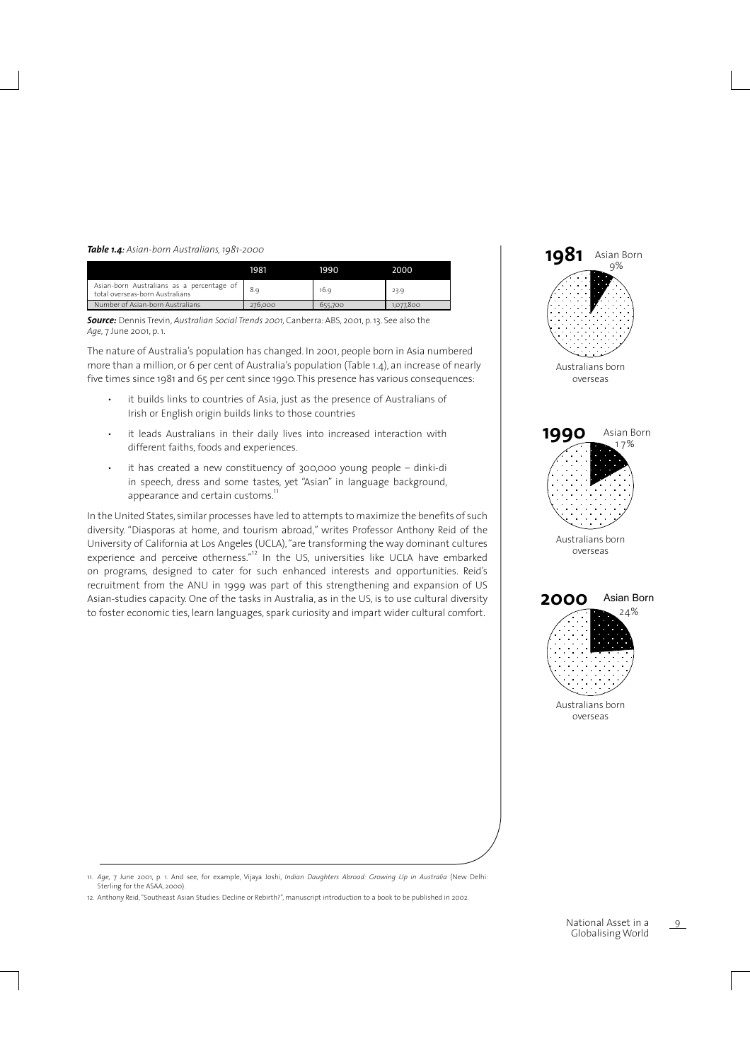***Table 1.4:*** *Asian-born Australians, 1981-2000*

| | 1981 | 1990 | 2000 |
|---|---|---|---|
| Asian-born Australians as a percentage of total overseas-born Australians | 8.9 | 16.9 | 23.9 |
| Number of Asian-born Australians | 276,000 | 655,700 | 1,077,800 |

***Source:*** Dennis Trevin, *Australian Social Trends 2001*, Canberra: ABS, 2001, p. 13. See also the *Age*, 7 June 2001, p. 1.

The nature of Australia's population has changed. In 2001, people born in Asia numbered more than a million, or 6 per cent of Australia's population (Table 1.4), an increase of nearly five times since 1981 and 65 per cent since 1990. This presence has various consequences:

- it builds links to countries of Asia, just as the presence of Australians of Irish or English origin builds links to those countries
- it leads Australians in their daily lives into increased interaction with different faiths, foods and experiences.
- it has created a new constituency of 300,000 young people – dinki-di in speech, dress and some tastes, yet "Asian" in language background, appearance and certain customs.[11]

In the United States, similar processes have led to attempts to maximize the benefits of such diversity. "Diasporas at home, and tourism abroad," writes Professor Anthony Reid of the University of California at Los Angeles (UCLA), "are transforming the way dominant cultures experience and perceive otherness."[12] In the US, universities like UCLA have embarked on programs, designed to cater for such enhanced interests and opportunities. Reid's recruitment from the ANU in 1999 was part of this strengthening and expansion of US Asian-studies capacity. One of the tasks in Australia, as in the US, is to use cultural diversity to foster economic ties, learn languages, spark curiosity and impart wider cultural comfort.

**1981** Asian Born 9%

Australians born overseas

**1990** Asian Born 17%

Australians born overseas

**2000** Asian Born 24%

Australians born overseas

11. *Age*, 7 June 2001, p. 1. And see, for example, Vijaya Joshi, *Indian Daughters Abroad: Growing Up in Australia* (New Delhi: Sterling for the ASAA, 2000).

12. Anthony Reid, "Southeast Asian Studies: Decline or Rebirth?", manuscript introduction to a book to be published in 2002.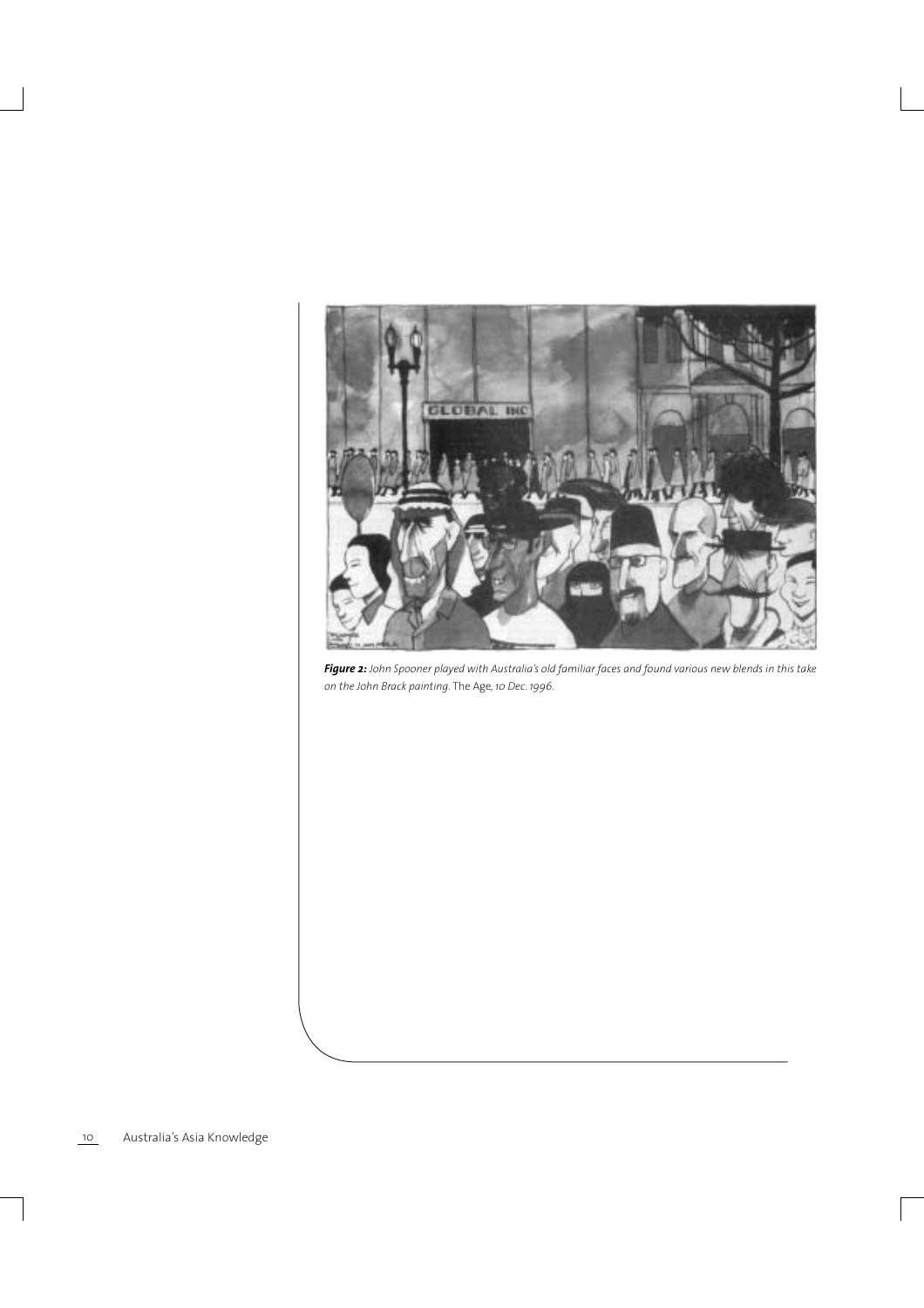***Figure 2:*** *John Spooner played with Australia's old familiar faces and found various new blends in this take on the John Brack painting.* The Age, *10 Dec. 1996.*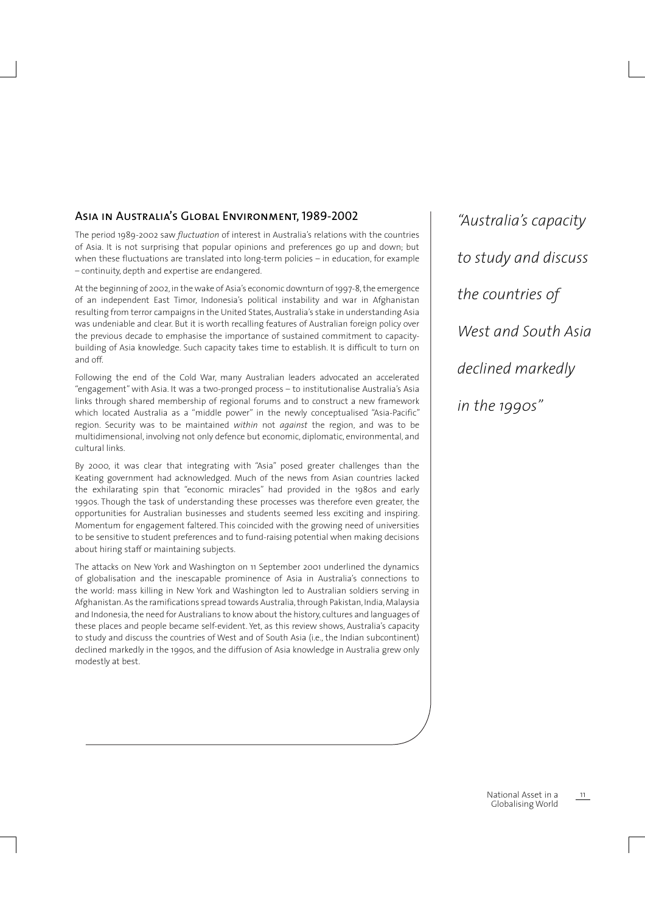## Asia in Australia's Global Environment, 1989-2002

The period 1989-2002 saw *fluctuation* of interest in Australia's relations with the countries of Asia. It is not surprising that popular opinions and preferences go up and down; but when these fluctuations are translated into long-term policies – in education, for example – continuity, depth and expertise are endangered.

At the beginning of 2002, in the wake of Asia's economic downturn of 1997-8, the emergence of an independent East Timor, Indonesia's political instability and war in Afghanistan resulting from terror campaigns in the United States, Australia's stake in understanding Asia was undeniable and clear. But it is worth recalling features of Australian foreign policy over the previous decade to emphasise the importance of sustained commitment to capacity-building of Asia knowledge. Such capacity takes time to establish. It is difficult to turn on and off.

Following the end of the Cold War, many Australian leaders advocated an accelerated "engagement" with Asia. It was a two-pronged process – to institutionalise Australia's Asia links through shared membership of regional forums and to construct a new framework which located Australia as a "middle power" in the newly conceptualised "Asia-Pacific" region. Security was to be maintained *within* not *against* the region, and was to be multidimensional, involving not only defence but economic, diplomatic, environmental, and cultural links.

By 2000, it was clear that integrating with "Asia" posed greater challenges than the Keating government had acknowledged. Much of the news from Asian countries lacked the exhilarating spin that "economic miracles" had provided in the 1980s and early 1990s. Though the task of understanding these processes was therefore even greater, the opportunities for Australian businesses and students seemed less exciting and inspiring. Momentum for engagement faltered. This coincided with the growing need of universities to be sensitive to student preferences and to fund-raising potential when making decisions about hiring staff or maintaining subjects.

The attacks on New York and Washington on 11 September 2001 underlined the dynamics of globalisation and the inescapable prominence of Asia in Australia's connections to the world: mass killing in New York and Washington led to Australian soldiers serving in Afghanistan. As the ramifications spread towards Australia, through Pakistan, India, Malaysia and Indonesia, the need for Australians to know about the history, cultures and languages of these places and people became self-evident. Yet, as this review shows, Australia's capacity to study and discuss the countries of West and of South Asia (i.e., the Indian subcontinent) declined markedly in the 1990s, and the diffusion of Asia knowledge in Australia grew only modestly at best.

*"Australia's capacity to study and discuss the countries of West and South Asia declined markedly in the 1990s"*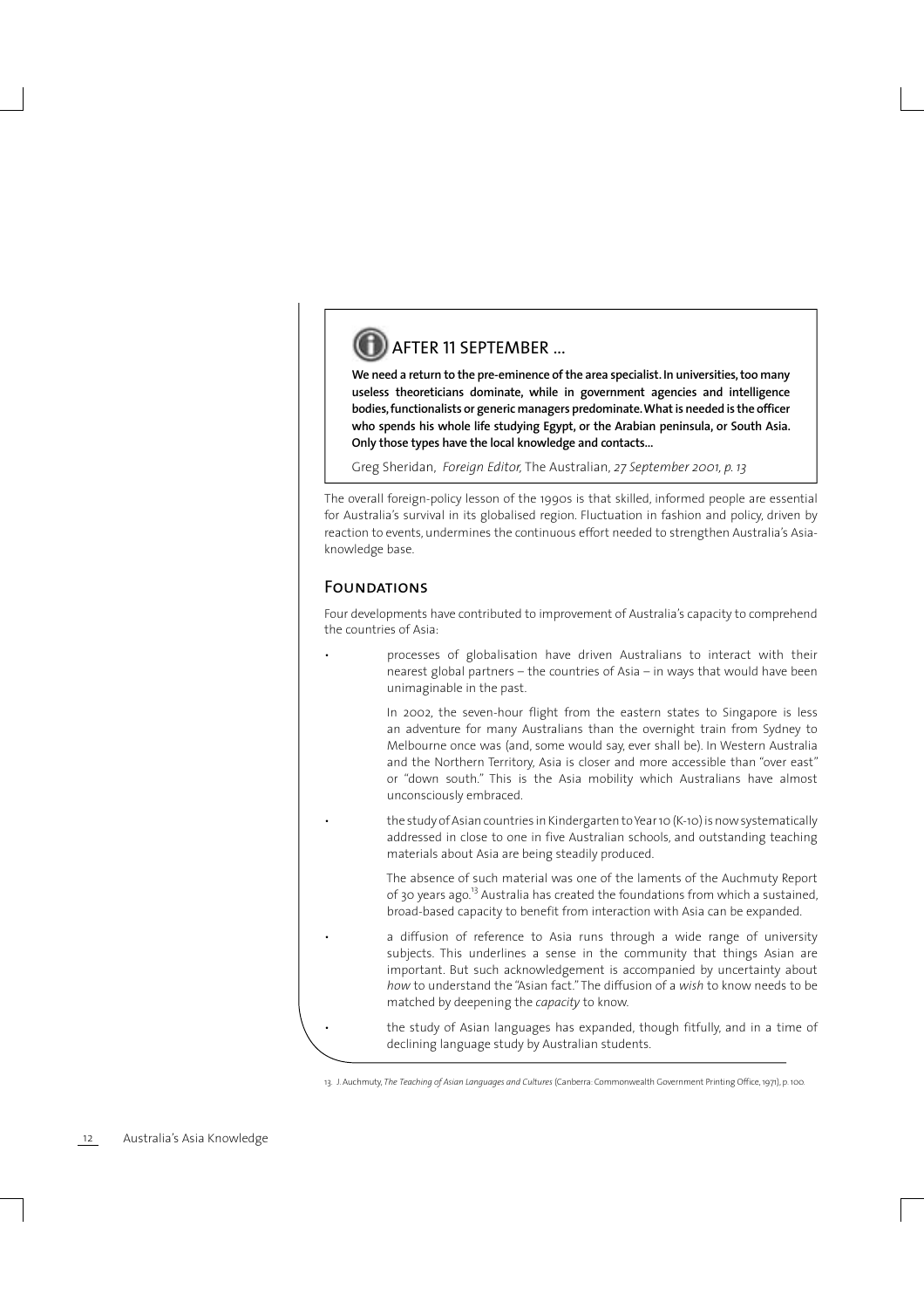## AFTER 11 SEPTEMBER ...

**We need a return to the pre-eminence of the area specialist. In universities, too many useless theoreticians dominate, while in government agencies and intelligence bodies, functionalists or generic managers predominate. What is needed is the officer who spends his whole life studying Egypt, or the Arabian peninsula, or South Asia. Only those types have the local knowledge and contacts...**

Greg Sheridan, *Foreign Editor,* The Australian, *27 September 2001, p. 13*

The overall foreign-policy lesson of the 1990s is that skilled, informed people are essential for Australia's survival in its globalised region. Fluctuation in fashion and policy, driven by reaction to events, undermines the continuous effort needed to strengthen Australia's Asia-knowledge base.

## Foundations

Four developments have contributed to improvement of Australia's capacity to comprehend the countries of Asia:

- processes of globalisation have driven Australians to interact with their nearest global partners – the countries of Asia – in ways that would have been unimaginable in the past.

  In 2002, the seven-hour flight from the eastern states to Singapore is less an adventure for many Australians than the overnight train from Sydney to Melbourne once was (and, some would say, ever shall be). In Western Australia and the Northern Territory, Asia is closer and more accessible than "over east" or "down south." This is the Asia mobility which Australians have almost unconsciously embraced.

- the study of Asian countries in Kindergarten to Year 10 (K-10) is now systematically addressed in close to one in five Australian schools, and outstanding teaching materials about Asia are being steadily produced.

  The absence of such material was one of the laments of the Auchmuty Report of 30 years ago.[13] Australia has created the foundations from which a sustained, broad-based capacity to benefit from interaction with Asia can be expanded.

- a diffusion of reference to Asia runs through a wide range of university subjects. This underlines a sense in the community that things Asian are important. But such acknowledgement is accompanied by uncertainty about *how* to understand the "Asian fact." The diffusion of a *wish* to know needs to be matched by deepening the *capacity* to know.

- the study of Asian languages has expanded, though fitfully, and in a time of declining language study by Australian students.

13. J. Auchmuty, *The Teaching of Asian Languages and Cultures* (Canberra: Commonwealth Government Printing Office, 1971), p. 100.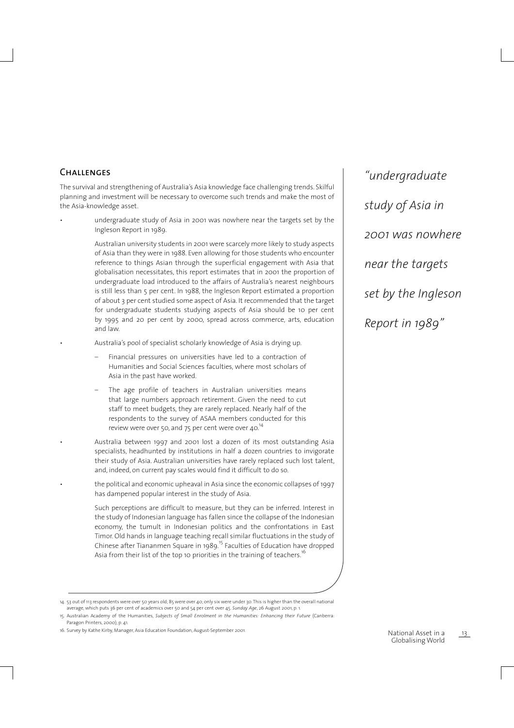## Challenges

The survival and strengthening of Australia's Asia knowledge face challenging trends. Skilful planning and investment will be necessary to overcome such trends and make the most of the Asia-knowledge asset.

*"undergraduate study of Asia in 2001 was nowhere near the targets set by the Ingleson Report in 1989"*

- undergraduate study of Asia in 2001 was nowhere near the targets set by the Ingleson Report in 1989.

  Australian university students in 2001 were scarcely more likely to study aspects of Asia than they were in 1988. Even allowing for those students who encounter reference to things Asian through the superficial engagement with Asia that globalisation necessitates, this report estimates that in 2001 the proportion of undergraduate load introduced to the affairs of Australia's nearest neighbours is still less than 5 per cent. In 1988, the Ingleson Report estimated a proportion of about 3 per cent studied some aspect of Asia. It recommended that the target for undergraduate students studying aspects of Asia should be 10 per cent by 1995 and 20 per cent by 2000, spread across commerce, arts, education and law.

- Australia's pool of specialist scholarly knowledge of Asia is drying up.

  - Financial pressures on universities have led to a contraction of Humanities and Social Sciences faculties, where most scholars of Asia in the past have worked.
  - The age profile of teachers in Australian universities means that large numbers approach retirement. Given the need to cut staff to meet budgets, they are rarely replaced. Nearly half of the respondents to the survey of ASAA members conducted for this review were over 50, and 75 per cent were over 40.[14]

- Australia between 1997 and 2001 lost a dozen of its most outstanding Asia specialists, headhunted by institutions in half a dozen countries to invigorate their study of Asia. Australian universities have rarely replaced such lost talent, and, indeed, on current pay scales would find it difficult to do so.

- the political and economic upheaval in Asia since the economic collapses of 1997 has dampened popular interest in the study of Asia.

  Such perceptions are difficult to measure, but they can be inferred. Interest in the study of Indonesian language has fallen since the collapse of the Indonesian economy, the tumult in Indonesian politics and the confrontations in East Timor. Old hands in language teaching recall similar fluctuations in the study of Chinese after Tiananmen Square in 1989.[15] Faculties of Education have dropped Asia from their list of the top 10 priorities in the training of teachers.[16]

---

14. 53 out of 113 respondents were over 50 years old; 85 were over 40; only six were under 30. This is higher than the overall national average, which puts 36 per cent of academics over 50 and 54 per cent over 45. *Sunday Age*, 26 August 2001, p. 1.
15. Australian Academy of the Humanities, *Subjects of Small Enrolment in the Humanities: Enhancing their Future* (Canberra: Paragon Printers, 2000), p. 41.
16. Survey by Kathe Kirby, Manager, Asia Education Foundation, August-September 2001.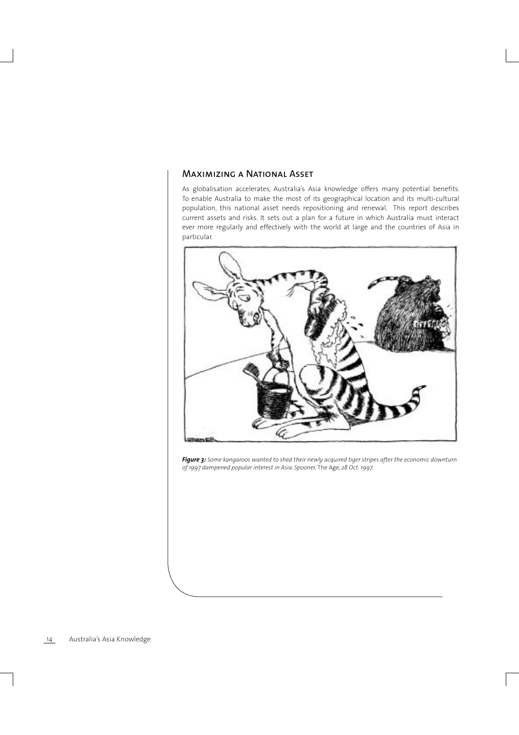## Maximizing a National Asset

As globalisation accelerates, Australia's Asia knowledge offers many potential benefits. To enable Australia to make the most of its geographical location and its multi-cultural population, this national asset needs repositioning and renewal. This report describes current assets and risks. It sets out a plan for a future in which Australia must interact ever more regularly and effectively with the world at large and the countries of Asia in particular.

***Figure 3:*** *Some kangaroos wanted to shed their newly acquired tiger stripes after the economic downturn of 1997 dampened popular interest in Asia. Spooner,* The Age, *28 Oct. 1997.*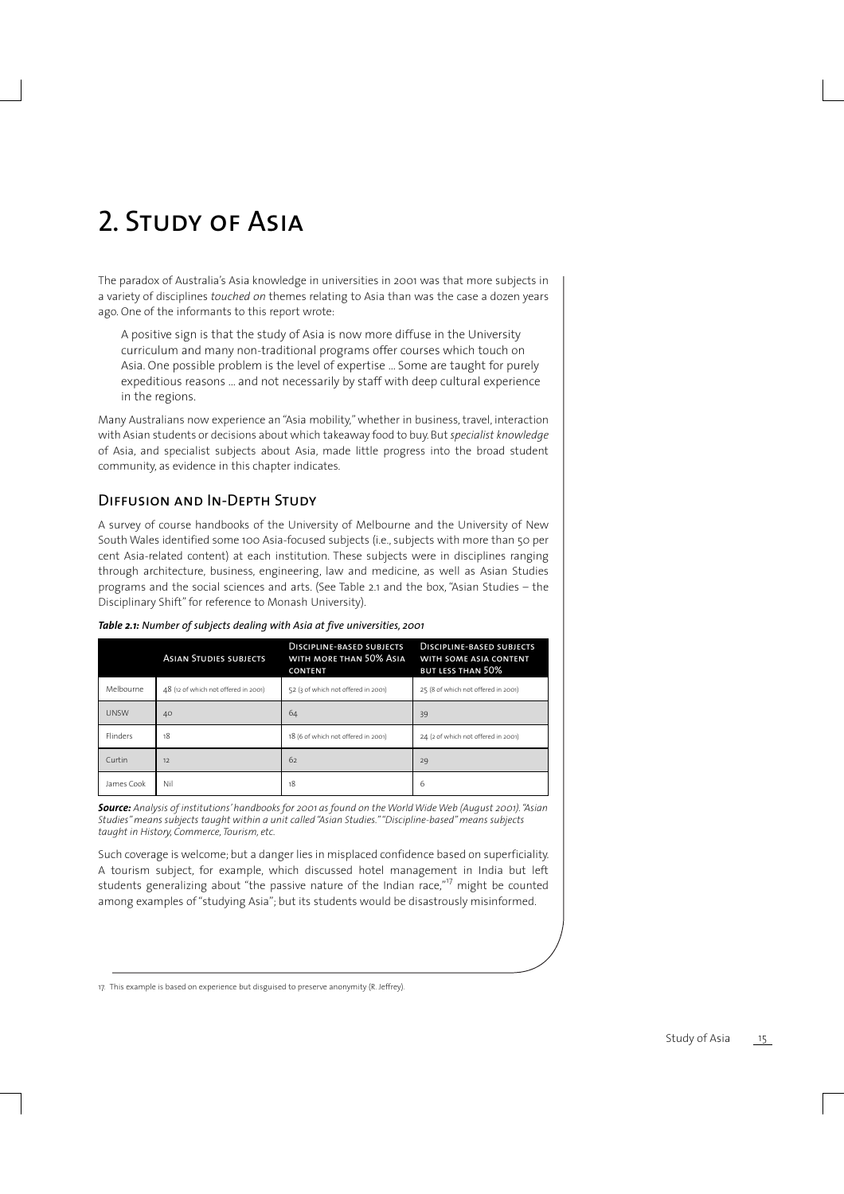# 2. Study of Asia

The paradox of Australia's Asia knowledge in universities in 2001 was that more subjects in a variety of disciplines *touched on* themes relating to Asia than was the case a dozen years ago. One of the informants to this report wrote:

> A positive sign is that the study of Asia is now more diffuse in the University curriculum and many non-traditional programs offer courses which touch on Asia. One possible problem is the level of expertise ... Some are taught for purely expeditious reasons ... and not necessarily by staff with deep cultural experience in the regions.

Many Australians now experience an "Asia mobility," whether in business, travel, interaction with Asian students or decisions about which takeaway food to buy. But *specialist knowledge* of Asia, and specialist subjects about Asia, made little progress into the broad student community, as evidence in this chapter indicates.

## Diffusion and In-Depth Study

A survey of course handbooks of the University of Melbourne and the University of New South Wales identified some 100 Asia-focused subjects (i.e., subjects with more than 50 per cent Asia-related content) at each institution. These subjects were in disciplines ranging through architecture, business, engineering, law and medicine, as well as Asian Studies programs and the social sciences and arts. (See Table 2.1 and the box, "Asian Studies – the Disciplinary Shift" for reference to Monash University).

***Table 2.1:** Number of subjects dealing with Asia at five universities, 2001*

| | Asian Studies subjects | Discipline-based subjects with more than 50% Asia content | Discipline-based subjects with some Asia content but less than 50% |
|---|---|---|---|
| Melbourne | 48 (12 of which not offered in 2001) | 52 (3 of which not offered in 2001) | 25 (8 of which not offered in 2001) |
| UNSW | 40 | 64 | 39 |
| Flinders | 18 | 18 (6 of which not offered in 2001) | 24 (2 of which not offered in 2001) |
| Curtin | 12 | 62 | 29 |
| James Cook | Nil | 18 | 6 |

***Source:*** *Analysis of institutions' handbooks for 2001 as found on the World Wide Web (August 2001). "Asian Studies" means subjects taught within a unit called "Asian Studies." "Discipline-based" means subjects taught in History, Commerce, Tourism, etc.*

Such coverage is welcome; but a danger lies in misplaced confidence based on superficiality. A tourism subject, for example, which discussed hotel management in India but left students generalizing about "the passive nature of the Indian race,"[17] might be counted among examples of "studying Asia"; but its students would be disastrously misinformed.

17. This example is based on experience but disguised to preserve anonymity (R. Jeffrey).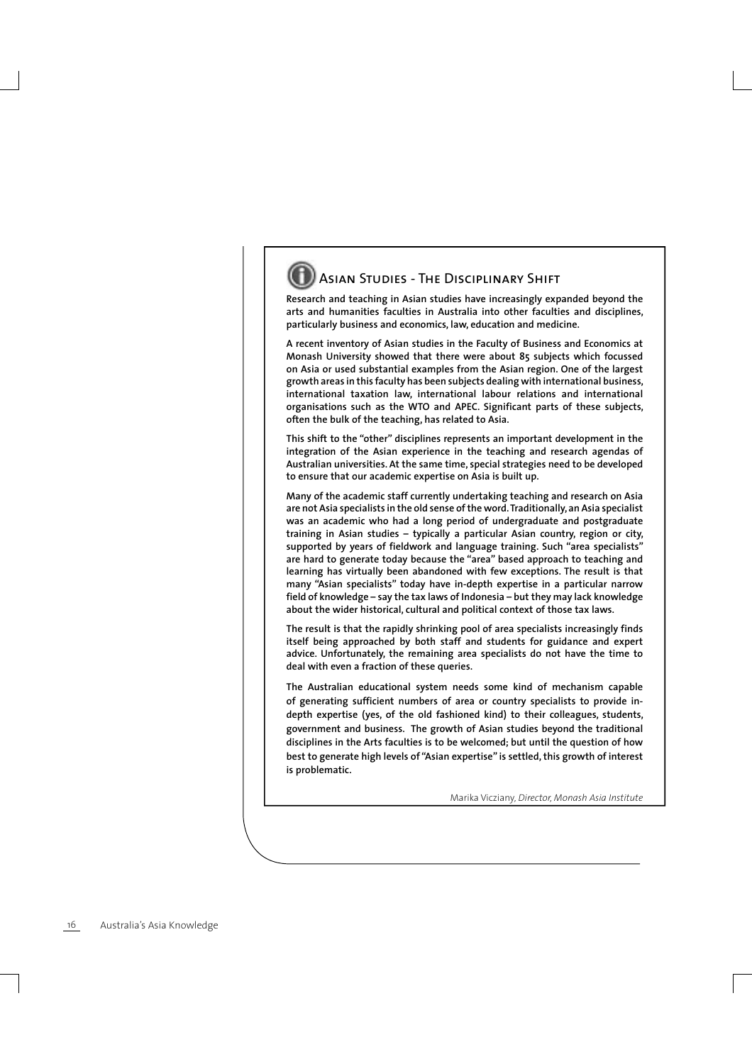## Asian Studies - The Disciplinary Shift

**Research and teaching in Asian studies have increasingly expanded beyond the arts and humanities faculties in Australia into other faculties and disciplines, particularly business and economics, law, education and medicine.**

**A recent inventory of Asian studies in the Faculty of Business and Economics at Monash University showed that there were about 85 subjects which focussed on Asia or used substantial examples from the Asian region. One of the largest growth areas in this faculty has been subjects dealing with international business, international taxation law, international labour relations and international organisations such as the WTO and APEC. Significant parts of these subjects, often the bulk of the teaching, has related to Asia.**

**This shift to the "other" disciplines represents an important development in the integration of the Asian experience in the teaching and research agendas of Australian universities. At the same time, special strategies need to be developed to ensure that our academic expertise on Asia is built up.**

**Many of the academic staff currently undertaking teaching and research on Asia are not Asia specialists in the old sense of the word. Traditionally, an Asia specialist was an academic who had a long period of undergraduate and postgraduate training in Asian studies – typically a particular Asian country, region or city, supported by years of fieldwork and language training. Such "area specialists" are hard to generate today because the "area" based approach to teaching and learning has virtually been abandoned with few exceptions. The result is that many "Asian specialists" today have in-depth expertise in a particular narrow field of knowledge – say the tax laws of Indonesia – but they may lack knowledge about the wider historical, cultural and political context of those tax laws.**

**The result is that the rapidly shrinking pool of area specialists increasingly finds itself being approached by both staff and students for guidance and expert advice. Unfortunately, the remaining area specialists do not have the time to deal with even a fraction of these queries.**

**The Australian educational system needs some kind of mechanism capable of generating sufficient numbers of area or country specialists to provide in-depth expertise (yes, of the old fashioned kind) to their colleagues, students, government and business. The growth of Asian studies beyond the traditional disciplines in the Arts faculties is to be welcomed; but until the question of how best to generate high levels of "Asian expertise" is settled, this growth of interest is problematic.**

Marika Vicziany, *Director, Monash Asia Institute*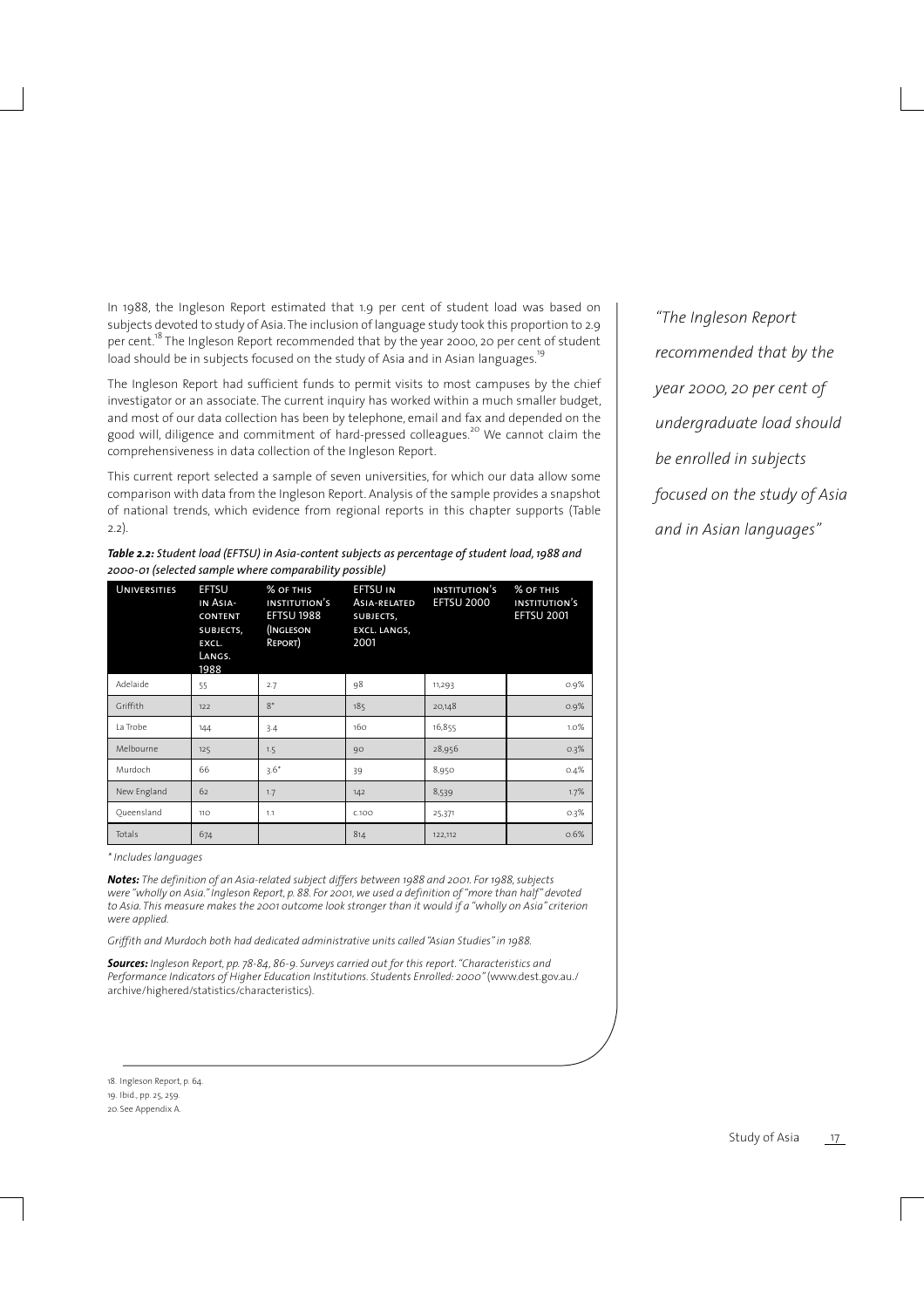In 1988, the Ingleson Report estimated that 1.9 per cent of student load was based on subjects devoted to study of Asia. The inclusion of language study took this proportion to 2.9 per cent.[18] The Ingleson Report recommended that by the year 2000, 20 per cent of student load should be in subjects focused on the study of Asia and in Asian languages.[19]

The Ingleson Report had sufficient funds to permit visits to most campuses by the chief investigator or an associate. The current inquiry has worked within a much smaller budget, and most of our data collection has been by telephone, email and fax and depended on the good will, diligence and commitment of hard-pressed colleagues.[20] We cannot claim the comprehensiveness in data collection of the Ingleson Report.

This current report selected a sample of seven universities, for which our data allow some comparison with data from the Ingleson Report. Analysis of the sample provides a snapshot of national trends, which evidence from regional reports in this chapter supports (Table 2.2).

*"The Ingleson Report recommended that by the year 2000, 20 per cent of undergraduate load should be enrolled in subjects focused on the study of Asia and in Asian languages"*

***Table 2.2:** Student load (EFTSU) in Asia-content subjects as percentage of student load, 1988 and 2000-01 (selected sample where comparability possible)*

| Universities | EFTSU in Asia-content subjects, excl. Langs. 1988 | % of this institution's EFTSU 1988 (Ingleson Report) | EFTSU in Asia-related subjects, excl. langs, 2001 | Institution's EFTSU 2000 | % of this institution's EFTSU 2001 |
|---|---|---|---|---|---|
| Adelaide | 55 | 2.7 | 98 | 11,293 | 0.9% |
| Griffith | 122 | 8* | 185 | 20,148 | 0.9% |
| La Trobe | 144 | 3.4 | 160 | 16,855 | 1.0% |
| Melbourne | 125 | 1.5 | 90 | 28,956 | 0.3% |
| Murdoch | 66 | 3.6* | 39 | 8,950 | 0.4% |
| New England | 62 | 1.7 | 142 | 8,539 | 1.7% |
| Queensland | 110 | 1.1 | c.100 | 25,371 | 0.3% |
| Totals | 674 | | 814 | 122,112 | 0.6% |

*\* Includes languages*

***Notes:** The definition of an Asia-related subject differs between 1988 and 2001. For 1988, subjects were "wholly on Asia." Ingleson Report, p. 88. For 2001, we used a definition of "more than half" devoted to Asia. This measure makes the 2001 outcome look stronger than it would if a "wholly on Asia" criterion were applied.*

*Griffith and Murdoch both had dedicated administrative units called "Asian Studies" in 1988.*

***Sources:** Ingleson Report, pp. 78-84, 86-9. Surveys carried out for this report. "Characteristics and Performance Indicators of Higher Education Institutions. Students Enrolled: 2000"* (www.dest.gov.au./archive/highered/statistics/characteristics).

18. Ingleson Report, p. 64.
19. Ibid., pp. 25, 259.
20. See Appendix A.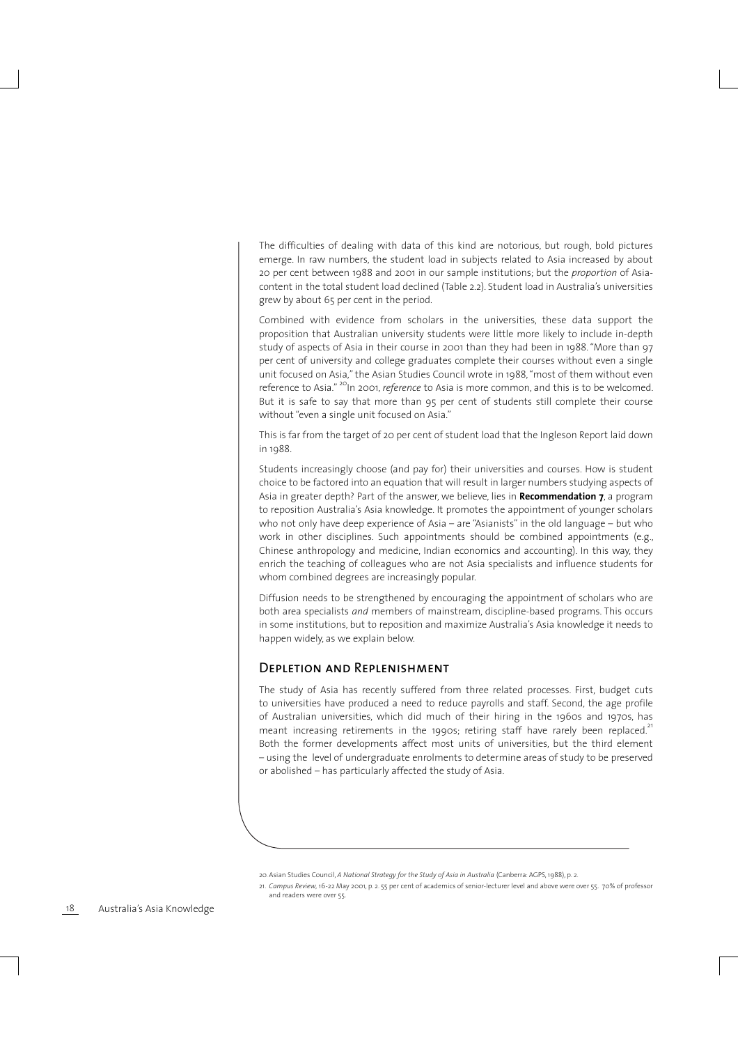The difficulties of dealing with data of this kind are notorious, but rough, bold pictures emerge. In raw numbers, the student load in subjects related to Asia increased by about 20 per cent between 1988 and 2001 in our sample institutions; but the *proportion* of Asia-content in the total student load declined (Table 2.2). Student load in Australia's universities grew by about 65 per cent in the period.

Combined with evidence from scholars in the universities, these data support the proposition that Australian university students were little more likely to include in-depth study of aspects of Asia in their course in 2001 than they had been in 1988. "More than 97 per cent of university and college graduates complete their courses without even a single unit focused on Asia," the Asian Studies Council wrote in 1988, "most of them without even reference to Asia."[20] In 2001, *reference* to Asia is more common, and this is to be welcomed. But it is safe to say that more than 95 per cent of students still complete their course without "even a single unit focused on Asia."

This is far from the target of 20 per cent of student load that the Ingleson Report laid down in 1988.

Students increasingly choose (and pay for) their universities and courses. How is student choice to be factored into an equation that will result in larger numbers studying aspects of Asia in greater depth? Part of the answer, we believe, lies in **Recommendation 7**, a program to reposition Australia's Asia knowledge. It promotes the appointment of younger scholars who not only have deep experience of Asia – are "Asianists" in the old language – but who work in other disciplines. Such appointments should be combined appointments (e.g., Chinese anthropology and medicine, Indian economics and accounting). In this way, they enrich the teaching of colleagues who are not Asia specialists and influence students for whom combined degrees are increasingly popular.

Diffusion needs to be strengthened by encouraging the appointment of scholars who are both area specialists *and* members of mainstream, discipline-based programs. This occurs in some institutions, but to reposition and maximize Australia's Asia knowledge it needs to happen widely, as we explain below.

## Depletion and Replenishment

The study of Asia has recently suffered from three related processes. First, budget cuts to universities have produced a need to reduce payrolls and staff. Second, the age profile of Australian universities, which did much of their hiring in the 1960s and 1970s, has meant increasing retirements in the 1990s; retiring staff have rarely been replaced.[21] Both the former developments affect most units of universities, but the third element – using the level of undergraduate enrolments to determine areas of study to be preserved or abolished – has particularly affected the study of Asia.

---

20. Asian Studies Council, *A National Strategy for the Study of Asia in Australia* (Canberra: AGPS, 1988), p. 2.

21. *Campus Review*, 16-22 May 2001, p. 2. 55 per cent of academics of senior-lecturer level and above were over 55. 70% of professor and readers were over 55.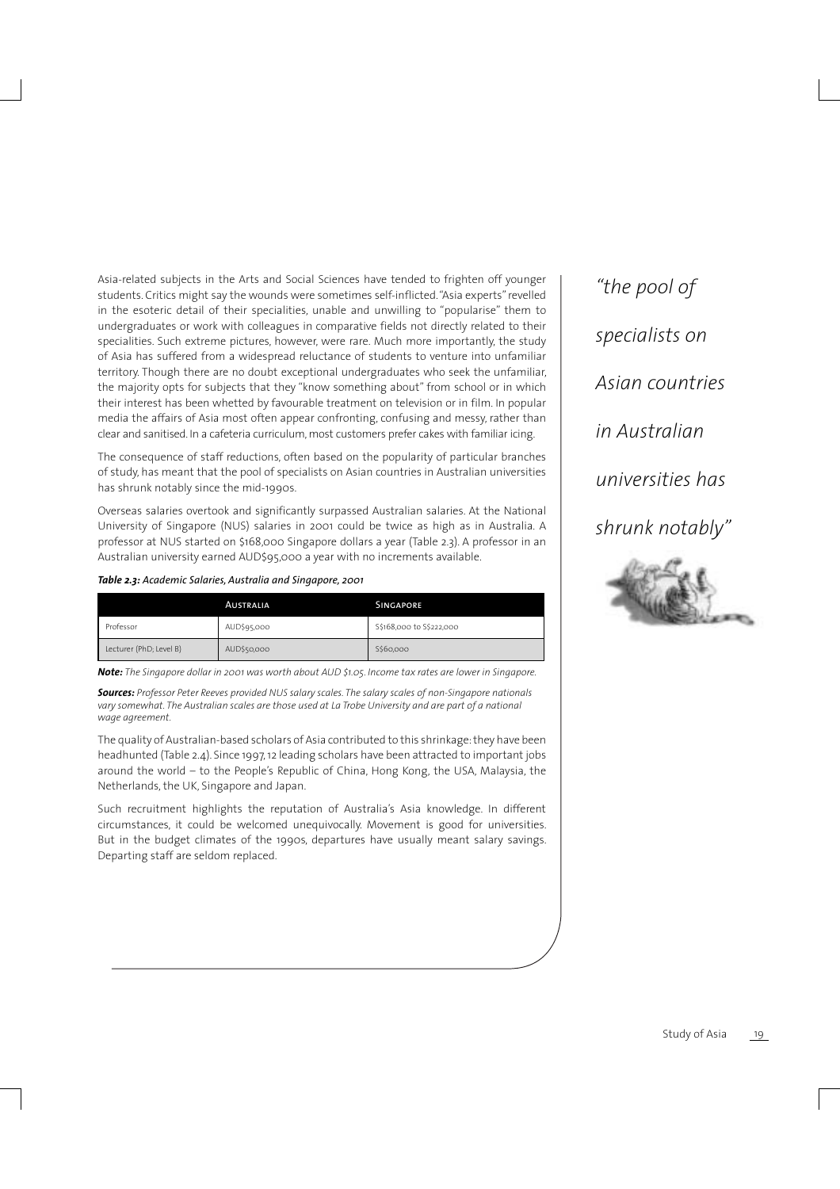Asia-related subjects in the Arts and Social Sciences have tended to frighten off younger students. Critics might say the wounds were sometimes self-inflicted. "Asia experts" revelled in the esoteric detail of their specialities, unable and unwilling to "popularise" them to undergraduates or work with colleagues in comparative fields not directly related to their specialities. Such extreme pictures, however, were rare. Much more importantly, the study of Asia has suffered from a widespread reluctance of students to venture into unfamiliar territory. Though there are no doubt exceptional undergraduates who seek the unfamiliar, the majority opts for subjects that they "know something about" from school or in which their interest has been whetted by favourable treatment on television or in film. In popular media the affairs of Asia most often appear confronting, confusing and messy, rather than clear and sanitised. In a cafeteria curriculum, most customers prefer cakes with familiar icing.

The consequence of staff reductions, often based on the popularity of particular branches of study, has meant that the pool of specialists on Asian countries in Australian universities has shrunk notably since the mid-1990s.

*"the pool of specialists on Asian countries in Australian universities has shrunk notably"*

Overseas salaries overtook and significantly surpassed Australian salaries. At the National University of Singapore (NUS) salaries in 2001 could be twice as high as in Australia. A professor at NUS started on $168,000 Singapore dollars a year (Table 2.3). A professor in an Australian university earned AUD$95,000 a year with no increments available.

***Table 2.3:*** *Academic Salaries, Australia and Singapore, 2001*

| | Australia | Singapore |
|---|---|---|
| Professor | AUD$95,000 | S$168,000 to S$222,000 |
| Lecturer (PhD; Level B) | AUD$50,000 | S$60,000 |

***Note:*** *The Singapore dollar in 2001 was worth about AUD $1.05. Income tax rates are lower in Singapore.*

***Sources:*** *Professor Peter Reeves provided NUS salary scales. The salary scales of non-Singapore nationals vary somewhat. The Australian scales are those used at La Trobe University and are part of a national wage agreement.*

The quality of Australian-based scholars of Asia contributed to this shrinkage: they have been headhunted (Table 2.4). Since 1997, 12 leading scholars have been attracted to important jobs around the world – to the People's Republic of China, Hong Kong, the USA, Malaysia, the Netherlands, the UK, Singapore and Japan.

Such recruitment highlights the reputation of Australia's Asia knowledge. In different circumstances, it could be welcomed unequivocally. Movement is good for universities. But in the budget climates of the 1990s, departures have usually meant salary savings. Departing staff are seldom replaced.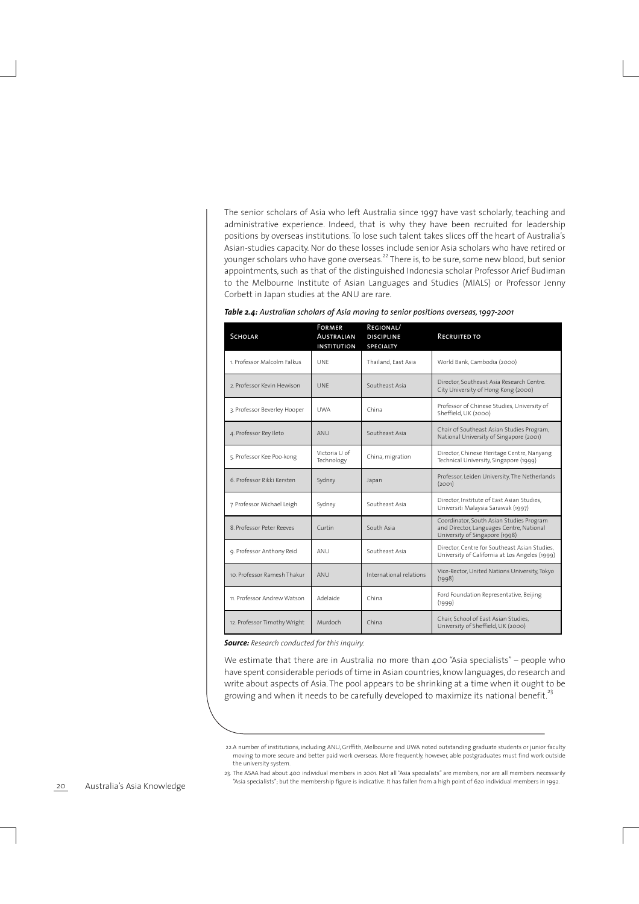The senior scholars of Asia who left Australia since 1997 have vast scholarly, teaching and administrative experience. Indeed, that is why they have been recruited for leadership positions by overseas institutions. To lose such talent takes slices off the heart of Australia's Asian-studies capacity. Nor do these losses include senior Asia scholars who have retired or younger scholars who have gone overseas.[22] There is, to be sure, some new blood, but senior appointments, such as that of the distinguished Indonesia scholar Professor Arief Budiman to the Melbourne Institute of Asian Languages and Studies (MIALS) or Professor Jenny Corbett in Japan studies at the ANU are rare.

***Table 2.4:*** *Australian scholars of Asia moving to senior positions overseas, 1997-2001*

| Scholar | Former Australian institution | Regional/ discipline specialty | Recruited to |
|---|---|---|---|
| 1. Professor Malcolm Falkus | UNE | Thailand, East Asia | World Bank, Cambodia (2000) |
| 2. Professor Kevin Hewison | UNE | Southeast Asia | Director, Southeast Asia Research Centre. City University of Hong Kong (2000) |
| 3. Professor Beverley Hooper | UWA | China | Professor of Chinese Studies, University of Sheffield, UK (2000) |
| 4. Professor Rey Ileto | ANU | Southeast Asia | Chair of Southeast Asian Studies Program, National University of Singapore (2001) |
| 5. Professor Kee Poo-kong | Victoria U of Technology | China, migration | Director, Chinese Heritage Centre, Nanyang Technical University, Singapore (1999) |
| 6. Professor Rikki Kersten | Sydney | Japan | Professor, Leiden University, The Netherlands (2001) |
| 7. Professor Michael Leigh | Sydney | Southeast Asia | Director, Institute of East Asian Studies, Universiti Malaysia Sarawak (1997) |
| 8. Professor Peter Reeves | Curtin | South Asia | Coordinator, South Asian Studies Program and Director, Languages Centre, National University of Singapore (1998) |
| 9. Professor Anthony Reid | ANU | Southeast Asia | Director, Centre for Southeast Asian Studies, University of California at Los Angeles (1999) |
| 10. Professor Ramesh Thakur | ANU | International relations | Vice-Rector, United Nations University, Tokyo (1998) |
| 11. Professor Andrew Watson | Adelaide | China | Ford Foundation Representative, Beijing (1999) |
| 12. Professor Timothy Wright | Murdoch | China | Chair, School of East Asian Studies, University of Sheffield, UK (2000) |

***Source:*** *Research conducted for this inquiry.*

We estimate that there are in Australia no more than 400 "Asia specialists" – people who have spent considerable periods of time in Asian countries, know languages, do research and write about aspects of Asia. The pool appears to be shrinking at a time when it ought to be growing and when it needs to be carefully developed to maximize its national benefit.[23]

22. A number of institutions, including ANU, Griffith, Melbourne and UWA noted outstanding graduate students or junior faculty moving to more secure and better paid work overseas. More frequently, however, able postgraduates must find work outside the university system.

23. The ASAA had about 400 individual members in 2001. Not all "Asia specialists" are members, nor are all members necessarily "Asia specialists"; but the membership figure is indicative. It has fallen from a high point of 620 individual members in 1992.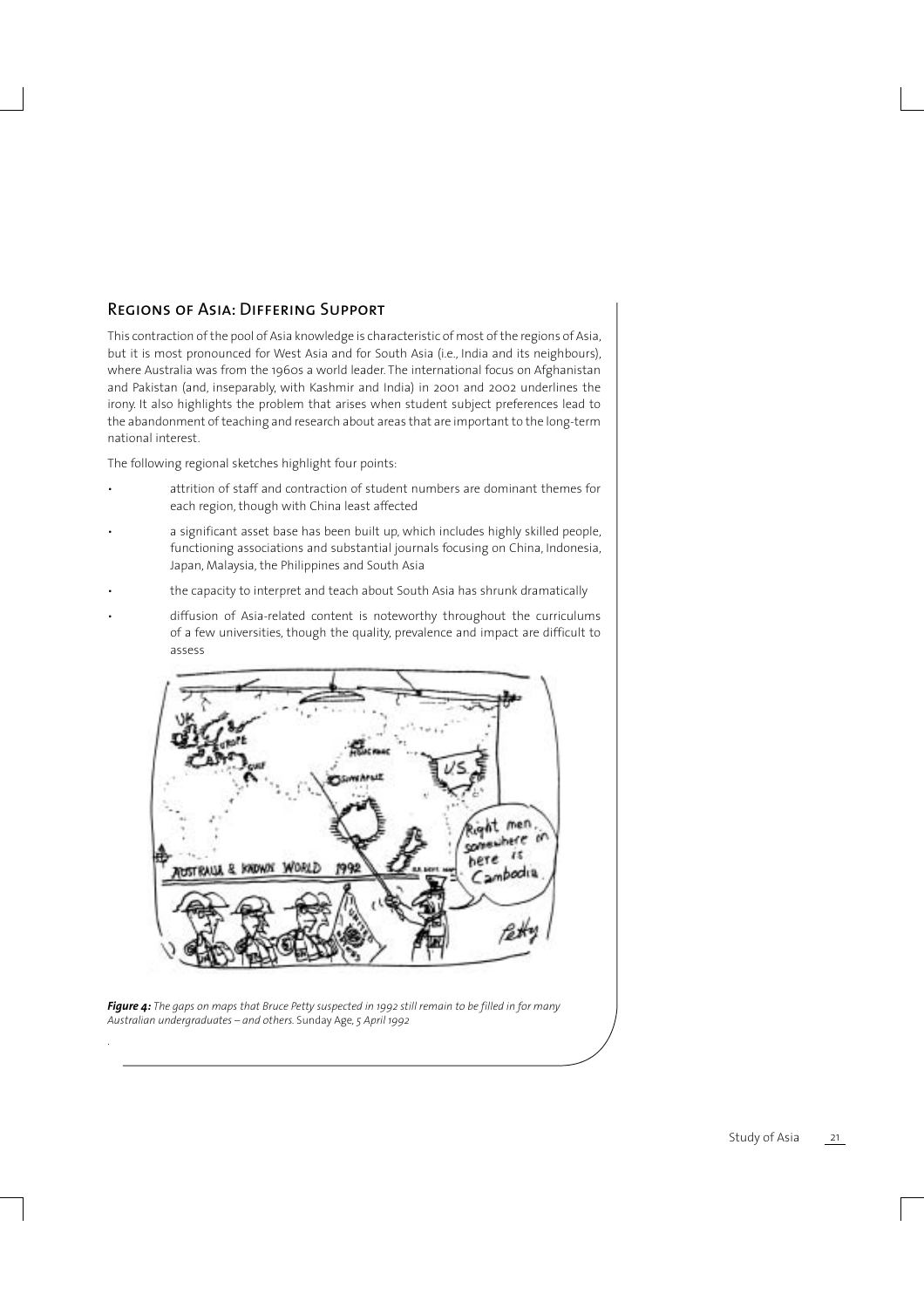## Regions of Asia: Differing Support

This contraction of the pool of Asia knowledge is characteristic of most of the regions of Asia, but it is most pronounced for West Asia and for South Asia (i.e., India and its neighbours), where Australia was from the 1960s a world leader. The international focus on Afghanistan and Pakistan (and, inseparably, with Kashmir and India) in 2001 and 2002 underlines the irony. It also highlights the problem that arises when student subject preferences lead to the abandonment of teaching and research about areas that are important to the long-term national interest.

The following regional sketches highlight four points:

- attrition of staff and contraction of student numbers are dominant themes for each region, though with China least affected
- a significant asset base has been built up, which includes highly skilled people, functioning associations and substantial journals focusing on China, Indonesia, Japan, Malaysia, the Philippines and South Asia
- the capacity to interpret and teach about South Asia has shrunk dramatically
- diffusion of Asia-related content is noteworthy throughout the curriculums of a few universities, though the quality, prevalence and impact are difficult to assess

***Figure 4:*** *The gaps on maps that Bruce Petty suspected in 1992 still remain to be filled in for many Australian undergraduates – and others.* Sunday Age, *5 April 1992*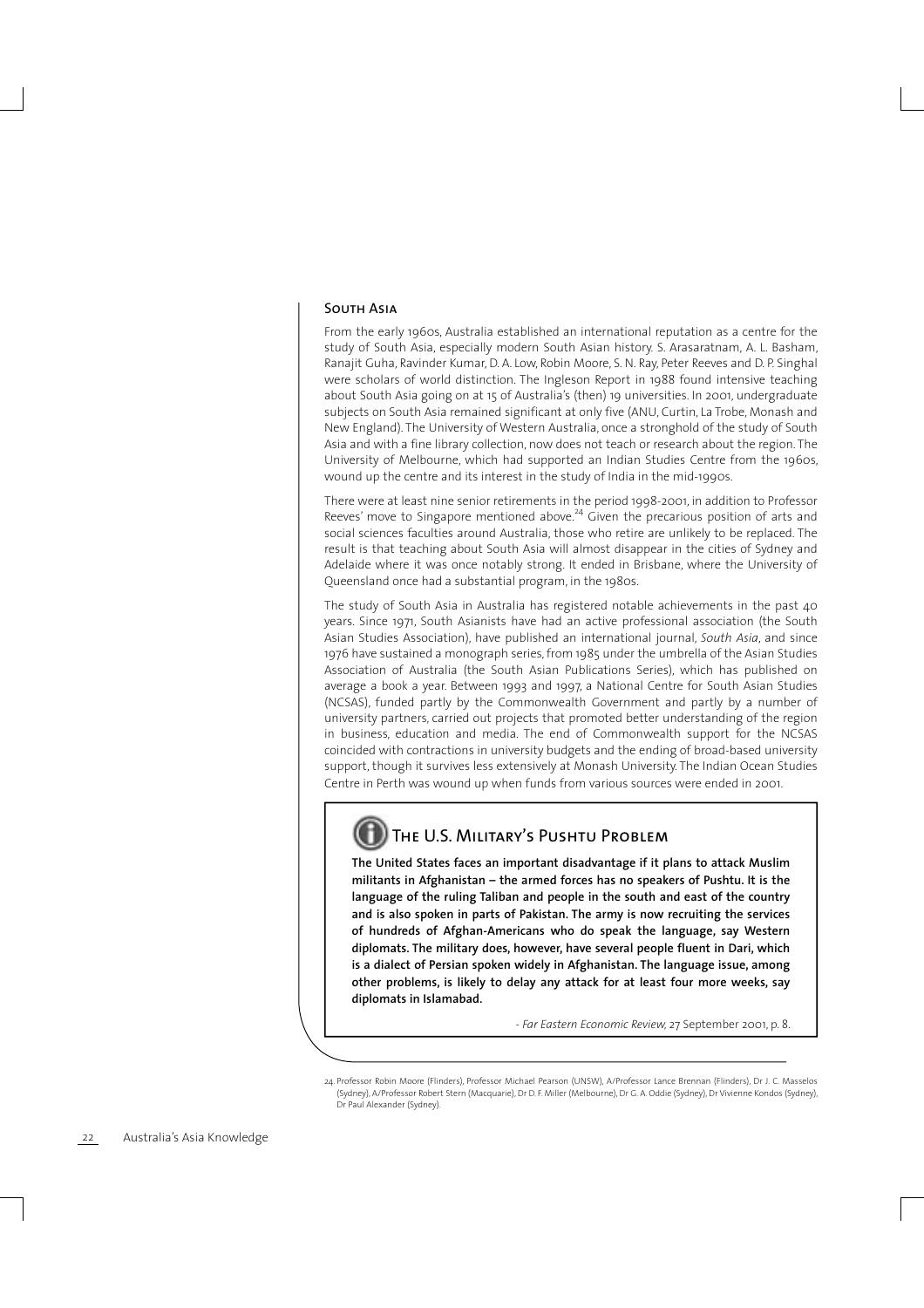## South Asia

From the early 1960s, Australia established an international reputation as a centre for the study of South Asia, especially modern South Asian history. S. Arasaratnam, A. L. Basham, Ranajit Guha, Ravinder Kumar, D. A. Low, Robin Moore, S. N. Ray, Peter Reeves and D. P. Singhal were scholars of world distinction. The Ingleson Report in 1988 found intensive teaching about South Asia going on at 15 of Australia's (then) 19 universities. In 2001, undergraduate subjects on South Asia remained significant at only five (ANU, Curtin, La Trobe, Monash and New England). The University of Western Australia, once a stronghold of the study of South Asia and with a fine library collection, now does not teach or research about the region. The University of Melbourne, which had supported an Indian Studies Centre from the 1960s, wound up the centre and its interest in the study of India in the mid-1990s.

There were at least nine senior retirements in the period 1998-2001, in addition to Professor Reeves' move to Singapore mentioned above.[24] Given the precarious position of arts and social sciences faculties around Australia, those who retire are unlikely to be replaced. The result is that teaching about South Asia will almost disappear in the cities of Sydney and Adelaide where it was once notably strong. It ended in Brisbane, where the University of Queensland once had a substantial program, in the 1980s.

The study of South Asia in Australia has registered notable achievements in the past 40 years. Since 1971, South Asianists have had an active professional association (the South Asian Studies Association), have published an international journal, *South Asia*, and since 1976 have sustained a monograph series, from 1985 under the umbrella of the Asian Studies Association of Australia (the South Asian Publications Series), which has published on average a book a year. Between 1993 and 1997, a National Centre for South Asian Studies (NCSAS), funded partly by the Commonwealth Government and partly by a number of university partners, carried out projects that promoted better understanding of the region in business, education and media. The end of Commonwealth support for the NCSAS coincided with contractions in university budgets and the ending of broad-based university support, though it survives less extensively at Monash University. The Indian Ocean Studies Centre in Perth was wound up when funds from various sources were ended in 2001.

### The U.S. Military's Pushtu Problem

**The United States faces an important disadvantage if it plans to attack Muslim militants in Afghanistan – the armed forces has no speakers of Pushtu. It is the language of the ruling Taliban and people in the south and east of the country and is also spoken in parts of Pakistan. The army is now recruiting the services of hundreds of Afghan-Americans who do speak the language, say Western diplomats. The military does, however, have several people fluent in Dari, which is a dialect of Persian spoken widely in Afghanistan. The language issue, among other problems, is likely to delay any attack for at least four more weeks, say diplomats in Islamabad.**

- *Far Eastern Economic Review*, 27 September 2001, p. 8.

24. Professor Robin Moore (Flinders), Professor Michael Pearson (UNSW), A/Professor Lance Brennan (Flinders), Dr J. C. Masselos (Sydney), A/Professor Robert Stern (Macquarie), Dr D. F. Miller (Melbourne), Dr G. A. Oddie (Sydney), Dr Vivienne Kondos (Sydney), Dr Paul Alexander (Sydney).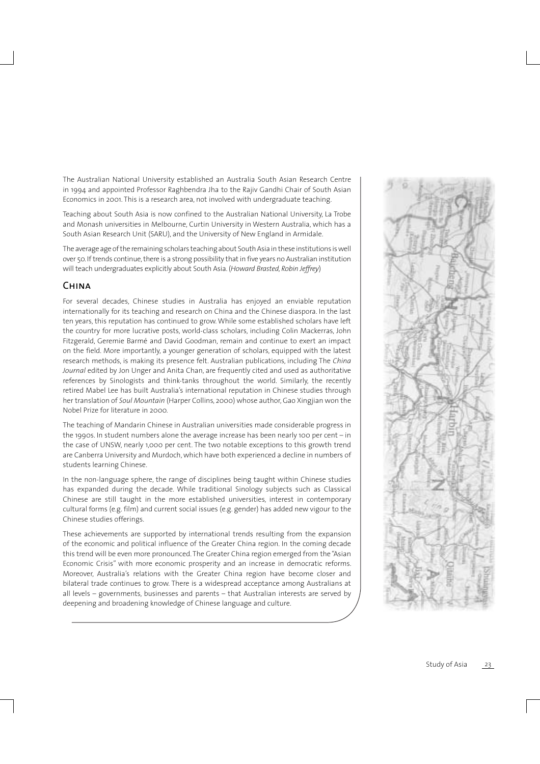The Australian National University established an Australia South Asian Research Centre in 1994 and appointed Professor Raghbendra Jha to the Rajiv Gandhi Chair of South Asian Economics in 2001. This is a research area, not involved with undergraduate teaching.

Teaching about South Asia is now confined to the Australian National University, La Trobe and Monash universities in Melbourne, Curtin University in Western Australia, which has a South Asian Research Unit (SARU), and the University of New England in Armidale.

The average age of the remaining scholars teaching about South Asia in these institutions is well over 50. If trends continue, there is a strong possibility that in five years no Australian institution will teach undergraduates explicitly about South Asia. (*Howard Brasted, Robin Jeffrey*)

## China

For several decades, Chinese studies in Australia has enjoyed an enviable reputation internationally for its teaching and research on China and the Chinese diaspora. In the last ten years, this reputation has continued to grow. While some established scholars have left the country for more lucrative posts, world-class scholars, including Colin Mackerras, John Fitzgerald, Geremie Barmé and David Goodman, remain and continue to exert an impact on the field. More importantly, a younger generation of scholars, equipped with the latest research methods, is making its presence felt. Australian publications, including The *China Journal* edited by Jon Unger and Anita Chan, are frequently cited and used as authoritative references by Sinologists and think-tanks throughout the world. Similarly, the recently retired Mabel Lee has built Australia's international reputation in Chinese studies through her translation of *Soul Mountain* (Harper Collins, 2000) whose author, Gao Xingjian won the Nobel Prize for literature in 2000.

The teaching of Mandarin Chinese in Australian universities made considerable progress in the 1990s. In student numbers alone the average increase has been nearly 100 per cent – in the case of UNSW, nearly 1,000 per cent. The two notable exceptions to this growth trend are Canberra University and Murdoch, which have both experienced a decline in numbers of students learning Chinese.

In the non-language sphere, the range of disciplines being taught within Chinese studies has expanded during the decade. While traditional Sinology subjects such as Classical Chinese are still taught in the more established universities, interest in contemporary cultural forms (e.g. film) and current social issues (e.g. gender) has added new vigour to the Chinese studies offerings.

These achievements are supported by international trends resulting from the expansion of the economic and political influence of the Greater China region. In the coming decade this trend will be even more pronounced. The Greater China region emerged from the "Asian Economic Crisis" with more economic prosperity and an increase in democratic reforms. Moreover, Australia's relations with the Greater China region have become closer and bilateral trade continues to grow. There is a widespread acceptance among Australians at all levels – governments, businesses and parents – that Australian interests are served by deepening and broadening knowledge of Chinese language and culture.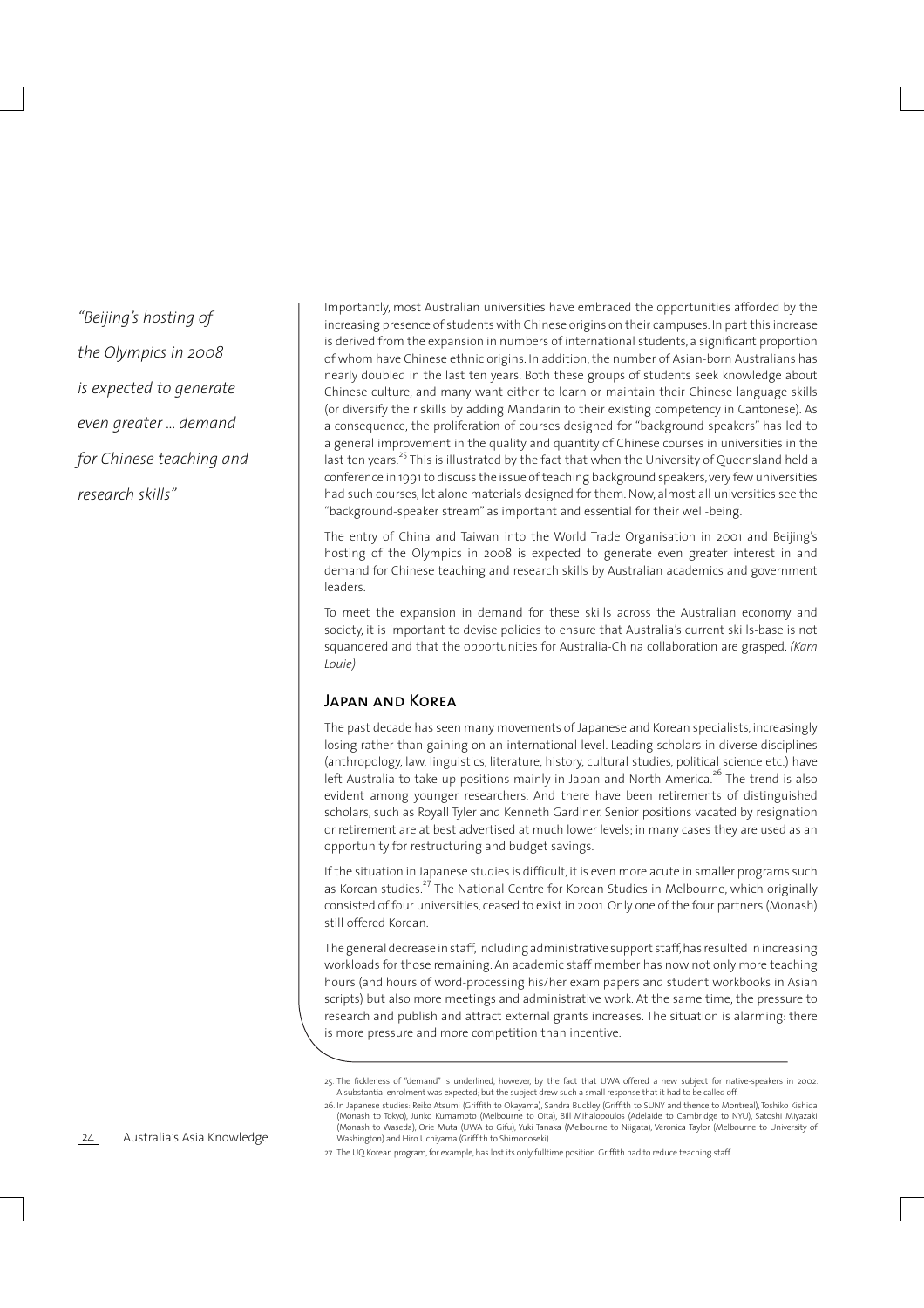*"Beijing's hosting of the Olympics in 2008 is expected to generate even greater ... demand for Chinese teaching and research skills"*

Importantly, most Australian universities have embraced the opportunities afforded by the increasing presence of students with Chinese origins on their campuses. In part this increase is derived from the expansion in numbers of international students, a significant proportion of whom have Chinese ethnic origins. In addition, the number of Asian-born Australians has nearly doubled in the last ten years. Both these groups of students seek knowledge about Chinese culture, and many want either to learn or maintain their Chinese language skills (or diversify their skills by adding Mandarin to their existing competency in Cantonese). As a consequence, the proliferation of courses designed for "background speakers" has led to a general improvement in the quality and quantity of Chinese courses in universities in the last ten years.[25] This is illustrated by the fact that when the University of Queensland held a conference in 1991 to discuss the issue of teaching background speakers, very few universities had such courses, let alone materials designed for them. Now, almost all universities see the "background-speaker stream" as important and essential for their well-being.

The entry of China and Taiwan into the World Trade Organisation in 2001 and Beijing's hosting of the Olympics in 2008 is expected to generate even greater interest in and demand for Chinese teaching and research skills by Australian academics and government leaders.

To meet the expansion in demand for these skills across the Australian economy and society, it is important to devise policies to ensure that Australia's current skills-base is not squandered and that the opportunities for Australia-China collaboration are grasped. *(Kam Louie)*

## Japan and Korea

The past decade has seen many movements of Japanese and Korean specialists, increasingly losing rather than gaining on an international level. Leading scholars in diverse disciplines (anthropology, law, linguistics, literature, history, cultural studies, political science etc.) have left Australia to take up positions mainly in Japan and North America.[26] The trend is also evident among younger researchers. And there have been retirements of distinguished scholars, such as Royall Tyler and Kenneth Gardiner. Senior positions vacated by resignation or retirement are at best advertised at much lower levels; in many cases they are used as an opportunity for restructuring and budget savings.

If the situation in Japanese studies is difficult, it is even more acute in smaller programs such as Korean studies.[27] The National Centre for Korean Studies in Melbourne, which originally consisted of four universities, ceased to exist in 2001. Only one of the four partners (Monash) still offered Korean.

The general decrease in staff, including administrative support staff, has resulted in increasing workloads for those remaining. An academic staff member has now not only more teaching hours (and hours of word-processing his/her exam papers and student workbooks in Asian scripts) but also more meetings and administrative work. At the same time, the pressure to research and publish and attract external grants increases. The situation is alarming: there is more pressure and more competition than incentive.

---

25. The fickleness of "demand" is underlined, however, by the fact that UWA offered a new subject for native-speakers in 2002. A substantial enrolment was expected, but the subject drew such a small response that it had to be called off.

26. In Japanese studies: Reiko Atsumi (Griffith to Okayama), Sandra Buckley (Griffith to SUNY and thence to Montreal), Toshiko Kishida (Monash to Tokyo), Junko Kumamoto (Melbourne to Oita), Bill Mihalopoulos (Adelaide to Cambridge to NYU), Satoshi Miyazaki (Monash to Waseda), Orie Muta (UWA to Gifu), Yuki Tanaka (Melbourne to Niigata), Veronica Taylor (Melbourne to University of Washington) and Hiro Uchiyama (Griffith to Shimonoseki).

27. The UQ Korean program, for example, has lost its only fulltime position. Griffith had to reduce teaching staff.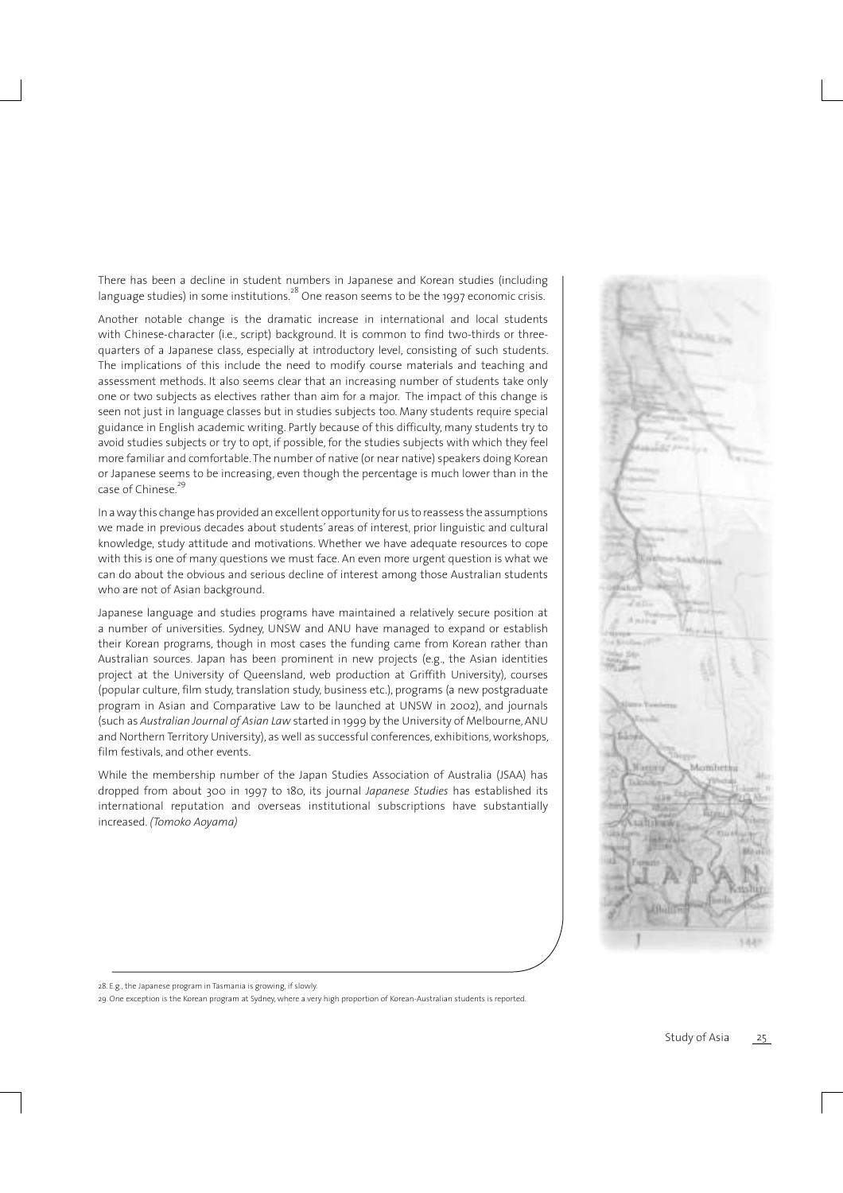There has been a decline in student numbers in Japanese and Korean studies (including language studies) in some institutions.[28] One reason seems to be the 1997 economic crisis.

Another notable change is the dramatic increase in international and local students with Chinese-character (i.e., script) background. It is common to find two-thirds or three-quarters of a Japanese class, especially at introductory level, consisting of such students. The implications of this include the need to modify course materials and teaching and assessment methods. It also seems clear that an increasing number of students take only one or two subjects as electives rather than aim for a major. The impact of this change is seen not just in language classes but in studies subjects too. Many students require special guidance in English academic writing. Partly because of this difficulty, many students try to avoid studies subjects or try to opt, if possible, for the studies subjects with which they feel more familiar and comfortable. The number of native (or near native) speakers doing Korean or Japanese seems to be increasing, even though the percentage is much lower than in the case of Chinese.[29]

In a way this change has provided an excellent opportunity for us to reassess the assumptions we made in previous decades about students' areas of interest, prior linguistic and cultural knowledge, study attitude and motivations. Whether we have adequate resources to cope with this is one of many questions we must face. An even more urgent question is what we can do about the obvious and serious decline of interest among those Australian students who are not of Asian background.

Japanese language and studies programs have maintained a relatively secure position at a number of universities. Sydney, UNSW and ANU have managed to expand or establish their Korean programs, though in most cases the funding came from Korean rather than Australian sources. Japan has been prominent in new projects (e.g., the Asian identities project at the University of Queensland, web production at Griffith University), courses (popular culture, film study, translation study, business etc.), programs (a new postgraduate program in Asian and Comparative Law to be launched at UNSW in 2002), and journals (such as *Australian Journal of Asian Law* started in 1999 by the University of Melbourne, ANU and Northern Territory University), as well as successful conferences, exhibitions, workshops, film festivals, and other events.

While the membership number of the Japan Studies Association of Australia (JSAA) has dropped from about 300 in 1997 to 180, its journal *Japanese Studies* has established its international reputation and overseas institutional subscriptions have substantially increased. *(Tomoko Aoyama)*

28. E.g., the Japanese program in Tasmania is growing, if slowly.

29. One exception is the Korean program at Sydney, where a very high proportion of Korean-Australian students is reported.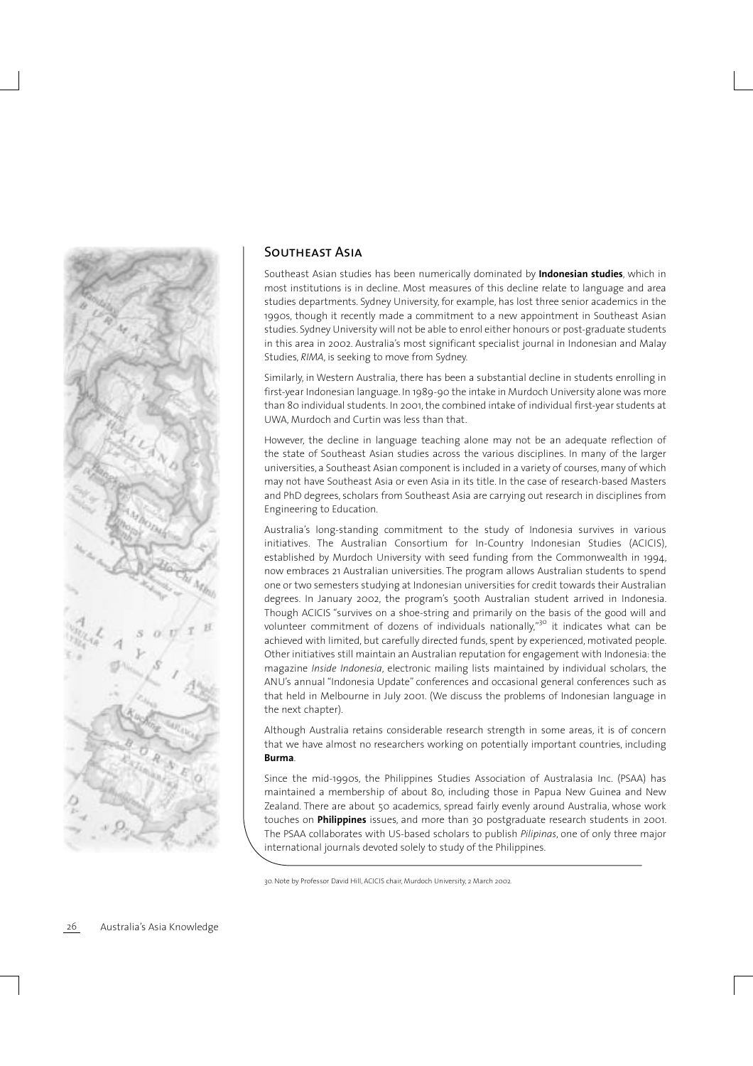## Southeast Asia

Southeast Asian studies has been numerically dominated by **Indonesian studies**, which in most institutions is in decline. Most measures of this decline relate to language and area studies departments. Sydney University, for example, has lost three senior academics in the 1990s, though it recently made a commitment to a new appointment in Southeast Asian studies. Sydney University will not be able to enrol either honours or post-graduate students in this area in 2002. Australia's most significant specialist journal in Indonesian and Malay Studies, *RIMA*, is seeking to move from Sydney.

Similarly, in Western Australia, there has been a substantial decline in students enrolling in first-year Indonesian language. In 1989-90 the intake in Murdoch University alone was more than 80 individual students. In 2001, the combined intake of individual first-year students at UWA, Murdoch and Curtin was less than that.

However, the decline in language teaching alone may not be an adequate reflection of the state of Southeast Asian studies across the various disciplines. In many of the larger universities, a Southeast Asian component is included in a variety of courses, many of which may not have Southeast Asia or even Asia in its title. In the case of research-based Masters and PhD degrees, scholars from Southeast Asia are carrying out research in disciplines from Engineering to Education.

Australia's long-standing commitment to the study of Indonesia survives in various initiatives. The Australian Consortium for In-Country Indonesian Studies (ACICIS), established by Murdoch University with seed funding from the Commonwealth in 1994, now embraces 21 Australian universities. The program allows Australian students to spend one or two semesters studying at Indonesian universities for credit towards their Australian degrees. In January 2002, the program's 500th Australian student arrived in Indonesia. Though ACICIS "survives on a shoe-string and primarily on the basis of the good will and volunteer commitment of dozens of individuals nationally,"[30] it indicates what can be achieved with limited, but carefully directed funds, spent by experienced, motivated people. Other initiatives still maintain an Australian reputation for engagement with Indonesia: the magazine *Inside Indonesia*, electronic mailing lists maintained by individual scholars, the ANU's annual "Indonesia Update" conferences and occasional general conferences such as that held in Melbourne in July 2001. (We discuss the problems of Indonesian language in the next chapter).

Although Australia retains considerable research strength in some areas, it is of concern that we have almost no researchers working on potentially important countries, including **Burma**.

Since the mid-1990s, the Philippines Studies Association of Australasia Inc. (PSAA) has maintained a membership of about 80, including those in Papua New Guinea and New Zealand. There are about 50 academics, spread fairly evenly around Australia, whose work touches on **Philippines** issues, and more than 30 postgraduate research students in 2001. The PSAA collaborates with US-based scholars to publish *Pilipinas*, one of only three major international journals devoted solely to study of the Philippines.

30. Note by Professor David Hill, ACICIS chair, Murdoch University, 2 March 2002.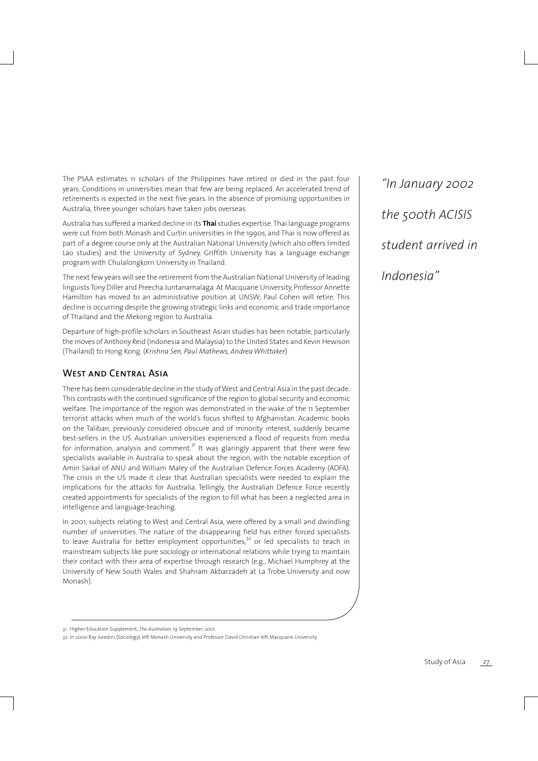The PSAA estimates 11 scholars of the Philippines have retired or died in the past four years. Conditions in universities mean that few are being replaced. An accelerated trend of retirements is expected in the next five years. In the absence of promising opportunities in Australia, three younger scholars have taken jobs overseas.

Australia has suffered a marked decline in its **Thai** studies expertise. Thai language programs were cut from both Monash and Curtin universities in the 1990s, and Thai is now offered as part of a degree course only at the Australian National University (which also offers limited Lao studies) and the University of Sydney. Griffith University has a language exchange program with Chulalongkorn University in Thailand.

The next few years will see the retirement from the Australian National University of leading linguists Tony Diller and Preecha Juntanamalaga. At Macquarie University, Professor Annette Hamilton has moved to an administrative position at UNSW; Paul Cohen will retire. This decline is occurring despite the growing strategic links and economic and trade importance of Thailand and the Mekong region to Australia.

Departure of high-profile scholars in Southeast Asian studies has been notable, particularly the moves of Anthony Reid (Indonesia and Malaysia) to the United States and Kevin Hewison (Thailand) to Hong Kong. (*Krishna Sen, Paul Mathews, Andrea Whittaker*)

*"In January 2002 the 500th ACISIS student arrived in Indonesia"*

## West and Central Asia

There has been considerable decline in the study of West and Central Asia in the past decade. This contrasts with the continued significance of the region to global security and economic welfare. The importance of the region was demonstrated in the wake of the 11 September terrorist attacks when much of the world's focus shifted to Afghanistan. Academic books on the Taliban, previously considered obscure and of minority interest, suddenly became best-sellers in the US. Australian universities experienced a flood of requests from media for information, analysis and comment.[31] It was glaringly apparent that there were few specialists available in Australia to speak about the region, with the notable exception of Amin Saikal of ANU and William Maley of the Australian Defence Forces Academy (ADFA). The crisis in the US made it clear that Australian specialists were needed to explain the implications for the attacks for Australia. Tellingly, the Australian Defence Force recently created appointments for specialists of the region to fill what has been a neglected area in intelligence and language-teaching.

In 2001, subjects relating to West and Central Asia, were offered by a small and dwindling number of universities. The nature of the disappearing field has either forced specialists to leave Australia for better employment opportunities,[32] or led specialists to teach in mainstream subjects like pure sociology or international relations while trying to maintain their contact with their area of expertise through research (e.g., Michael Humphrey at the University of New South Wales and Shahram Akbarzadeh at La Trobe University and now Monash).

31. Higher Education Supplement, *The Australian*, 19 September 2001.

32. In 2000 Ray Juredini (Sociology) left Monash University and Professor David Christian left Macquarie University.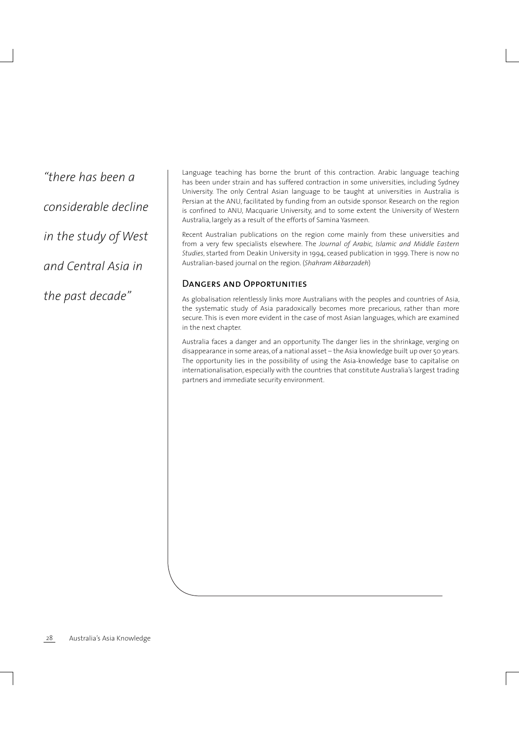*"there has been a considerable decline in the study of West and Central Asia in the past decade"*

Language teaching has borne the brunt of this contraction. Arabic language teaching has been under strain and has suffered contraction in some universities, including Sydney University. The only Central Asian language to be taught at universities in Australia is Persian at the ANU, facilitated by funding from an outside sponsor. Research on the region is confined to ANU, Macquarie University, and to some extent the University of Western Australia, largely as a result of the efforts of Samina Yasmeen.

Recent Australian publications on the region come mainly from these universities and from a very few specialists elsewhere. The *Journal of Arabic, Islamic and Middle Eastern Studies*, started from Deakin University in 1994, ceased publication in 1999. There is now no Australian-based journal on the region. (*Shahram Akbarzadeh*)

## Dangers and Opportunities

As globalisation relentlessly links more Australians with the peoples and countries of Asia, the systematic study of Asia paradoxically becomes more precarious, rather than more secure. This is even more evident in the case of most Asian languages, which are examined in the next chapter.

Australia faces a danger and an opportunity. The danger lies in the shrinkage, verging on disappearance in some areas, of a national asset – the Asia knowledge built up over 50 years. The opportunity lies in the possibility of using the Asia-knowledge base to capitalise on internationalisation, especially with the countries that constitute Australia's largest trading partners and immediate security environment.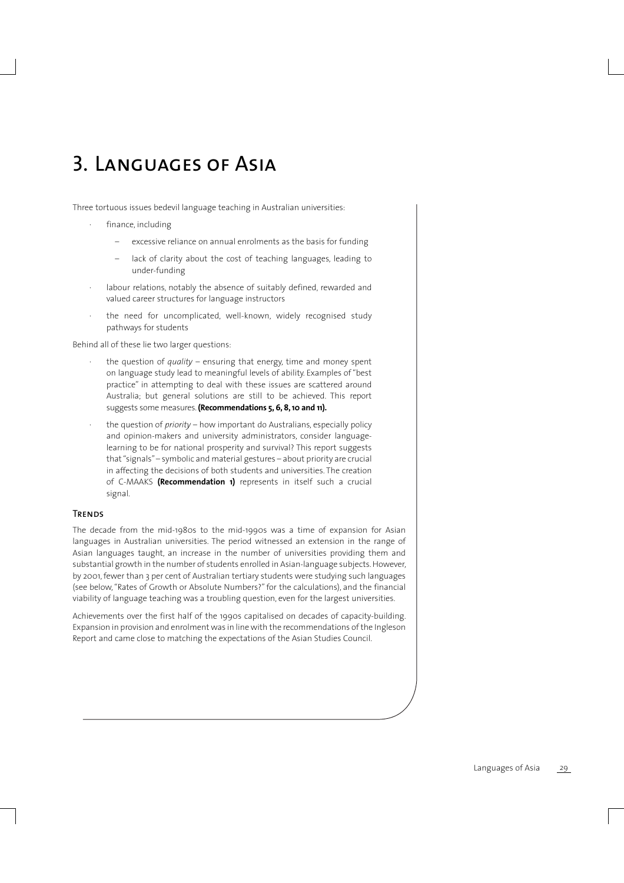# 3. Languages of Asia

Three tortuous issues bedevil language teaching in Australian universities:

- finance, including
  - excessive reliance on annual enrolments as the basis for funding
  - lack of clarity about the cost of teaching languages, leading to under-funding
- labour relations, notably the absence of suitably defined, rewarded and valued career structures for language instructors
- the need for uncomplicated, well-known, widely recognised study pathways for students

Behind all of these lie two larger questions:

- the question of *quality* – ensuring that energy, time and money spent on language study lead to meaningful levels of ability. Examples of "best practice" in attempting to deal with these issues are scattered around Australia; but general solutions are still to be achieved. This report suggests some measures. **(Recommendations 5, 6, 8, 10 and 11).**
- the question of *priority* – how important do Australians, especially policy and opinion-makers and university administrators, consider language-learning to be for national prosperity and survival? This report suggests that "signals" – symbolic and material gestures – about priority are crucial in affecting the decisions of both students and universities. The creation of C-MAAKS **(Recommendation 1)** represents in itself such a crucial signal.

## Trends

The decade from the mid-1980s to the mid-1990s was a time of expansion for Asian languages in Australian universities. The period witnessed an extension in the range of Asian languages taught, an increase in the number of universities providing them and substantial growth in the number of students enrolled in Asian-language subjects. However, by 2001, fewer than 3 per cent of Australian tertiary students were studying such languages (see below, "Rates of Growth or Absolute Numbers?" for the calculations), and the financial viability of language teaching was a troubling question, even for the largest universities.

Achievements over the first half of the 1990s capitalised on decades of capacity-building. Expansion in provision and enrolment was in line with the recommendations of the Ingleson Report and came close to matching the expectations of the Asian Studies Council.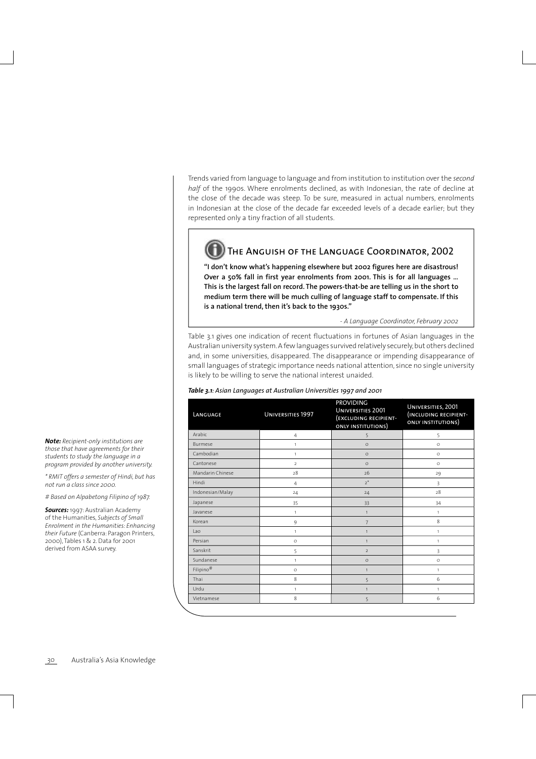Trends varied from language to language and from institution to institution over the *second half* of the 1990s. Where enrolments declined, as with Indonesian, the rate of decline at the close of the decade was steep. To be sure, measured in actual numbers, enrolments in Indonesian at the close of the decade far exceeded levels of a decade earlier; but they represented only a tiny fraction of all students.

### The Anguish of the Language Coordinator, 2002

**"I don't know what's happening elsewhere but 2002 figures here are disastrous! Over a 50% fall in first year enrolments from 2001. This is for all languages ... This is the largest fall on record. The powers-that-be are telling us in the short to medium term there will be much culling of language staff to compensate. If this is a national trend, then it's back to the 1930s."**

*- A Language Coordinator, February 2002*

Table 3.1 gives one indication of recent fluctuations in fortunes of Asian languages in the Australian university system. A few languages survived relatively securely, but others declined and, in some universities, disappeared. The disappearance or impending disappearance of small languages of strategic importance needs national attention, since no single university is likely to be willing to serve the national interest unaided.

***Table 3.1**: Asian Languages at Australian Universities 1997 and 2001*

| Language | Universities 1997 | Providing Universities 2001 (excluding recipient-only institutions) | Universities, 2001 (including recipient-only institutions) |
|---|---|---|---|
| Arabic | 4 | 5 | 5 |
| Burmese | 1 | 0 | 0 |
| Cambodian | 1 | 0 | 0 |
| Cantonese | 2 | 0 | 0 |
| Mandarin Chinese | 28 | 26 | 29 |
| Hindi | 4 | 2* | 3 |
| Indonesian/Malay | 24 | 24 | 28 |
| Japanese | 35 | 33 | 34 |
| Javanese | 1 | 1 | 1 |
| Korean | 9 | 7 | 8 |
| Lao | 1 | 1 | 1 |
| Persian | 0 | 1 | 1 |
| Sanskrit | 5 | 2 | 3 |
| Sundanese | 1 | 0 | 0 |
| Filipino# | 0 | 1 | 1 |
| Thai | 8 | 5 | 6 |
| Urdu | 1 | 1 | 1 |
| Vietnamese | 8 | 5 | 6 |

***Note:** Recipient-only institutions are those that have agreements for their students to study the language in a program provided by another university.*

*\* RMIT offers a semester of Hindi, but has not run a class since 2000.*

*# Based on Alpabetong Filipino of 1987.*

***Sources:** 1997: Australian Academy of the Humanities, *Subjects of Small Enrolment in the Humanities: Enhancing their Future* (Canberra: Paragon Printers, 2000), Tables 1 & 2. Data for 2001 derived from ASAA survey.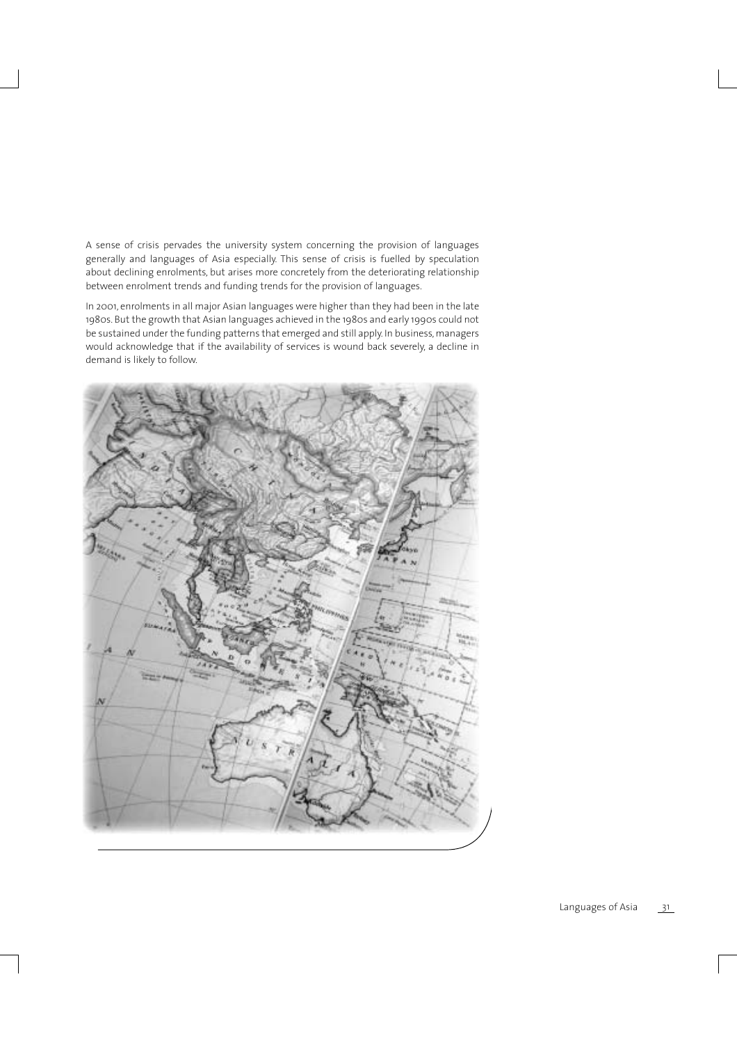A sense of crisis pervades the university system concerning the provision of languages generally and languages of Asia especially. This sense of crisis is fuelled by speculation about declining enrolments, but arises more concretely from the deteriorating relationship between enrolment trends and funding trends for the provision of languages.

In 2001, enrolments in all major Asian languages were higher than they had been in the late 1980s. But the growth that Asian languages achieved in the 1980s and early 1990s could not be sustained under the funding patterns that emerged and still apply. In business, managers would acknowledge that if the availability of services is wound back severely, a decline in demand is likely to follow.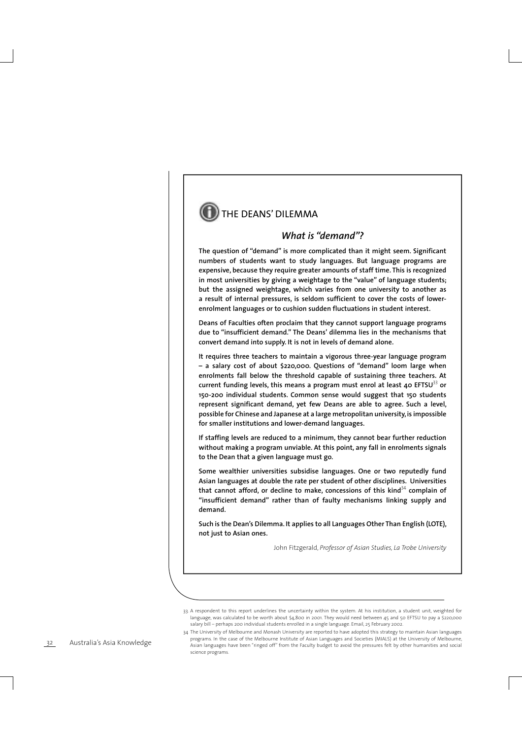## THE DEANS' DILEMMA

### *What is "demand"?*

**The question of "demand" is more complicated than it might seem. Significant numbers of students want to study languages. But language programs are expensive, because they require greater amounts of staff time. This is recognized in most universities by giving a weightage to the "value" of language students; but the assigned weightage, which varies from one university to another as a result of internal pressures, is seldom sufficient to cover the costs of lower-enrolment languages or to cushion sudden fluctuations in student interest.**

**Deans of Faculties often proclaim that they cannot support language programs due to "insufficient demand." The Deans' dilemma lies in the mechanisms that convert demand into supply. It is not in levels of demand alone.**

**It requires three teachers to maintain a vigorous three-year language program – a salary cost of about $220,000. Questions of "demand" loom large when enrolments fall below the threshold capable of sustaining three teachers. At current funding levels, this means a program must enrol at least 40 EFTSU[33] or 150-200 individual students. Common sense would suggest that 150 students represent significant demand, yet few Deans are able to agree. Such a level, possible for Chinese and Japanese at a large metropolitan university, is impossible for smaller institutions and lower-demand languages.**

**If staffing levels are reduced to a minimum, they cannot bear further reduction without making a program unviable. At this point, any fall in enrolments signals to the Dean that a given language must go.**

**Some wealthier universities subsidise languages. One or two reputedly fund Asian languages at double the rate per student of other disciplines. Universities that cannot afford, or decline to make, concessions of this kind[34] complain of "insufficient demand" rather than of faulty mechanisms linking supply and demand.**

**Such is the Dean's Dilemma. It applies to all Languages Other Than English (LOTE), not just to Asian ones.**

John Fitzgerald, *Professor of Asian Studies, La Trobe University*

---

33. A respondent to this report underlines the uncertainty within the system. At his institution, a student unit, weighted for language, was calculated to be worth about $4,800 in 2001. They would need between 45 and 50 EFTSU to pay a $220,000 salary bill – perhaps 200 individual students enrolled in a single language. Email, 25 February 2002.

34. The University of Melbourne and Monash University are reported to have adopted this strategy to maintain Asian languages programs. In the case of the Melbourne Institute of Asian Languages and Societies (MIALS) at the University of Melbourne, Asian languages have been "ringed off" from the Faculty budget to avoid the pressures felt by other humanities and social science programs.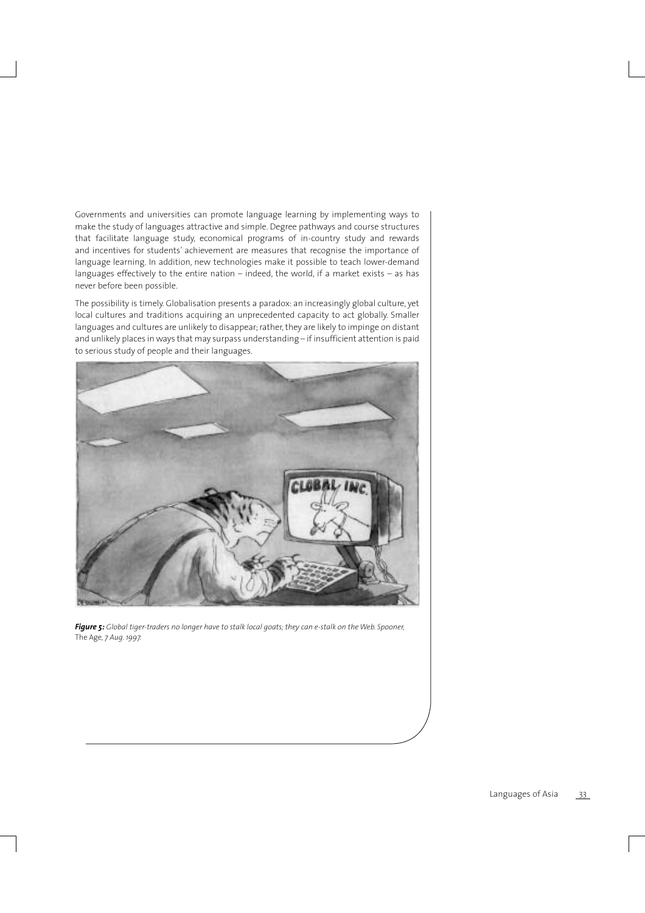Governments and universities can promote language learning by implementing ways to make the study of languages attractive and simple. Degree pathways and course structures that facilitate language study, economical programs of in-country study and rewards and incentives for students' achievement are measures that recognise the importance of language learning. In addition, new technologies make it possible to teach lower-demand languages effectively to the entire nation – indeed, the world, if a market exists – as has never before been possible.

The possibility is timely. Globalisation presents a paradox: an increasingly global culture, yet local cultures and traditions acquiring an unprecedented capacity to act globally. Smaller languages and cultures are unlikely to disappear; rather, they are likely to impinge on distant and unlikely places in ways that may surpass understanding – if insufficient attention is paid to serious study of people and their languages.

***Figure 5:*** *Global tiger-traders no longer have to stalk local goats; they can e-stalk on the Web. Spooner,* The Age, *7 Aug. 1997.*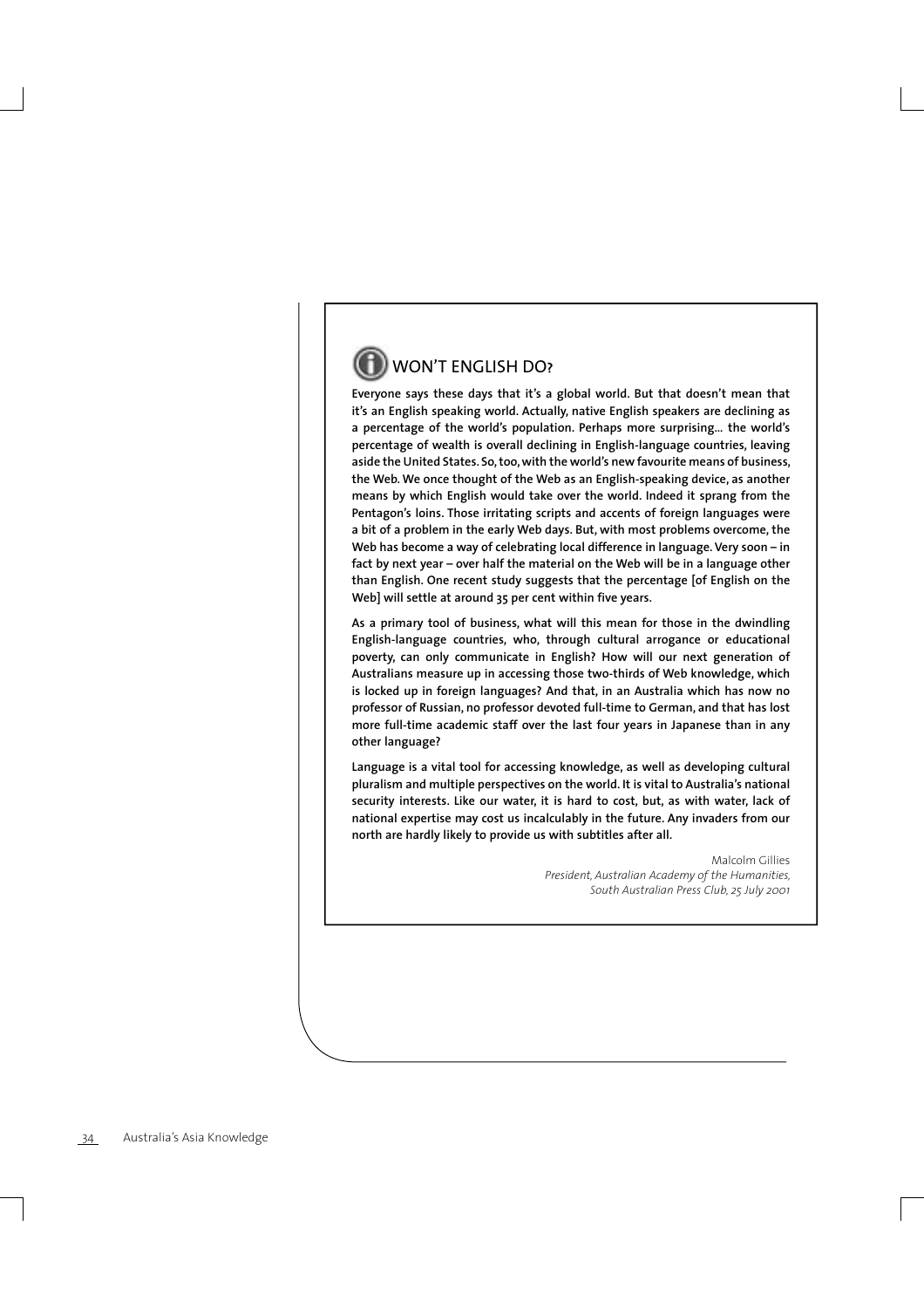## WON'T ENGLISH DO?

**Everyone says these days that it's a global world. But that doesn't mean that it's an English speaking world. Actually, native English speakers are declining as a percentage of the world's population. Perhaps more surprising... the world's percentage of wealth is overall declining in English-language countries, leaving aside the United States. So, too, with the world's new favourite means of business, the Web. We once thought of the Web as an English-speaking device, as another means by which English would take over the world. Indeed it sprang from the Pentagon's loins. Those irritating scripts and accents of foreign languages were a bit of a problem in the early Web days. But, with most problems overcome, the Web has become a way of celebrating local difference in language. Very soon – in fact by next year – over half the material on the Web will be in a language other than English. One recent study suggests that the percentage [of English on the Web] will settle at around 35 per cent within five years.**

**As a primary tool of business, what will this mean for those in the dwindling English-language countries, who, through cultural arrogance or educational poverty, can only communicate in English? How will our next generation of Australians measure up in accessing those two-thirds of Web knowledge, which is locked up in foreign languages? And that, in an Australia which has now no professor of Russian, no professor devoted full-time to German, and that has lost more full-time academic staff over the last four years in Japanese than in any other language?**

**Language is a vital tool for accessing knowledge, as well as developing cultural pluralism and multiple perspectives on the world. It is vital to Australia's national security interests. Like our water, it is hard to cost, but, as with water, lack of national expertise may cost us incalculably in the future. Any invaders from our north are hardly likely to provide us with subtitles after all.**

Malcolm Gillies
*President, Australian Academy of the Humanities,*
*South Australian Press Club, 25 July 2001*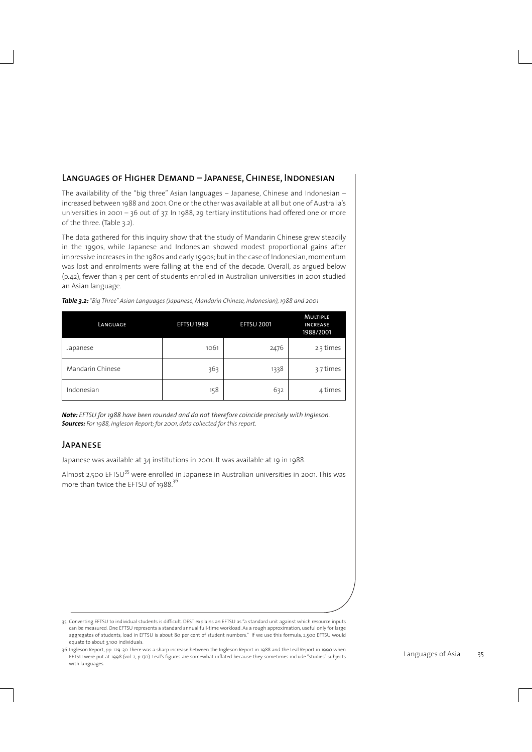## Languages of Higher Demand – Japanese, Chinese, Indonesian

The availability of the "big three" Asian languages – Japanese, Chinese and Indonesian – increased between 1988 and 2001. One or the other was available at all but one of Australia's universities in 2001 – 36 out of 37. In 1988, 29 tertiary institutions had offered one or more of the three. (Table 3.2).

The data gathered for this inquiry show that the study of Mandarin Chinese grew steadily in the 1990s, while Japanese and Indonesian showed modest proportional gains after impressive increases in the 1980s and early 1990s; but in the case of Indonesian, momentum was lost and enrolments were falling at the end of the decade. Overall, as argued below (p.42), fewer than 3 per cent of students enrolled in Australian universities in 2001 studied an Asian language.

***Table 3.2:*** *"Big Three" Asian Languages (Japanese, Mandarin Chinese, Indonesian), 1988 and 2001*

| Language | EFTSU 1988 | EFTSU 2001 | Multiple increase 1988/2001 |
|---|---|---|---|
| Japanese | 1061 | 2476 | 2.3 times |
| Mandarin Chinese | 363 | 1338 | 3.7 times |
| Indonesian | 158 | 632 | 4 times |

***Note:*** *EFTSU for 1988 have been rounded and do not therefore coincide precisely with Ingleson.*
***Sources:*** *For 1988, Ingleson Report; for 2001, data collected for this report.*

### Japanese

Japanese was available at 34 institutions in 2001. It was available at 19 in 1988.

Almost 2,500 EFTSU[35] were enrolled in Japanese in Australian universities in 2001. This was more than twice the EFTSU of 1988.[36]

35. Converting EFTSU to individual students is difficult. DEST explains an EFTSU as "a standard unit against which resource inputs can be measured. One EFTSU represents a standard annual full-time workload. As a rough approximation, useful only for large aggregates of students, load in EFTSU is about 80 per cent of student numbers." If we use this formula, 2,500 EFTSU would equate to about 3,100 individuals.

36. Ingleson Report, pp. 129-30 There was a sharp increase between the Ingleson Report in 1988 and the Leal Report in 1990 when EFTSU were put at 1998 (vol. 2, p.170). Leal's figures are somewhat inflated because they sometimes include "studies" subjects with languages.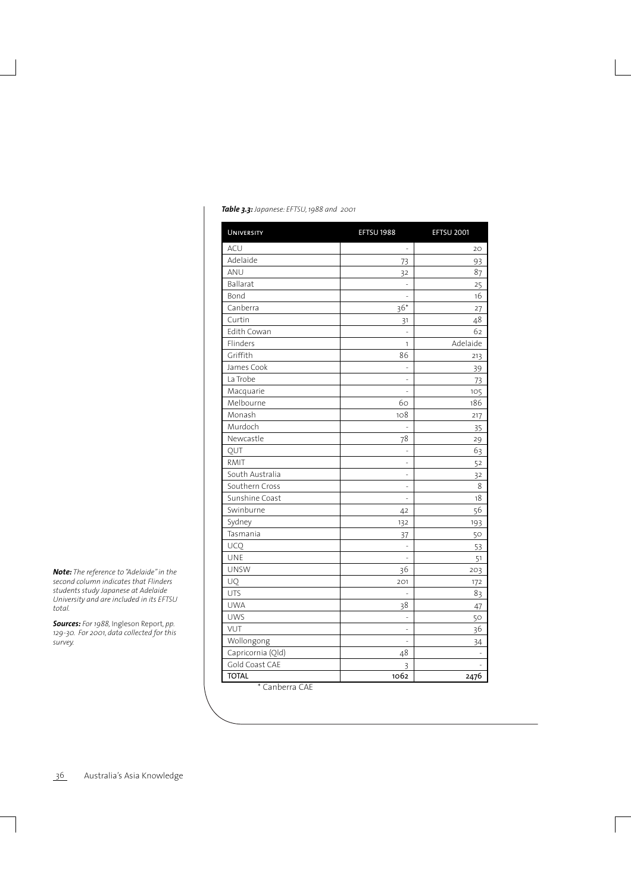***Table 3.3:*** *Japanese: EFTSU, 1988 and 2001*

| University | EFTSU 1988 | EFTSU 2001 |
|---|---|---|
| ACU | - | 20 |
| Adelaide | 73 | 93 |
| ANU | 32 | 87 |
| Ballarat | - | 25 |
| Bond | - | 16 |
| Canberra | 36* | 27 |
| Curtin | 31 | 48 |
| Edith Cowan | - | 62 |
| Flinders | 1 | Adelaide |
| Griffith | 86 | 213 |
| James Cook | - | 39 |
| La Trobe | - | 73 |
| Macquarie | - | 105 |
| Melbourne | 60 | 186 |
| Monash | 108 | 217 |
| Murdoch | - | 35 |
| Newcastle | 78 | 29 |
| QUT | - | 63 |
| RMIT | - | 52 |
| South Australia | - | 32 |
| Southern Cross | - | 8 |
| Sunshine Coast | - | 18 |
| Swinburne | 42 | 56 |
| Sydney | 132 | 193 |
| Tasmania | 37 | 50 |
| UCQ | - | 53 |
| UNE | - | 51 |
| UNSW | 36 | 203 |
| UQ | 201 | 172 |
| UTS | - | 83 |
| UWA | 38 | 47 |
| UWS | - | 50 |
| VUT | - | 36 |
| Wollongong | - | 34 |
| Capricornia (Qld) | 48 | - |
| Gold Coast CAE | 3 | - |
| **TOTAL** | **1062** | **2476** |

\* Canberra CAE

***Note:*** *The reference to "Adelaide" in the second column indicates that Flinders students study Japanese at Adelaide University and are included in its EFTSU total.*

***Sources:*** *For 1988,* Ingleson Report, *pp. 129-30. For 2001, data collected for this survey.*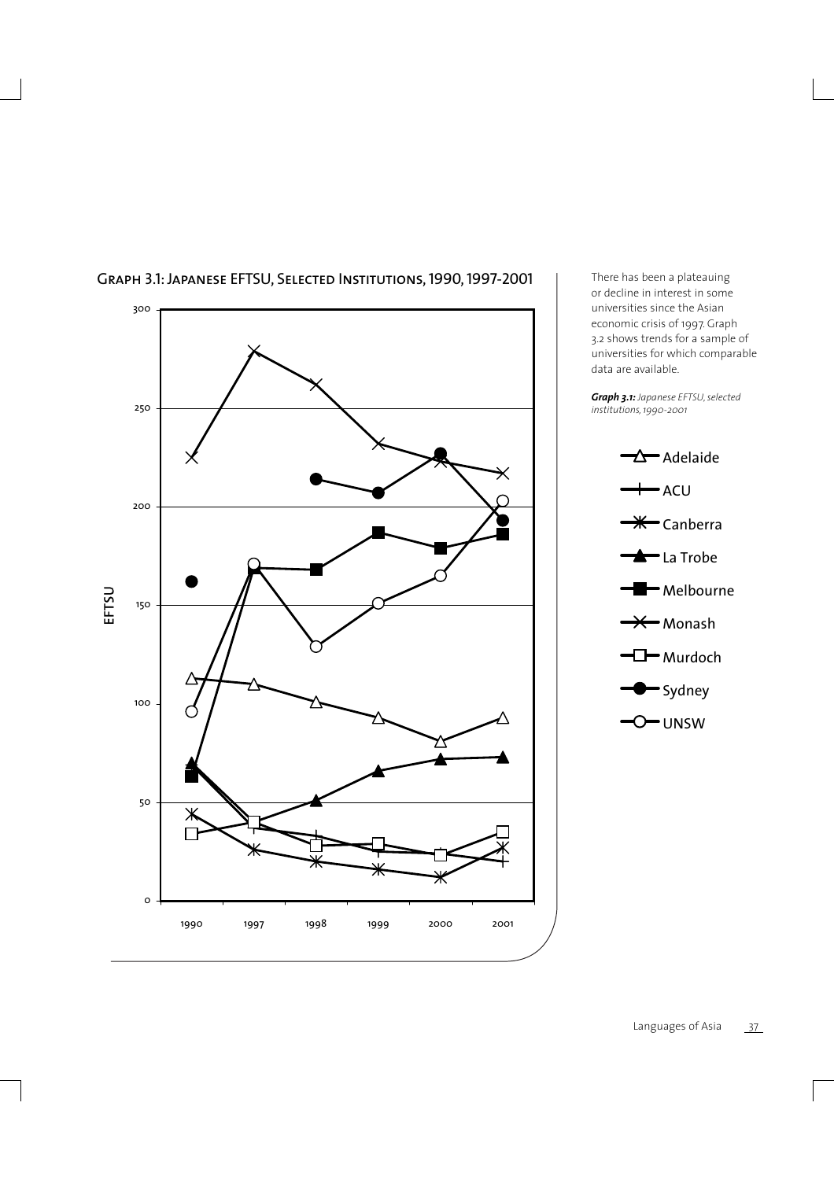## Graph 3.1: Japanese EFTSU, Selected Institutions, 1990, 1997-2001

There has been a plateauing or decline in interest in some universities since the Asian economic crisis of 1997. Graph 3.2 shows trends for a sample of universities for which comparable data are available.

***Graph 3.1:** Japanese EFTSU, selected institutions, 1990-2001*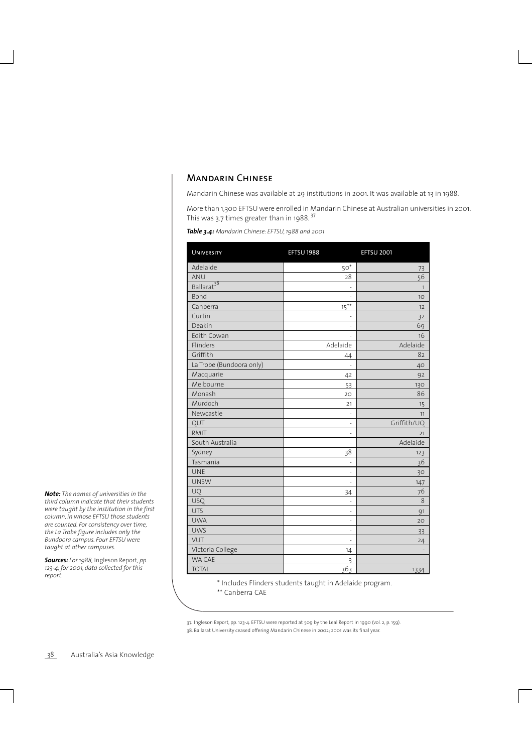## Mandarin Chinese

Mandarin Chinese was available at 29 institutions in 2001. It was available at 13 in 1988.

More than 1,300 EFTSU were enrolled in Mandarin Chinese at Australian universities in 2001. This was 3.7 times greater than in 1988. [37]

***Table 3.4:*** *Mandarin Chinese: EFTSU, 1988 and 2001*

| University | EFTSU 1988 | EFTSU 2001 |
|---|---|---|
| Adelaide | 50* | 73 |
| ANU | 28 | 56 |
| Ballarat[38] | - | 1 |
| Bond | - | 10 |
| Canberra | 15** | 12 |
| Curtin | - | 32 |
| Deakin | - | 69 |
| Edith Cowan | - | 16 |
| Flinders | Adelaide | Adelaide |
| Griffith | 44 | 82 |
| La Trobe (Bundoora only) | - | 40 |
| Macquarie | 42 | 92 |
| Melbourne | 53 | 130 |
| Monash | 20 | 86 |
| Murdoch | 21 | 15 |
| Newcastle | - | 11 |
| QUT | - | Griffith/UQ |
| RMIT | - | 21 |
| South Australia | - | Adelaide |
| Sydney | 38 | 123 |
| Tasmania | - | 36 |
| UNE | - | 30 |
| UNSW | - | 147 |
| UQ | 34 | 76 |
| USQ | - | 8 |
| UTS | - | 91 |
| UWA | - | 20 |
| UWS | - | 33 |
| VUT | - | 24 |
| Victoria College | 14 | - |
| WA CAE | 3 | - |
| TOTAL | 363 | 1334 |

\* Includes Flinders students taught in Adelaide program.

\*\* Canberra CAE

***Note:*** *The names of universities in the third column indicate that their students were taught by the institution in the first column, in whose EFTSU those students are counted. For consistency over time, the La Trobe figure includes only the Bundoora campus. Four EFTSU were taught at other campuses.*

***Sources:*** *For 1988,* Ingleson Report, *pp. 123-4; for 2001, data collected for this report.*

37. Ingleson Report, pp. 123-4. EFTSU were reported at 509 by the Leal Report in 1990 (vol. 2, p. 159).

38. Ballarat University ceased offering Mandarin Chinese in 2002; 2001 was its final year.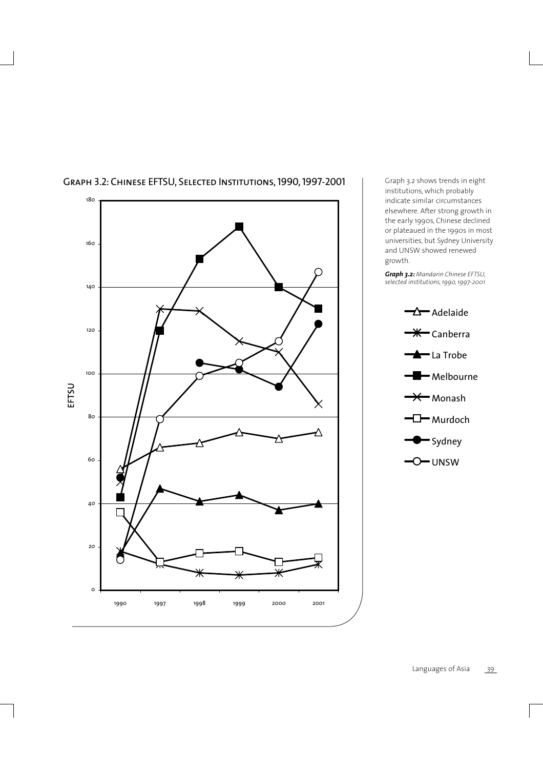## Graph 3.2: Chinese EFTSU, Selected Institutions, 1990, 1997-2001

Graph 3.2 shows trends in eight institutions, which probably indicate similar circumstances elsewhere. After strong growth in the early 1990s, Chinese declined or plateaued in the 1990s in most universities, but Sydney University and UNSW showed renewed growth.

***Graph 3.2:*** *Mandarin Chinese EFTSU, selected institutions, 1990, 1997-2001*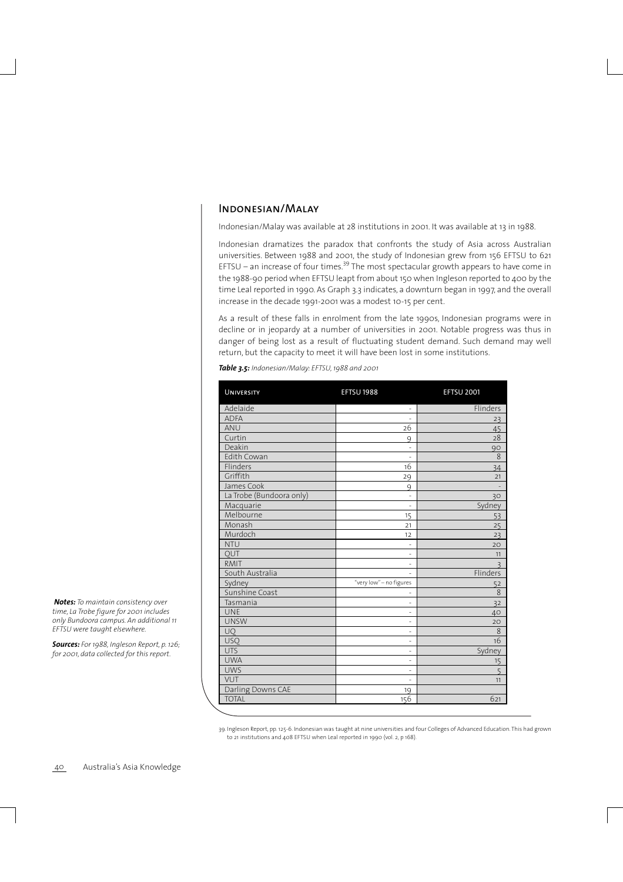## Indonesian/Malay

Indonesian/Malay was available at 28 institutions in 2001. It was available at 13 in 1988.

Indonesian dramatizes the paradox that confronts the study of Asia across Australian universities. Between 1988 and 2001, the study of Indonesian grew from 156 EFTSU to 621 EFTSU – an increase of four times.[39] The most spectacular growth appears to have come in the 1988-90 period when EFTSU leapt from about 150 when Ingleson reported to 400 by the time Leal reported in 1990. As Graph 3.3 indicates, a downturn began in 1997, and the overall increase in the decade 1991-2001 was a modest 10-15 per cent.

As a result of these falls in enrolment from the late 1990s, Indonesian programs were in decline or in jeopardy at a number of universities in 2001. Notable progress was thus in danger of being lost as a result of fluctuating student demand. Such demand may well return, but the capacity to meet it will have been lost in some institutions.

***Table 3.5:*** *Indonesian/Malay: EFTSU, 1988 and 2001*

| University | EFTSU 1988 | EFTSU 2001 |
|---|---|---|
| Adelaide | - | Flinders |
| ADFA | - | 23 |
| ANU | 26 | 45 |
| Curtin | 9 | 28 |
| Deakin | - | 90 |
| Edith Cowan | - | 8 |
| Flinders | 16 | 34 |
| Griffith | 29 | 21 |
| James Cook | 9 | - |
| La Trobe (Bundoora only) | - | 30 |
| Macquarie | - | Sydney |
| Melbourne | 15 | 53 |
| Monash | 21 | 25 |
| Murdoch | 12 | 23 |
| NTU | - | 20 |
| QUT | - | 11 |
| RMIT | - | 3 |
| South Australia | - | Flinders |
| Sydney | "very low" – no figures | 52 |
| Sunshine Coast | - | 8 |
| Tasmania | - | 32 |
| UNE | - | 40 |
| UNSW | - | 20 |
| UQ | - | 8 |
| USQ | - | 16 |
| UTS | - | Sydney |
| UWA | - | 15 |
| UWS | - | 5 |
| VUT | - | 11 |
| Darling Downs CAE | 19 | |
| TOTAL | 156 | 621 |

***Notes:*** *To maintain consistency over time, La Trobe figure for 2001 includes only Bundoora campus. An additional 11 EFTSU were taught elsewhere.*

***Sources:*** *For 1988, Ingleson Report, p. 126; for 2001, data collected for this report.*

39. Ingleson Report, pp. 125-6. Indonesian was taught at nine universities and four Colleges of Advanced Education. This had grown to 21 institutions and 408 EFTSU when Leal reported in 1990 (vol. 2, p 168).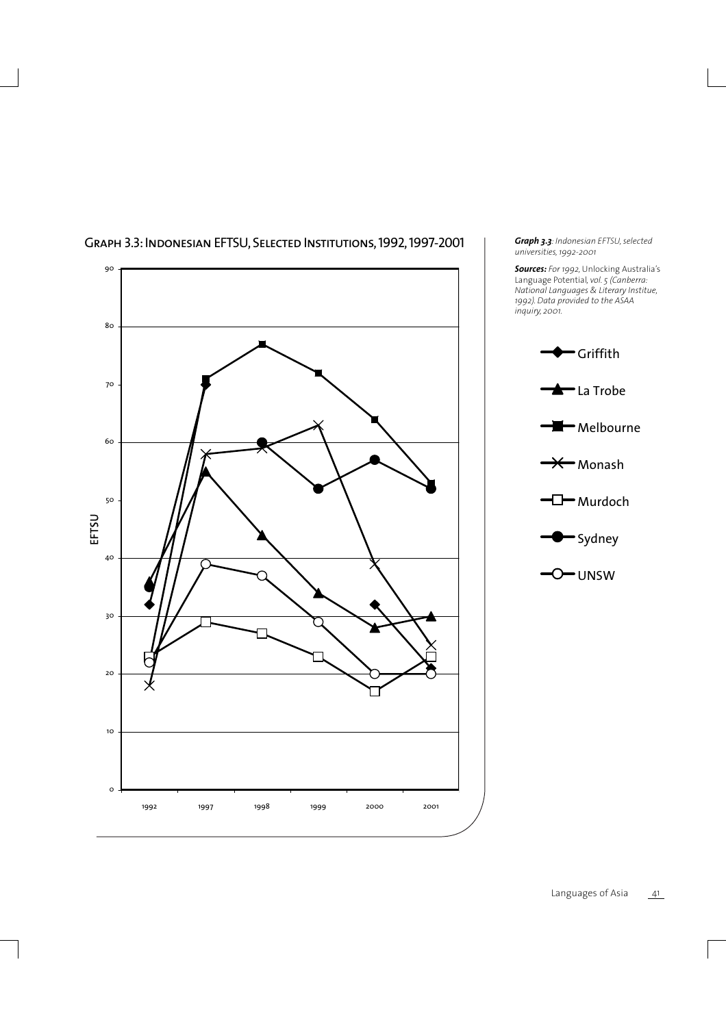## Graph 3.3: Indonesian EFTSU, Selected Institutions, 1992, 1997-2001

***Graph 3.3**: Indonesian EFTSU, selected universities, 1992-2001*

***Sources:** For 1992,* Unlocking Australia's Language Potential, *vol. 5 (Canberra: National Languages & Literary Institue, 1992). Data provided to the ASAA inquiry, 2001.*

| Institution | 1992 | 1997 | 1998 | 1999 | 2000 | 2001 |
|---|---|---|---|---|---|---|
| Griffith | 32 | 70 | | | 32 | 21 |
| La Trobe | 36 | 55 | 44 | 34 | 28 | 30 |
| Melbourne | | 71 | 77 | 72 | 64 | 53 |
| Monash | 18 | 58 | 59 | 63 | 39 | 25 |
| Murdoch | 23 | 29 | 27 | 23 | 17 | 23 |
| Sydney | 35 | | 60 | 52 | 57 | 52 |
| UNSW | 22 | 39 | 37 | 29 | 20 | 20 |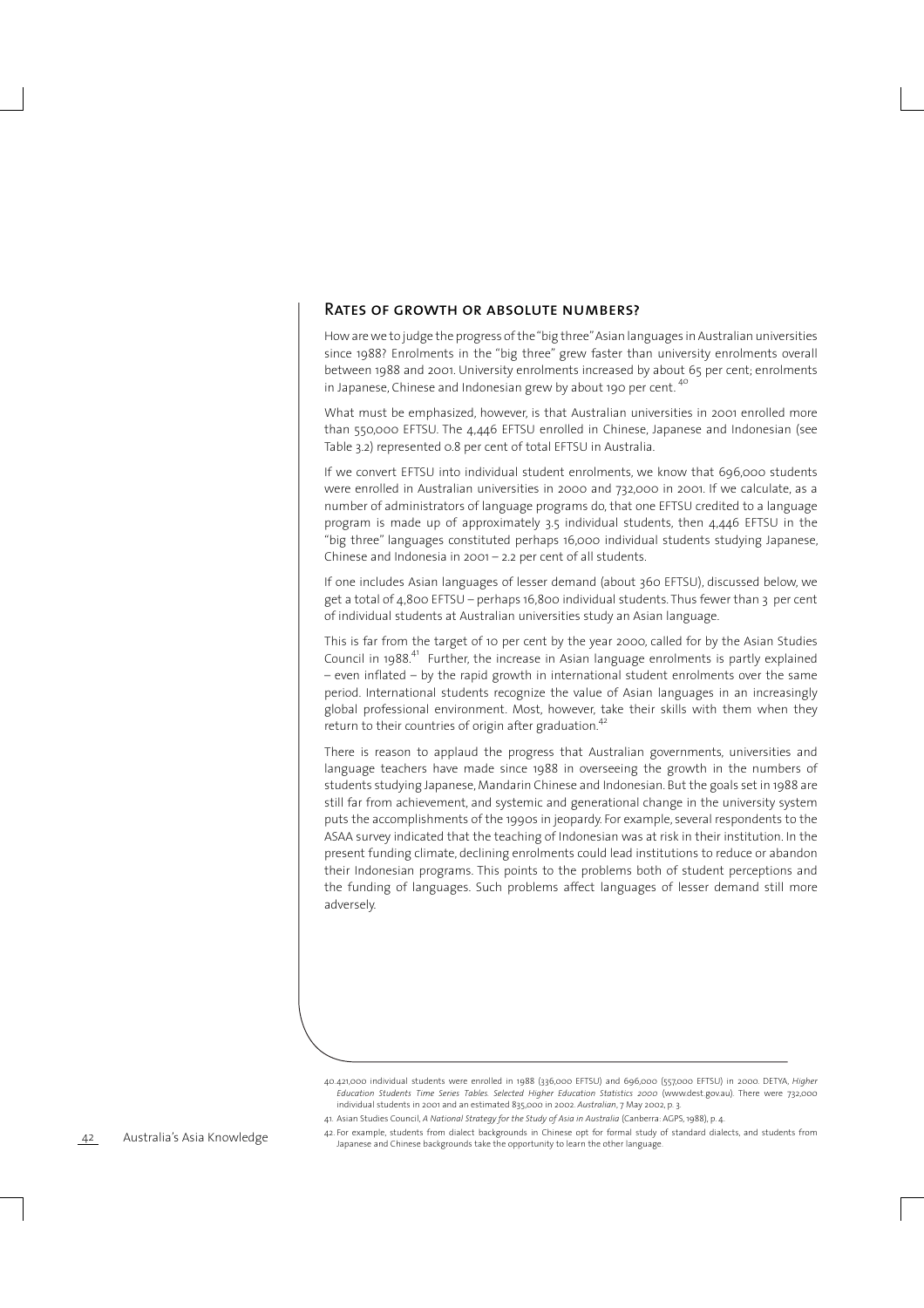## Rates of growth or absolute numbers?

How are we to judge the progress of the "big three" Asian languages in Australian universities since 1988? Enrolments in the "big three" grew faster than university enrolments overall between 1988 and 2001. University enrolments increased by about 65 per cent; enrolments in Japanese, Chinese and Indonesian grew by about 190 per cent.[40]

What must be emphasized, however, is that Australian universities in 2001 enrolled more than 550,000 EFTSU. The 4,446 EFTSU enrolled in Chinese, Japanese and Indonesian (see Table 3.2) represented 0.8 per cent of total EFTSU in Australia.

If we convert EFTSU into individual student enrolments, we know that 696,000 students were enrolled in Australian universities in 2000 and 732,000 in 2001. If we calculate, as a number of administrators of language programs do, that one EFTSU credited to a language program is made up of approximately 3.5 individual students, then 4,446 EFTSU in the "big three" languages constituted perhaps 16,000 individual students studying Japanese, Chinese and Indonesia in 2001 – 2.2 per cent of all students.

If one includes Asian languages of lesser demand (about 360 EFTSU), discussed below, we get a total of 4,800 EFTSU – perhaps 16,800 individual students. Thus fewer than 3 per cent of individual students at Australian universities study an Asian language.

This is far from the target of 10 per cent by the year 2000, called for by the Asian Studies Council in 1988.[41] Further, the increase in Asian language enrolments is partly explained – even inflated – by the rapid growth in international student enrolments over the same period. International students recognize the value of Asian languages in an increasingly global professional environment. Most, however, take their skills with them when they return to their countries of origin after graduation.[42]

There is reason to applaud the progress that Australian governments, universities and language teachers have made since 1988 in overseeing the growth in the numbers of students studying Japanese, Mandarin Chinese and Indonesian. But the goals set in 1988 are still far from achievement, and systemic and generational change in the university system puts the accomplishments of the 1990s in jeopardy. For example, several respondents to the ASAA survey indicated that the teaching of Indonesian was at risk in their institution. In the present funding climate, declining enrolments could lead institutions to reduce or abandon their Indonesian programs. This points to the problems both of student perceptions and the funding of languages. Such problems affect languages of lesser demand still more adversely.

40. 421,000 individual students were enrolled in 1988 (336,000 EFTSU) and 696,000 (557,000 EFTSU) in 2000. DETYA, *Higher Education Students Time Series Tables. Selected Higher Education Statistics 2000* (www.dest.gov.au). There were 732,000 individual students in 2001 and an estimated 835,000 in 2002. *Australian*, 7 May 2002, p. 3.

41. Asian Studies Council, *A National Strategy for the Study of Asia in Australia* (Canberra: AGPS, 1988), p. 4.

42. For example, students from dialect backgrounds in Chinese opt for formal study of standard dialects, and students from Japanese and Chinese backgrounds take the opportunity to learn the other language.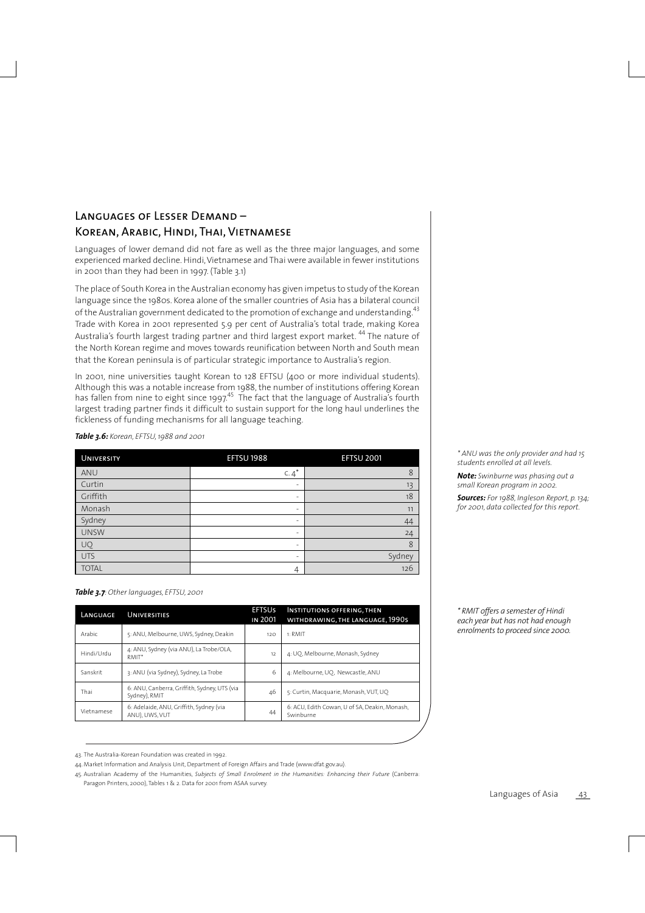## Languages of Lesser Demand – Korean, Arabic, Hindi, Thai, Vietnamese

Languages of lower demand did not fare as well as the three major languages, and some experienced marked decline. Hindi, Vietnamese and Thai were available in fewer institutions in 2001 than they had been in 1997. (Table 3.1)

The place of South Korea in the Australian economy has given impetus to study of the Korean language since the 1980s. Korea alone of the smaller countries of Asia has a bilateral council of the Australian government dedicated to the promotion of exchange and understanding.[43] Trade with Korea in 2001 represented 5.9 per cent of Australia's total trade, making Korea Australia's fourth largest trading partner and third largest export market.[44] The nature of the North Korean regime and moves towards reunification between North and South mean that the Korean peninsula is of particular strategic importance to Australia's region.

In 2001, nine universities taught Korean to 128 EFTSU (400 or more individual students). Although this was a notable increase from 1988, the number of institutions offering Korean has fallen from nine to eight since 1997.[45] The fact that the language of Australia's fourth largest trading partner finds it difficult to sustain support for the long haul underlines the fickleness of funding mechanisms for all language teaching.

***Table 3.6:*** *Korean, EFTSU, 1988 and 2001*

| University | EFTSU 1988 | EFTSU 2001 |
|---|---|---|
| ANU | c. 4* | 8 |
| Curtin | - | 13 |
| Griffith | - | 18 |
| Monash | - | 11 |
| Sydney | - | 44 |
| UNSW | - | 24 |
| UQ | - | 8 |
| UTS | - | Sydney |
| TOTAL | 4 | 126 |

*\* ANU was the only provider and had 15 students enrolled at all levels.*

***Note:*** *Swinburne was phasing out a small Korean program in 2002.*

***Sources:*** *For 1988, Ingleson Report, p. 134; for 2001, data collected for this report.*

***Table 3.7***: *Other languages, EFTSU, 2001*

| Language | Universities | EFTSUs in 2001 | Institutions offering, then withdrawing, the language, 1990s |
|---|---|---|---|
| Arabic | 5: ANU, Melbourne, UWS, Sydney, Deakin | 120 | 1: RMIT |
| Hindi/Urdu | 4: ANU, Sydney (via ANU), La Trobe/OLA, RMIT* | 12 | 4: UQ, Melbourne, Monash, Sydney |
| Sanskrit | 3: ANU (via Sydney), Sydney, La Trobe | 6 | 4: Melbourne, UQ, Newcastle, ANU |
| Thai | 6: ANU, Canberra, Griffith, Sydney, UTS (via Sydney), RMIT | 46 | 5: Curtin, Macquarie, Monash, VUT, UQ |
| Vietnamese | 6: Adelaide, ANU, Griffith, Sydney (via ANU), UWS, VUT | 44 | 6: ACU, Edith Cowan, U of SA, Deakin, Monash, Swinburne |

*\* RMIT offers a semester of Hindi each year but has not had enough enrolments to proceed since 2000.*

43. The Australia-Korean Foundation was created in 1992.

44. Market Information and Analysis Unit, Department of Foreign Affairs and Trade (www.dfat.gov.au).

45. Australian Academy of the Humanities, *Subjects of Small Enrolment in the Humanities: Enhancing their Future* (Canberra: Paragon Printers, 2000), Tables 1 & 2. Data for 2001 from ASAA survey.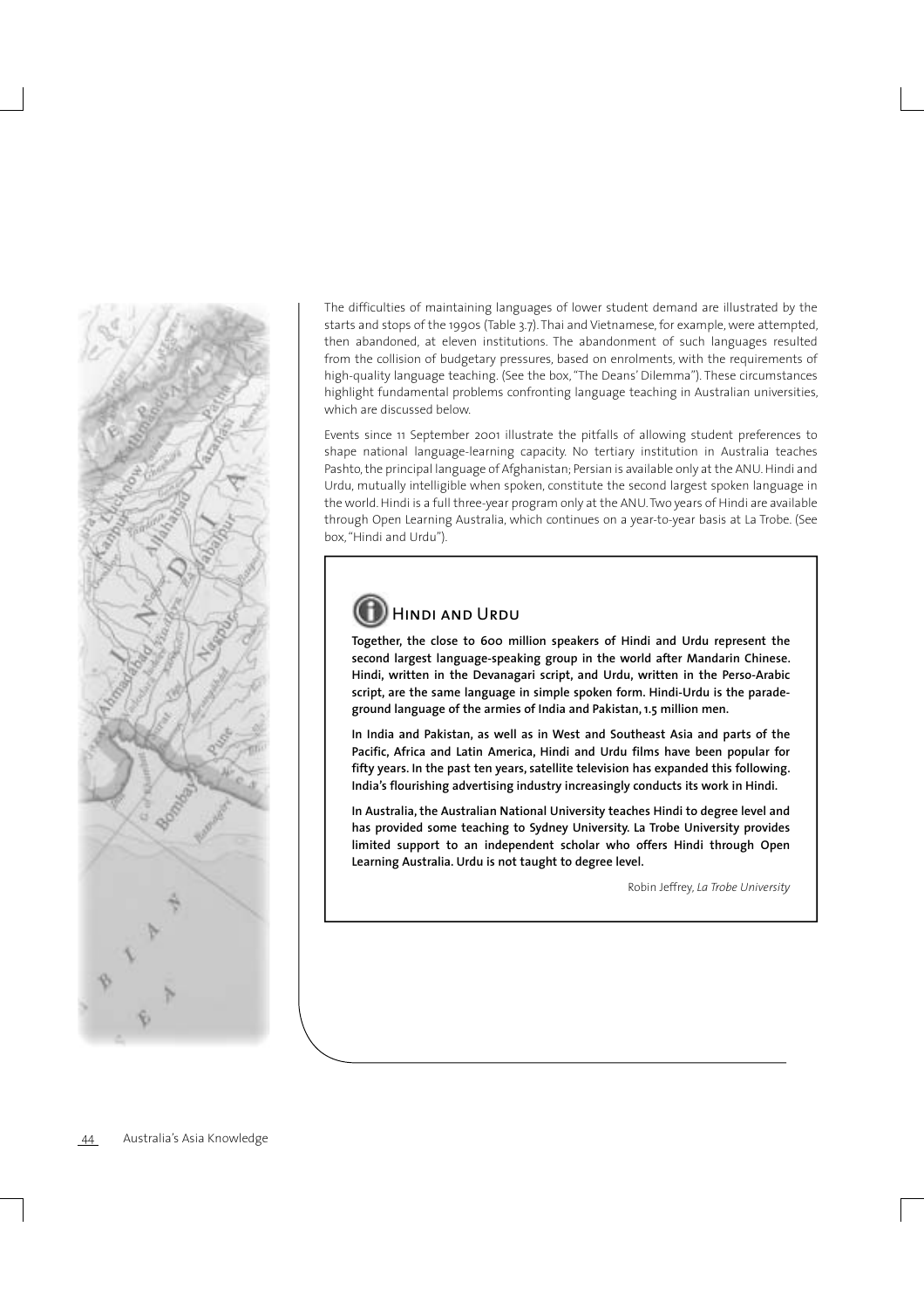The difficulties of maintaining languages of lower student demand are illustrated by the starts and stops of the 1990s (Table 3.7). Thai and Vietnamese, for example, were attempted, then abandoned, at eleven institutions. The abandonment of such languages resulted from the collision of budgetary pressures, based on enrolments, with the requirements of high-quality language teaching. (See the box, "The Deans' Dilemma"). These circumstances highlight fundamental problems confronting language teaching in Australian universities, which are discussed below.

Events since 11 September 2001 illustrate the pitfalls of allowing student preferences to shape national language-learning capacity. No tertiary institution in Australia teaches Pashto, the principal language of Afghanistan; Persian is available only at the ANU. Hindi and Urdu, mutually intelligible when spoken, constitute the second largest spoken language in the world. Hindi is a full three-year program only at the ANU. Two years of Hindi are available through Open Learning Australia, which continues on a year-to-year basis at La Trobe. (See box, "Hindi and Urdu").

## Hindi and Urdu

**Together, the close to 600 million speakers of Hindi and Urdu represent the second largest language-speaking group in the world after Mandarin Chinese. Hindi, written in the Devanagari script, and Urdu, written in the Perso-Arabic script, are the same language in simple spoken form. Hindi-Urdu is the parade-ground language of the armies of India and Pakistan, 1.5 million men.**

**In India and Pakistan, as well as in West and Southeast Asia and parts of the Pacific, Africa and Latin America, Hindi and Urdu films have been popular for fifty years. In the past ten years, satellite television has expanded this following. India's flourishing advertising industry increasingly conducts its work in Hindi.**

**In Australia, the Australian National University teaches Hindi to degree level and has provided some teaching to Sydney University. La Trobe University provides limited support to an independent scholar who offers Hindi through Open Learning Australia. Urdu is not taught to degree level.**

Robin Jeffrey, *La Trobe University*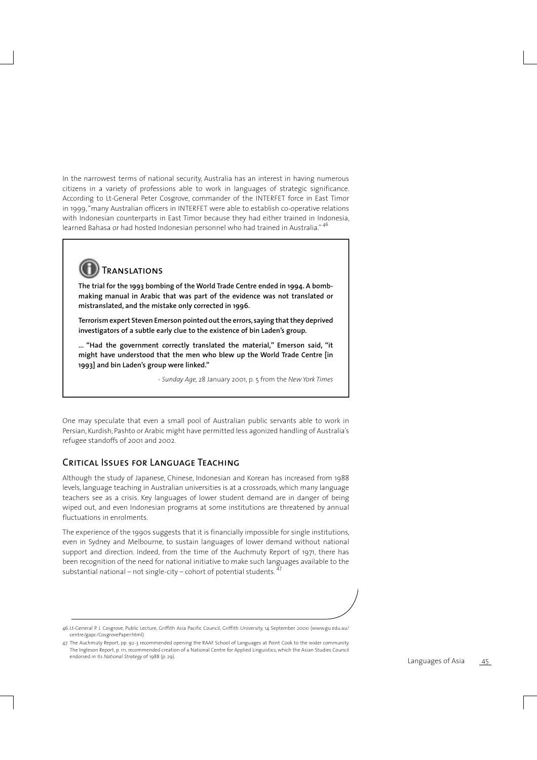In the narrowest terms of national security, Australia has an interest in having numerous citizens in a variety of professions able to work in languages of strategic significance. According to Lt-General Peter Cosgrove, commander of the INTERFET force in East Timor in 1999, "many Australian officers in INTERFET were able to establish co-operative relations with Indonesian counterparts in East Timor because they had either trained in Indonesia, learned Bahasa or had hosted Indonesian personnel who had trained in Australia."[46]

> ### Translations
>
> **The trial for the 1993 bombing of the World Trade Centre ended in 1994. A bomb-making manual in Arabic that was part of the evidence was not translated or mistranslated, and the mistake only corrected in 1996.**
>
> **Terrorism expert Steven Emerson pointed out the errors, saying that they deprived investigators of a subtle early clue to the existence of bin Laden's group.**
>
> **... "Had the government correctly translated the material," Emerson said, "it might have understood that the men who blew up the World Trade Centre [in 1993] and bin Laden's group were linked."**
>
> \- *Sunday Age*, 28 January 2001, p. 5 from the *New York Times*

One may speculate that even a small pool of Australian public servants able to work in Persian, Kurdish, Pashto or Arabic might have permitted less agonized handling of Australia's refugee standoffs of 2001 and 2002.

## Critical Issues for Language Teaching

Although the study of Japanese, Chinese, Indonesian and Korean has increased from 1988 levels, language teaching in Australian universities is at a crossroads, which many language teachers see as a crisis. Key languages of lower student demand are in danger of being wiped out, and even Indonesian programs at some institutions are threatened by annual fluctuations in enrolments.

The experience of the 1990s suggests that it is financially impossible for single institutions, even in Sydney and Melbourne, to sustain languages of lower demand without national support and direction. Indeed, from the time of the Auchmuty Report of 1971, there has been recognition of the need for national initiative to make such languages available to the substantial national – not single-city – cohort of potential students.[47]

---

46. Lt-General P. J. Cosgrove, Public Lecture, Griffith Asia Pacific Council, Griffith University, 14 September 2000 (www.gu.edu.au/centre/gapc/CosgrovePaper.html).

47. The Auchmuty Report, pp. 92-3 recommended opening the RAAF School of Languages at Point Cook to the wider community. The Ingleson Report, p. 111, recommended creation of a National Centre for Applied Linguistics, which the Asian Studies Council endorsed in its *National Strategy* of 1988 (p. 29).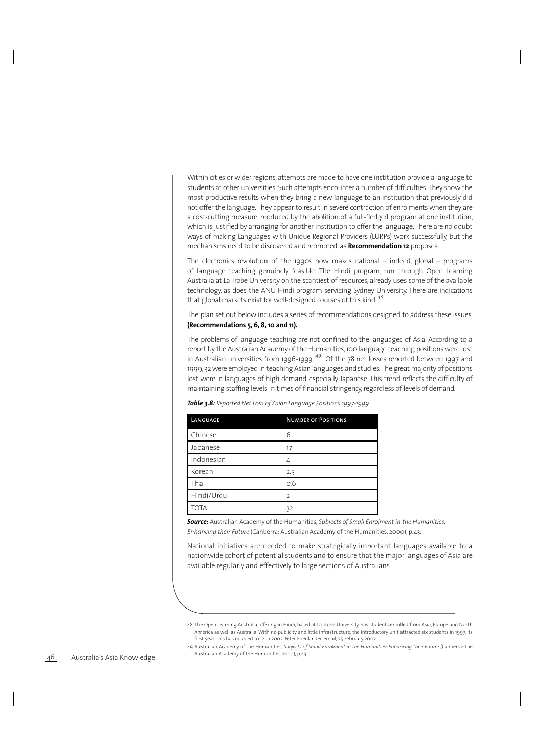Within cities or wider regions, attempts are made to have one institution provide a language to students at other universities. Such attempts encounter a number of difficulties. They show the most productive results when they bring a new language to an institution that previously did not offer the language. They appear to result in severe contraction of enrolments when they are a cost-cutting measure, produced by the abolition of a full-fledged program at one institution, which is justified by arranging for another institution to offer the language. There are no doubt ways of making Languages with Unique Regional Providers (LURPs) work successfully, but the mechanisms need to be discovered and promoted, as **Recommendation 12** proposes.

The electronics revolution of the 1990s now makes national – indeed, global – programs of language teaching genuinely feasible. The Hindi program, run through Open Learning Australia at La Trobe University on the scantiest of resources, already uses some of the available technology, as does the ANU Hindi program servicing Sydney University. There are indications that global markets exist for well-designed courses of this kind.[48]

The plan set out below includes a series of recommendations designed to address these issues. **(Recommendations 5, 6, 8, 10 and 11).**

The problems of language teaching are not confined to the languages of Asia. According to a report by the Australian Academy of the Humanities, 100 language teaching positions were lost in Australian universities from 1996-1999.[49] Of the 78 net losses reported between 1997 and 1999, 32 were employed in teaching Asian languages and studies. The great majority of positions lost were in languages of high demand, especially Japanese. This trend reflects the difficulty of maintaining staffing levels in times of financial stringency, regardless of levels of demand.

***Table 3.8:*** *Reported Net Loss of Asian Language Positions 1997-1999*

| Language | Number of Positions |
|---|---|
| Chinese | 6 |
| Japanese | 17 |
| Indonesian | 4 |
| Korean | 2.5 |
| Thai | 0.6 |
| Hindi/Urdu | 2 |
| TOTAL | 32.1 |

***Source:*** Australian Academy of the Humanities, *Subjects of Small Enrolment in the Humanities: Enhancing their Future* (Canberra: Australian Academy of the Humanities, 2000), p.43.

National initiatives are needed to make strategically important languages available to a nationwide cohort of potential students and to ensure that the major languages of Asia are available regularly and effectively to large sections of Australians.

48. The Open Learning Australia offering in Hindi, based at La Trobe University, has students enrolled from Asia, Europe and North America as well as Australia. With no publicity and little infrastructure, the introductory unit attracted six students in 1997, its first year. This has doubled to 12 in 2002. Peter Friedlander, email, 25 February 2002.

49. Australian Academy of the Humanities, *Subjects of Small Enrolment in the Humanities: Enhancing their Future* (Canberra: The Australian Academy of the Humanities 2000), p.43.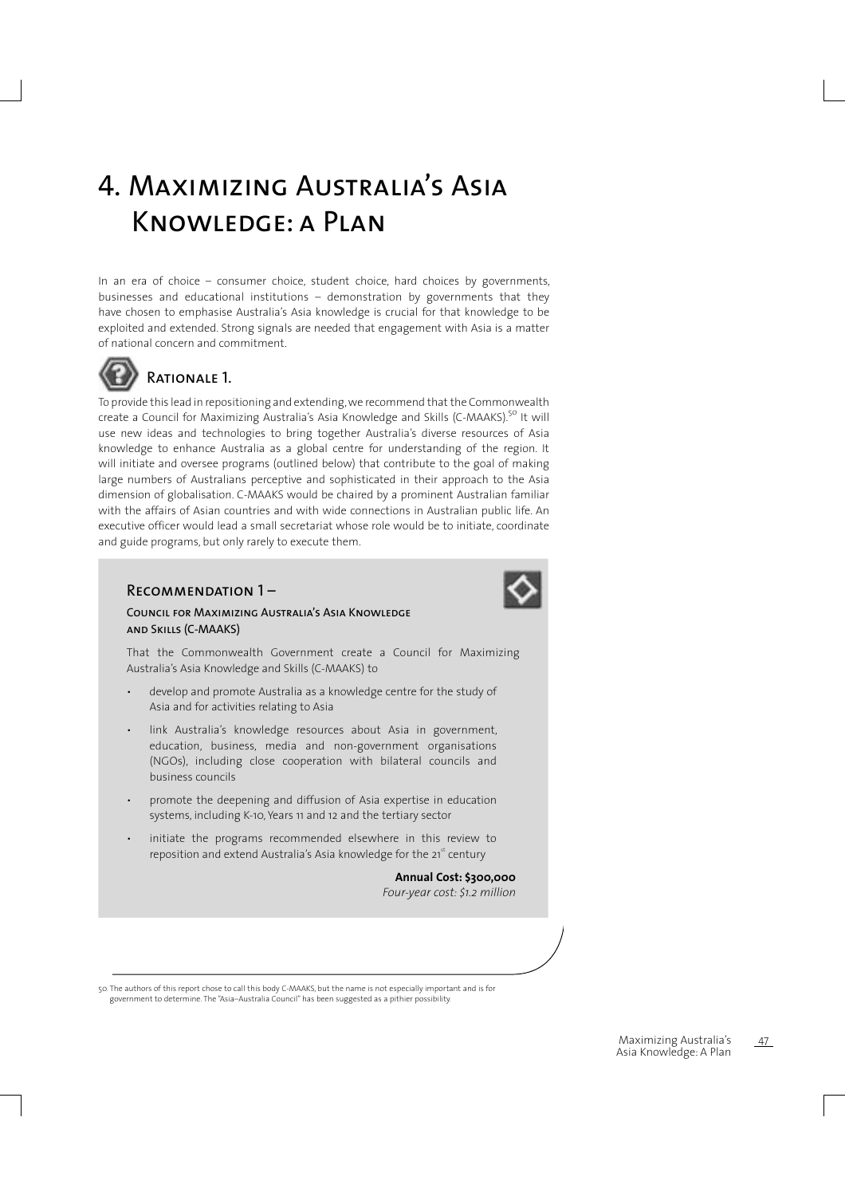# 4. Maximizing Australia's Asia Knowledge: a Plan

In an era of choice – consumer choice, student choice, hard choices by governments, businesses and educational institutions – demonstration by governments that they have chosen to emphasise Australia's Asia knowledge is crucial for that knowledge to be exploited and extended. Strong signals are needed that engagement with Asia is a matter of national concern and commitment.

## Rationale 1.

To provide this lead in repositioning and extending, we recommend that the Commonwealth create a Council for Maximizing Australia's Asia Knowledge and Skills (C-MAAKS).[50] It will use new ideas and technologies to bring together Australia's diverse resources of Asia knowledge to enhance Australia as a global centre for understanding of the region. It will initiate and oversee programs (outlined below) that contribute to the goal of making large numbers of Australians perceptive and sophisticated in their approach to the Asia dimension of globalisation. C-MAAKS would be chaired by a prominent Australian familiar with the affairs of Asian countries and with wide connections in Australian public life. An executive officer would lead a small secretariat whose role would be to initiate, coordinate and guide programs, but only rarely to execute them.

### Recommendation 1 –

**Council for Maximizing Australia's Asia Knowledge and Skills (C-MAAKS)**

That the Commonwealth Government create a Council for Maximizing Australia's Asia Knowledge and Skills (C-MAAKS) to

- develop and promote Australia as a knowledge centre for the study of Asia and for activities relating to Asia
- link Australia's knowledge resources about Asia in government, education, business, media and non-government organisations (NGOs), including close cooperation with bilateral councils and business councils
- promote the deepening and diffusion of Asia expertise in education systems, including K-10, Years 11 and 12 and the tertiary sector
- initiate the programs recommended elsewhere in this review to reposition and extend Australia's Asia knowledge for the 21st century

**Annual Cost: $300,000**
*Four-year cost: $1.2 million*

---

50. The authors of this report chose to call this body C-MAAKS, but the name is not especially important and is for government to determine. The "Asia–Australia Council" has been suggested as a pithier possibility.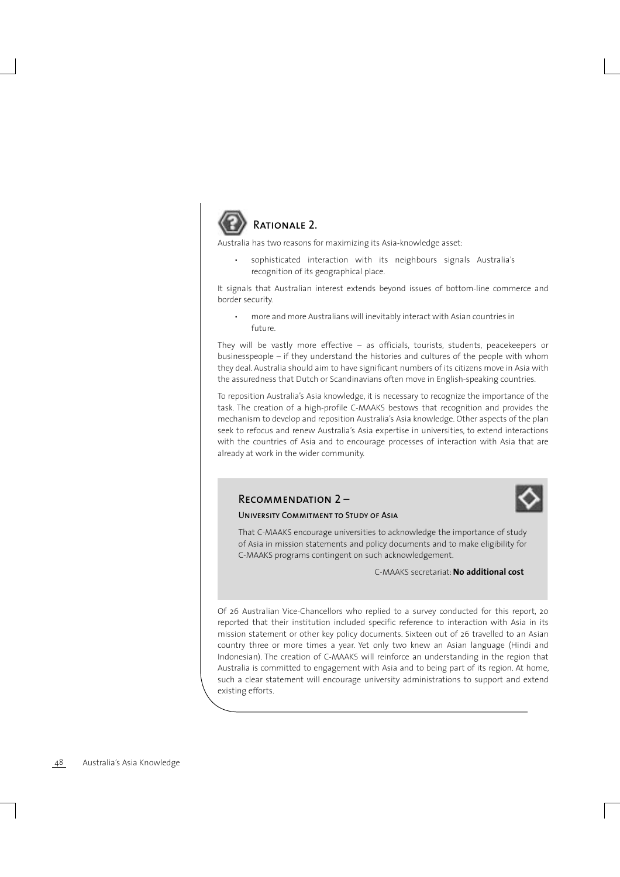## Rationale 2.

Australia has two reasons for maximizing its Asia-knowledge asset:

- sophisticated interaction with its neighbours signals Australia's recognition of its geographical place.

It signals that Australian interest extends beyond issues of bottom-line commerce and border security.

- more and more Australians will inevitably interact with Asian countries in future.

They will be vastly more effective – as officials, tourists, students, peacekeepers or businesspeople – if they understand the histories and cultures of the people with whom they deal. Australia should aim to have significant numbers of its citizens move in Asia with the assuredness that Dutch or Scandinavians often move in English-speaking countries.

To reposition Australia's Asia knowledge, it is necessary to recognize the importance of the task. The creation of a high-profile C-MAAKS bestows that recognition and provides the mechanism to develop and reposition Australia's Asia knowledge. Other aspects of the plan seek to refocus and renew Australia's Asia expertise in universities, to extend interactions with the countries of Asia and to encourage processes of interaction with Asia that are already at work in the wider community.

### Recommendation 2 –

#### University Commitment to Study of Asia

That C-MAAKS encourage universities to acknowledge the importance of study of Asia in mission statements and policy documents and to make eligibility for C-MAAKS programs contingent on such acknowledgement.

C-MAAKS secretariat: **No additional cost**

Of 26 Australian Vice-Chancellors who replied to a survey conducted for this report, 20 reported that their institution included specific reference to interaction with Asia in its mission statement or other key policy documents. Sixteen out of 26 travelled to an Asian country three or more times a year. Yet only two knew an Asian language (Hindi and Indonesian). The creation of C-MAAKS will reinforce an understanding in the region that Australia is committed to engagement with Asia and to being part of its region. At home, such a clear statement will encourage university administrations to support and extend existing efforts.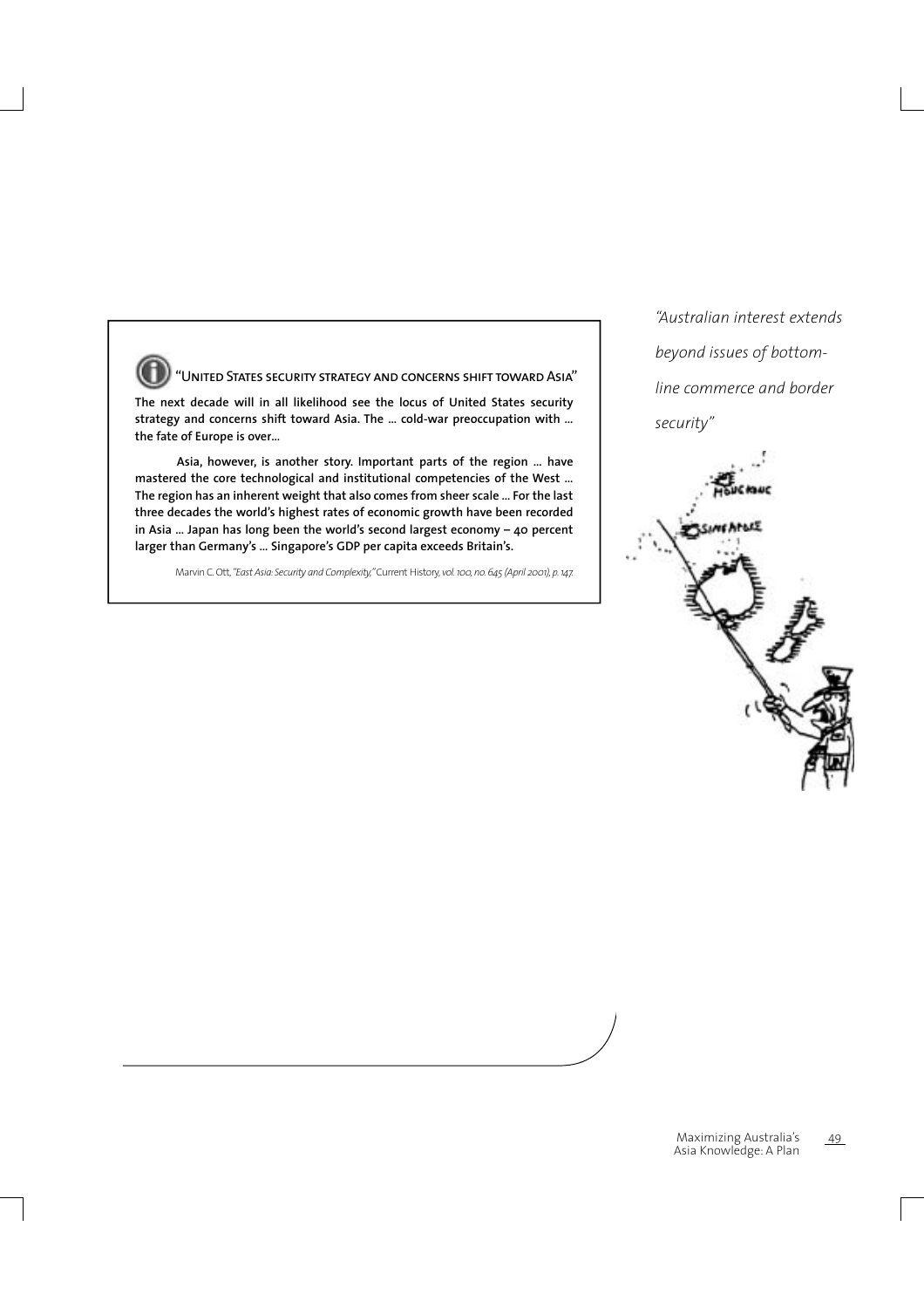### "United States security strategy and concerns shift toward Asia"

**The next decade will in all likelihood see the locus of United States security strategy and concerns shift toward Asia. The ... cold-war preoccupation with ... the fate of Europe is over...**

**Asia, however, is another story. Important parts of the region ... have mastered the core technological and institutional competencies of the West ... The region has an inherent weight that also comes from sheer scale ... For the last three decades the world's highest rates of economic growth have been recorded in Asia ... Japan has long been the world's second largest economy – 40 percent larger than Germany's ... Singapore's GDP per capita exceeds Britain's.**

Marvin C. Ott, *"East Asia: Security and Complexity,"* Current History, *vol. 100, no. 645 (April 2001), p. 147.*

*"Australian interest extends beyond issues of bottom-line commerce and border security"*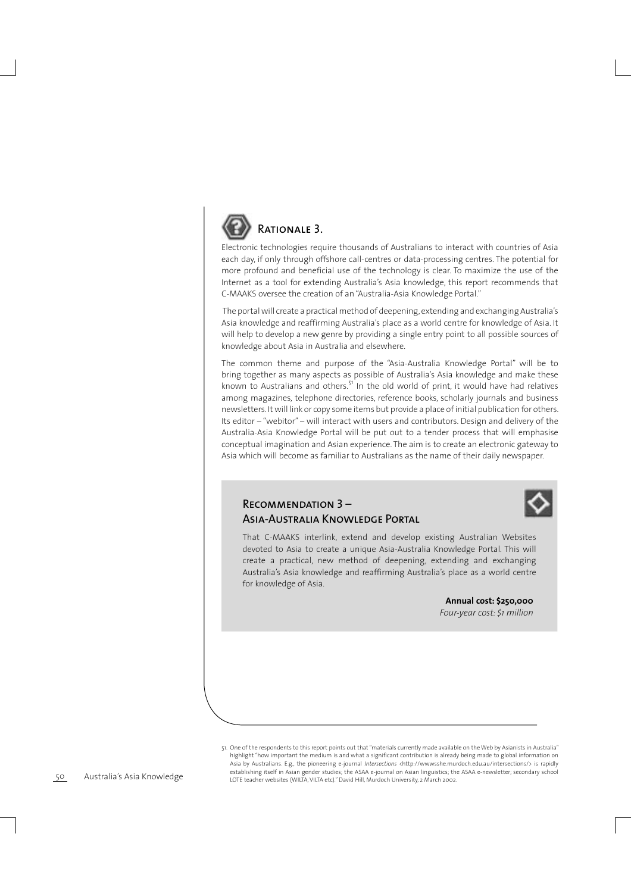## Rationale 3.

Electronic technologies require thousands of Australians to interact with countries of Asia each day, if only through offshore call-centres or data-processing centres. The potential for more profound and beneficial use of the technology is clear. To maximize the use of the Internet as a tool for extending Australia's Asia knowledge, this report recommends that C-MAAKS oversee the creation of an "Australia-Asia Knowledge Portal."

The portal will create a practical method of deepening, extending and exchanging Australia's Asia knowledge and reaffirming Australia's place as a world centre for knowledge of Asia. It will help to develop a new genre by providing a single entry point to all possible sources of knowledge about Asia in Australia and elsewhere.

The common theme and purpose of the "Asia-Australia Knowledge Portal" will be to bring together as many aspects as possible of Australia's Asia knowledge and make these known to Australians and others.[51] In the old world of print, it would have had relatives among magazines, telephone directories, reference books, scholarly journals and business newsletters. It will link or copy some items but provide a place of initial publication for others. Its editor – "webitor" – will interact with users and contributors. Design and delivery of the Australia-Asia Knowledge Portal will be put out to a tender process that will emphasise conceptual imagination and Asian experience. The aim is to create an electronic gateway to Asia which will become as familiar to Australians as the name of their daily newspaper.

### Recommendation 3 – Asia-Australia Knowledge Portal

That C-MAAKS interlink, extend and develop existing Australian Websites devoted to Asia to create a unique Asia-Australia Knowledge Portal. This will create a practical, new method of deepening, extending and exchanging Australia's Asia knowledge and reaffirming Australia's place as a world centre for knowledge of Asia.

**Annual cost: $250,000**
*Four-year cost: $1 million*

---

51. One of the respondents to this report points out that "materials currently made available on the Web by Asianists in Australia" highlight "how important the medium is and what a significant contribution is already being made to global information on Asia by Australians. E.g., the pioneering e-journal *Intersections* <http://wwwsshe.murdoch.edu.au/intersections/> is rapidly establishing itself in Asian gender studies; the ASAA e-journal on Asian linguistics; the ASAA e-newsletter; secondary school LOTE teacher websites (WILTA, VILTA etc)." David Hill, Murdoch University, 2 March 2002.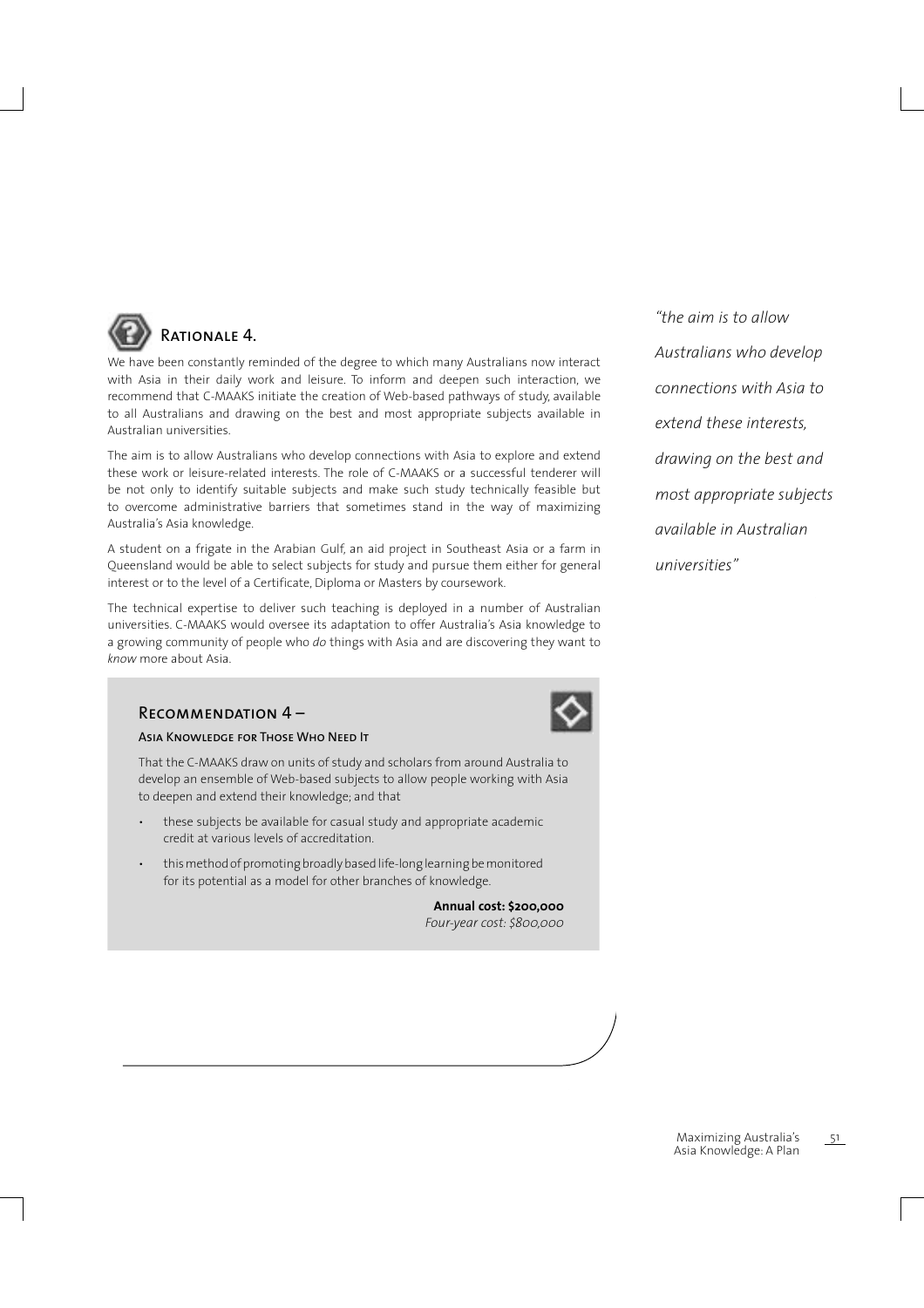## Rationale 4.

We have been constantly reminded of the degree to which many Australians now interact with Asia in their daily work and leisure. To inform and deepen such interaction, we recommend that C-MAAKS initiate the creation of Web-based pathways of study, available to all Australians and drawing on the best and most appropriate subjects available in Australian universities.

The aim is to allow Australians who develop connections with Asia to explore and extend these work or leisure-related interests. The role of C-MAAKS or a successful tenderer will be not only to identify suitable subjects and make such study technically feasible but to overcome administrative barriers that sometimes stand in the way of maximizing Australia's Asia knowledge.

A student on a frigate in the Arabian Gulf, an aid project in Southeast Asia or a farm in Queensland would be able to select subjects for study and pursue them either for general interest or to the level of a Certificate, Diploma or Masters by coursework.

The technical expertise to deliver such teaching is deployed in a number of Australian universities. C-MAAKS would oversee its adaptation to offer Australia's Asia knowledge to a growing community of people who *do* things with Asia and are discovering they want to *know* more about Asia.

*"the aim is to allow Australians who develop connections with Asia to extend these interests, drawing on the best and most appropriate subjects available in Australian universities"*

### Recommendation 4 –

#### Asia Knowledge for Those Who Need It

That the C-MAAKS draw on units of study and scholars from around Australia to develop an ensemble of Web-based subjects to allow people working with Asia to deepen and extend their knowledge; and that

- these subjects be available for casual study and appropriate academic credit at various levels of accreditation.
- this method of promoting broadly based life-long learning be monitored for its potential as a model for other branches of knowledge.

**Annual cost: $200,000**
*Four-year cost: $800,000*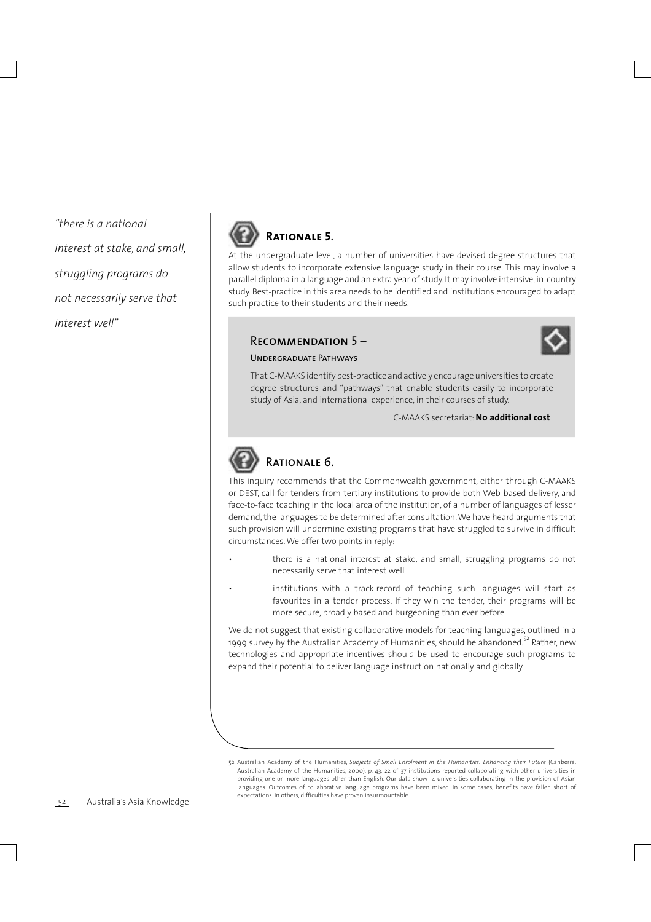*"there is a national interest at stake, and small, struggling programs do not necessarily serve that interest well"*

## Rationale 5.

At the undergraduate level, a number of universities have devised degree structures that allow students to incorporate extensive language study in their course. This may involve a parallel diploma in a language and an extra year of study. It may involve intensive, in-country study. Best-practice in this area needs to be identified and institutions encouraged to adapt such practice to their students and their needs.

### Recommendation 5 –

#### Undergraduate Pathways

That C-MAAKS identify best-practice and actively encourage universities to create degree structures and "pathways" that enable students easily to incorporate study of Asia, and international experience, in their courses of study.

C-MAAKS secretariat: **No additional cost**

## Rationale 6.

This inquiry recommends that the Commonwealth government, either through C-MAAKS or DEST, call for tenders from tertiary institutions to provide both Web-based delivery, and face-to-face teaching in the local area of the institution, of a number of languages of lesser demand, the languages to be determined after consultation. We have heard arguments that such provision will undermine existing programs that have struggled to survive in difficult circumstances. We offer two points in reply:

- there is a national interest at stake, and small, struggling programs do not necessarily serve that interest well
- institutions with a track-record of teaching such languages will start as favourites in a tender process. If they win the tender, their programs will be more secure, broadly based and burgeoning than ever before.

We do not suggest that existing collaborative models for teaching languages, outlined in a 1999 survey by the Australian Academy of Humanities, should be abandoned.[52] Rather, new technologies and appropriate incentives should be used to encourage such programs to expand their potential to deliver language instruction nationally and globally.

52. Australian Academy of the Humanities, *Subjects of Small Enrolment in the Humanities: Enhancing their Future* (Canberra: Australian Academy of the Humanities, 2000), p. 43. 22 of 37 institutions reported collaborating with other universities in providing one or more languages other than English. Our data show 14 universities collaborating in the provision of Asian languages. Outcomes of collaborative language programs have been mixed. In some cases, benefits have fallen short of expectations. In others, difficulties have proven insurmountable.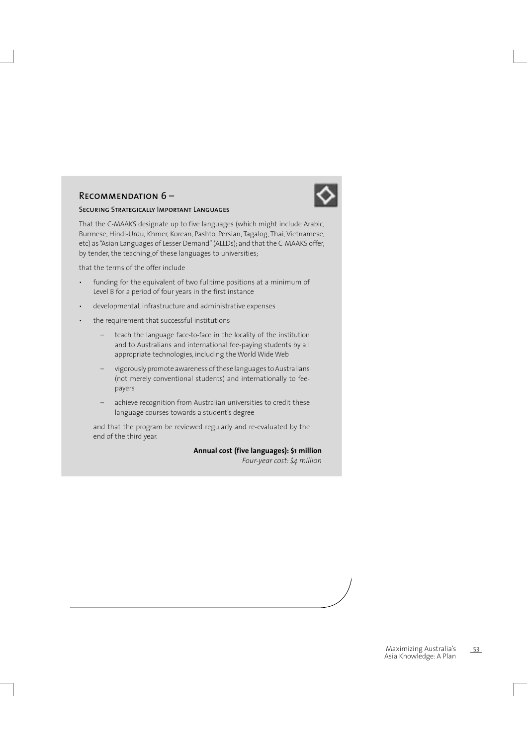## Recommendation 6 –

### Securing Strategically Important Languages

That the C-MAAKS designate up to five languages (which might include Arabic, Burmese, Hindi-Urdu, Khmer, Korean, Pashto, Persian, Tagalog, Thai, Vietnamese, etc) as "Asian Languages of Lesser Demand" (ALLDs); and that the C-MAAKS offer, by tender, the teaching of these languages to universities;

that the terms of the offer include

- funding for the equivalent of two fulltime positions at a minimum of Level B for a period of four years in the first instance
- developmental, infrastructure and administrative expenses
- the requirement that successful institutions
  - teach the language face-to-face in the locality of the institution and to Australians and international fee-paying students by all appropriate technologies, including the World Wide Web
  - vigorously promote awareness of these languages to Australians (not merely conventional students) and internationally to fee-payers
  - achieve recognition from Australian universities to credit these language courses towards a student's degree

and that the program be reviewed regularly and re-evaluated by the end of the third year.

**Annual cost (five languages): $1 million**

*Four-year cost: $4 million*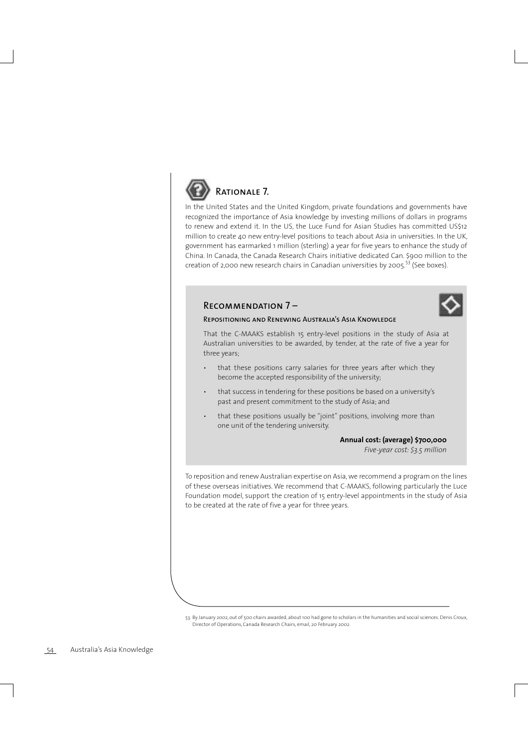## Rationale 7.

In the United States and the United Kingdom, private foundations and governments have recognized the importance of Asia knowledge by investing millions of dollars in programs to renew and extend it. In the US, the Luce Fund for Asian Studies has committed US$12 million to create 40 new entry-level positions to teach about Asia in universities. In the UK, government has earmarked 1 million (sterling) a year for five years to enhance the study of China. In Canada, the Canada Research Chairs initiative dedicated Can. $900 million to the creation of 2,000 new research chairs in Canadian universities by 2005.[53] (See boxes).

## Recommendation 7 –

### Repositioning and Renewing Australia's Asia Knowledge

That the C-MAAKS establish 15 entry-level positions in the study of Asia at Australian universities to be awarded, by tender, at the rate of five a year for three years;

- that these positions carry salaries for three years after which they become the accepted responsibility of the university;
- that success in tendering for these positions be based on a university's past and present commitment to the study of Asia; and
- that these positions usually be "joint" positions, involving more than one unit of the tendering university.

**Annual cost: (average) $700,000**

*Five-year cost: $3.5 million*

To reposition and renew Australian expertise on Asia, we recommend a program on the lines of these overseas initiatives. We recommend that C-MAAKS, following particularly the Luce Foundation model, support the creation of 15 entry-level appointments in the study of Asia to be created at the rate of five a year for three years.

53. By January 2002, out of 500 chairs awarded, about 100 had gone to scholars in the humanities and social sciences. Denis Croux, Director of Operations, Canada Research Chairs, email, 20 February 2002.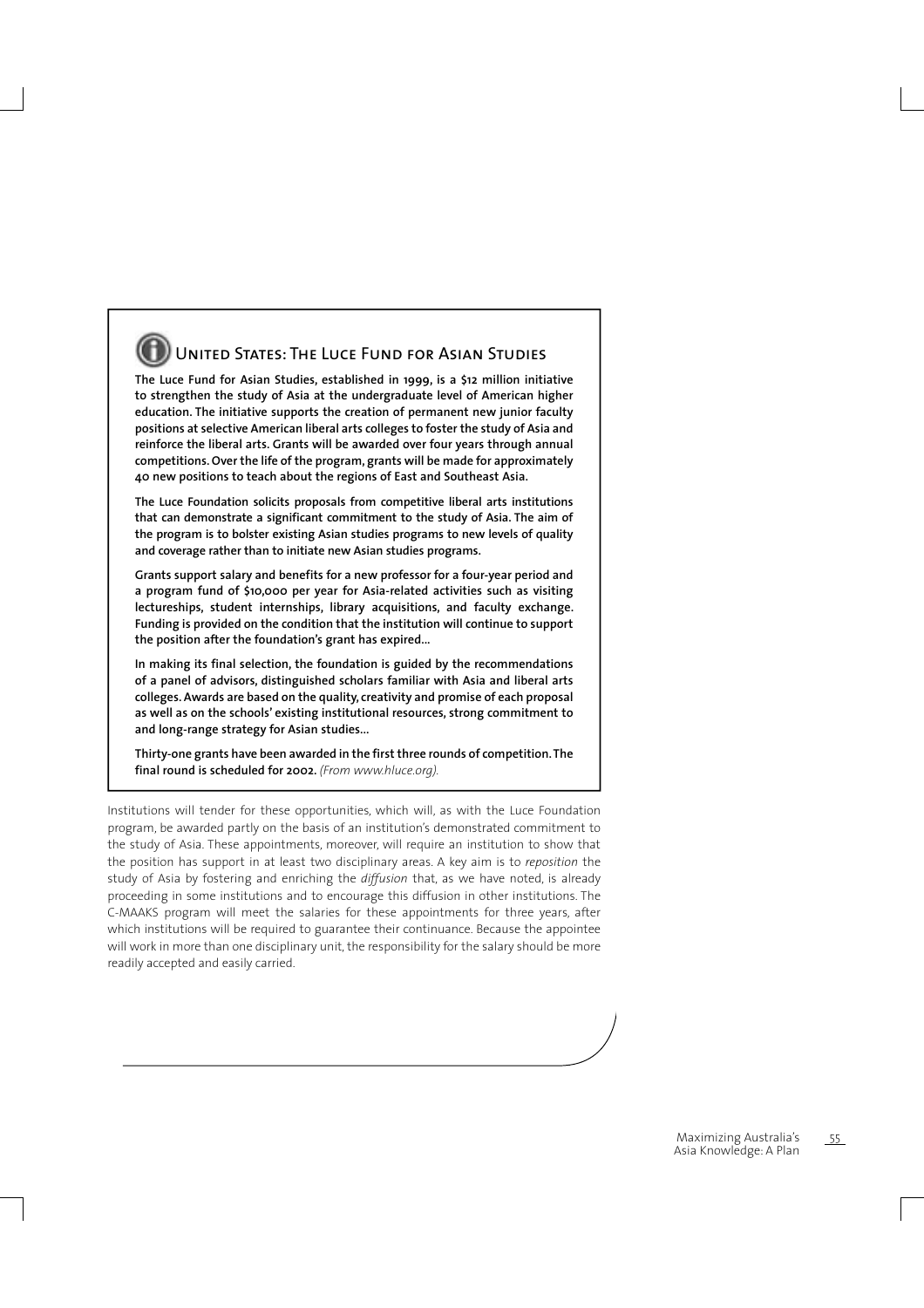## United States: The Luce Fund for Asian Studies

**The Luce Fund for Asian Studies, established in 1999, is a $12 million initiative to strengthen the study of Asia at the undergraduate level of American higher education. The initiative supports the creation of permanent new junior faculty positions at selective American liberal arts colleges to foster the study of Asia and reinforce the liberal arts. Grants will be awarded over four years through annual competitions. Over the life of the program, grants will be made for approximately 40 new positions to teach about the regions of East and Southeast Asia.**

**The Luce Foundation solicits proposals from competitive liberal arts institutions that can demonstrate a significant commitment to the study of Asia. The aim of the program is to bolster existing Asian studies programs to new levels of quality and coverage rather than to initiate new Asian studies programs.**

**Grants support salary and benefits for a new professor for a four-year period and a program fund of $10,000 per year for Asia-related activities such as visiting lectureships, student internships, library acquisitions, and faculty exchange. Funding is provided on the condition that the institution will continue to support the position after the foundation's grant has expired...**

**In making its final selection, the foundation is guided by the recommendations of a panel of advisors, distinguished scholars familiar with Asia and liberal arts colleges. Awards are based on the quality, creativity and promise of each proposal as well as on the schools' existing institutional resources, strong commitment to and long-range strategy for Asian studies...**

**Thirty-one grants have been awarded in the first three rounds of competition. The final round is scheduled for 2002.** *(From www.hluce.org).*

Institutions will tender for these opportunities, which will, as with the Luce Foundation program, be awarded partly on the basis of an institution's demonstrated commitment to the study of Asia. These appointments, moreover, will require an institution to show that the position has support in at least two disciplinary areas. A key aim is to *reposition* the study of Asia by fostering and enriching the *diffusion* that, as we have noted, is already proceeding in some institutions and to encourage this diffusion in other institutions. The C-MAAKS program will meet the salaries for these appointments for three years, after which institutions will be required to guarantee their continuance. Because the appointee will work in more than one disciplinary unit, the responsibility for the salary should be more readily accepted and easily carried.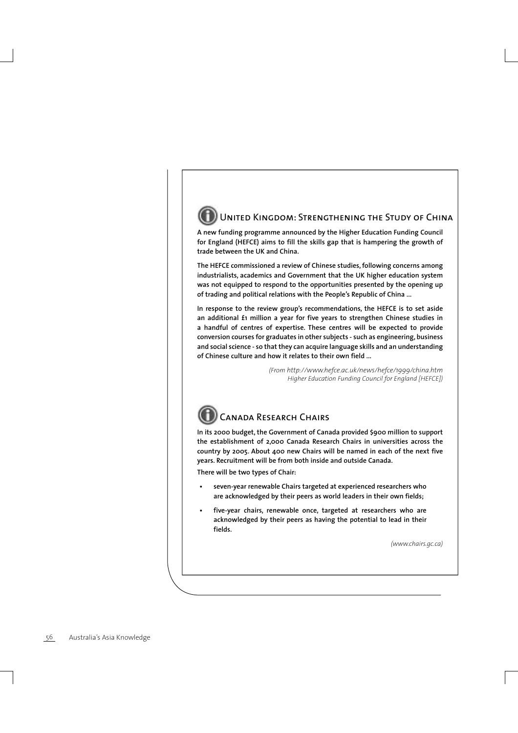## United Kingdom: Strengthening the Study of China

A new funding programme announced by the Higher Education Funding Council for England (HEFCE) aims to fill the skills gap that is hampering the growth of trade between the UK and China.

The HEFCE commissioned a review of Chinese studies, following concerns among industrialists, academics and Government that the UK higher education system was not equipped to respond to the opportunities presented by the opening up of trading and political relations with the People's Republic of China ...

In response to the review group's recommendations, the HEFCE is to set aside an additional £1 million a year for five years to strengthen Chinese studies in a handful of centres of expertise. These centres will be expected to provide conversion courses for graduates in other subjects - such as engineering, business and social science - so that they can acquire language skills and an understanding of Chinese culture and how it relates to their own field ...

*(From http://www.hefce.ac.uk/news/hefce/1999/china.htm Higher Education Funding Council for England [HEFCE])*

## Canada Research Chairs

In its 2000 budget, the Government of Canada provided $900 million to support the establishment of 2,000 Canada Research Chairs in universities across the country by 2005. About 400 new Chairs will be named in each of the next five years. Recruitment will be from both inside and outside Canada.

There will be two types of Chair:

- seven-year renewable Chairs targeted at experienced researchers who are acknowledged by their peers as world leaders in their own fields;
- five-year chairs, renewable once, targeted at researchers who are acknowledged by their peers as having the potential to lead in their fields.

*(www.chairs.gc.ca)*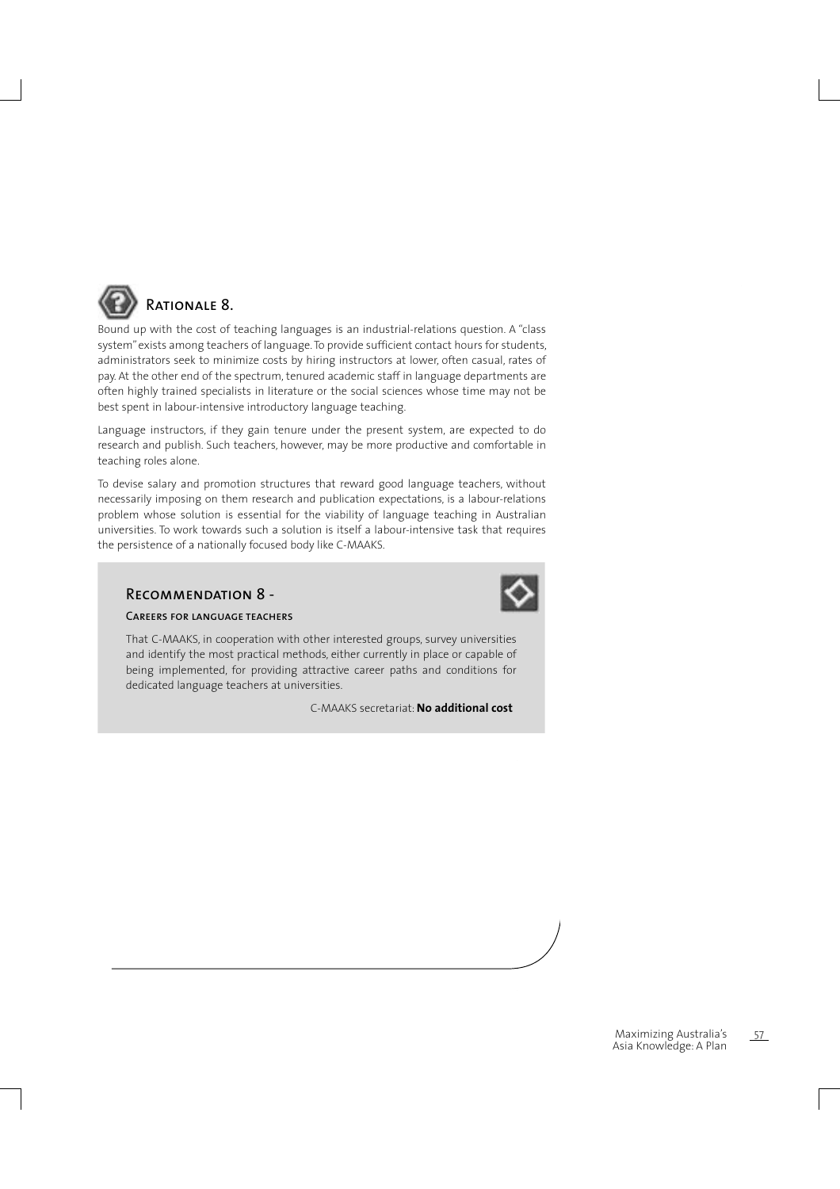## Rationale 8.

Bound up with the cost of teaching languages is an industrial-relations question. A "class system" exists among teachers of language. To provide sufficient contact hours for students, administrators seek to minimize costs by hiring instructors at lower, often casual, rates of pay. At the other end of the spectrum, tenured academic staff in language departments are often highly trained specialists in literature or the social sciences whose time may not be best spent in labour-intensive introductory language teaching.

Language instructors, if they gain tenure under the present system, are expected to do research and publish. Such teachers, however, may be more productive and comfortable in teaching roles alone.

To devise salary and promotion structures that reward good language teachers, without necessarily imposing on them research and publication expectations, is a labour-relations problem whose solution is essential for the viability of language teaching in Australian universities. To work towards such a solution is itself a labour-intensive task that requires the persistence of a nationally focused body like C-MAAKS.

### Recommendation 8 -

#### Careers for language teachers

That C-MAAKS, in cooperation with other interested groups, survey universities and identify the most practical methods, either currently in place or capable of being implemented, for providing attractive career paths and conditions for dedicated language teachers at universities.

C-MAAKS secretariat: **No additional cost**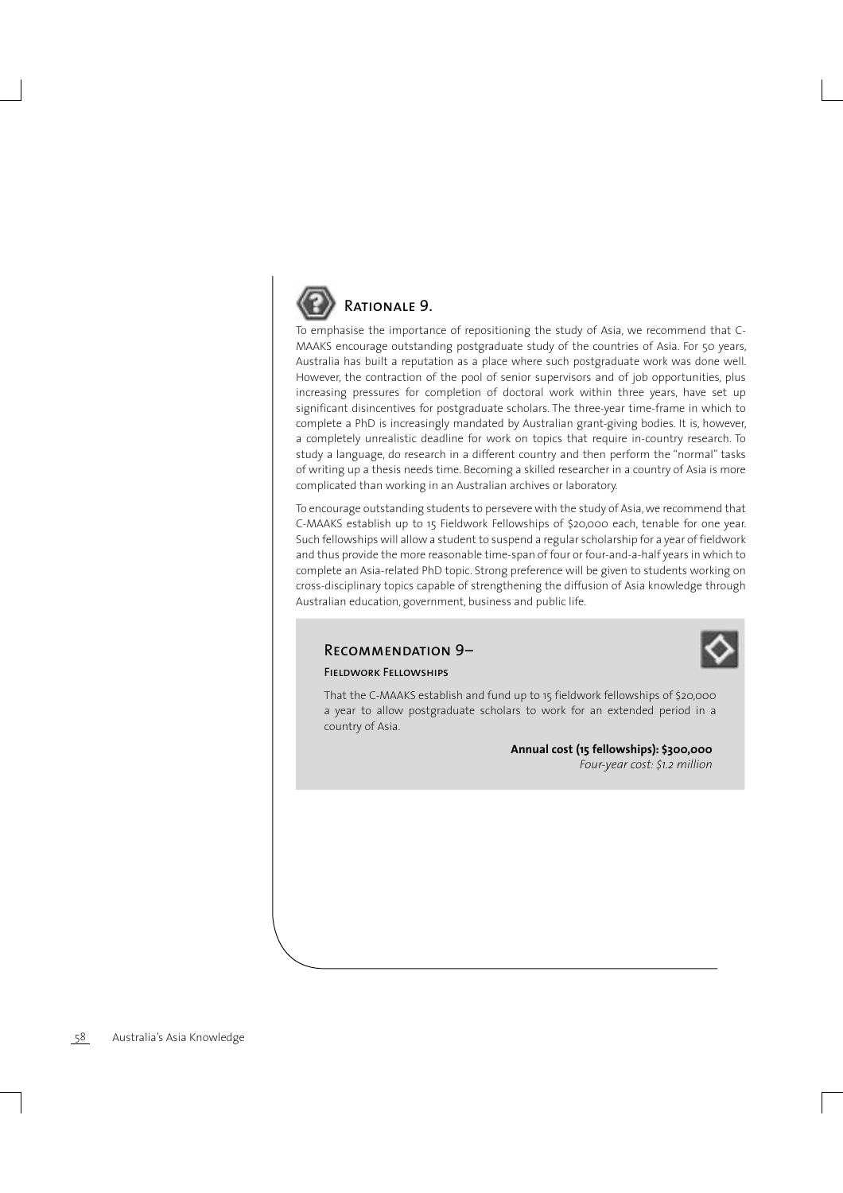## Rationale 9.

To emphasise the importance of repositioning the study of Asia, we recommend that C-MAAKS encourage outstanding postgraduate study of the countries of Asia. For 50 years, Australia has built a reputation as a place where such postgraduate work was done well. However, the contraction of the pool of senior supervisors and of job opportunities, plus increasing pressures for completion of doctoral work within three years, have set up significant disincentives for postgraduate scholars. The three-year time-frame in which to complete a PhD is increasingly mandated by Australian grant-giving bodies. It is, however, a completely unrealistic deadline for work on topics that require in-country research. To study a language, do research in a different country and then perform the "normal" tasks of writing up a thesis needs time. Becoming a skilled researcher in a country of Asia is more complicated than working in an Australian archives or laboratory.

To encourage outstanding students to persevere with the study of Asia, we recommend that C-MAAKS establish up to 15 Fieldwork Fellowships of $20,000 each, tenable for one year. Such fellowships will allow a student to suspend a regular scholarship for a year of fieldwork and thus provide the more reasonable time-span of four or four-and-a-half years in which to complete an Asia-related PhD topic. Strong preference will be given to students working on cross-disciplinary topics capable of strengthening the diffusion of Asia knowledge through Australian education, government, business and public life.

## Recommendation 9–

### Fieldwork Fellowships

That the C-MAAKS establish and fund up to 15 fieldwork fellowships of $20,000 a year to allow postgraduate scholars to work for an extended period in a country of Asia.

**Annual cost (15 fellowships): $300,000**
*Four-year cost: $1.2 million*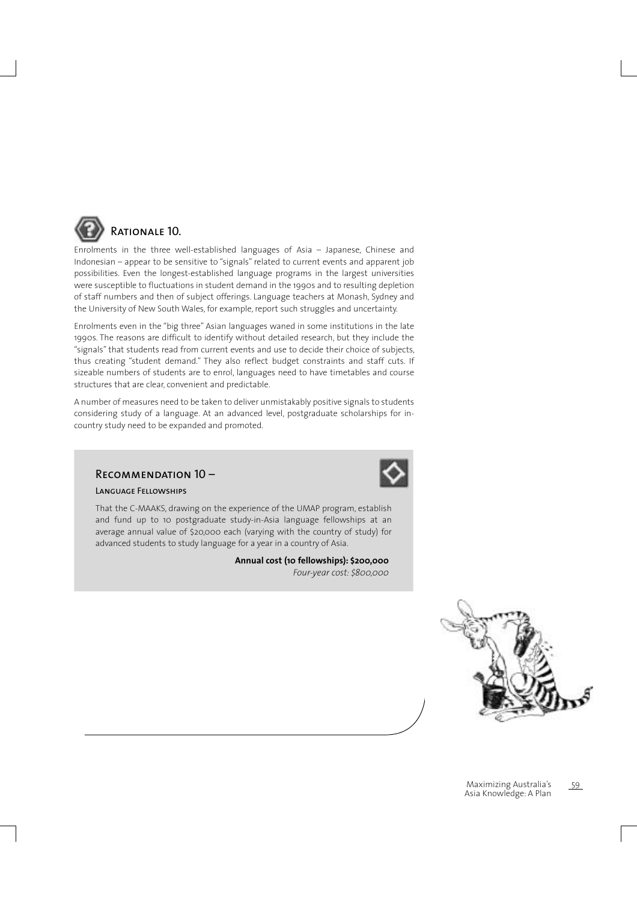## Rationale 10.

Enrolments in the three well-established languages of Asia – Japanese, Chinese and Indonesian – appear to be sensitive to "signals" related to current events and apparent job possibilities. Even the longest-established language programs in the largest universities were susceptible to fluctuations in student demand in the 1990s and to resulting depletion of staff numbers and then of subject offerings. Language teachers at Monash, Sydney and the University of New South Wales, for example, report such struggles and uncertainty.

Enrolments even in the "big three" Asian languages waned in some institutions in the late 1990s. The reasons are difficult to identify without detailed research, but they include the "signals" that students read from current events and use to decide their choice of subjects, thus creating "student demand." They also reflect budget constraints and staff cuts. If sizeable numbers of students are to enrol, languages need to have timetables and course structures that are clear, convenient and predictable.

A number of measures need to be taken to deliver unmistakably positive signals to students considering study of a language. At an advanced level, postgraduate scholarships for in-country study need to be expanded and promoted.

### Recommendation 10 –

#### Language Fellowships

That the C-MAAKS, drawing on the experience of the UMAP program, establish and fund up to 10 postgraduate study-in-Asia language fellowships at an average annual value of $20,000 each (varying with the country of study) for advanced students to study language for a year in a country of Asia.

**Annual cost (10 fellowships): $200,000**
*Four-year cost: $800,000*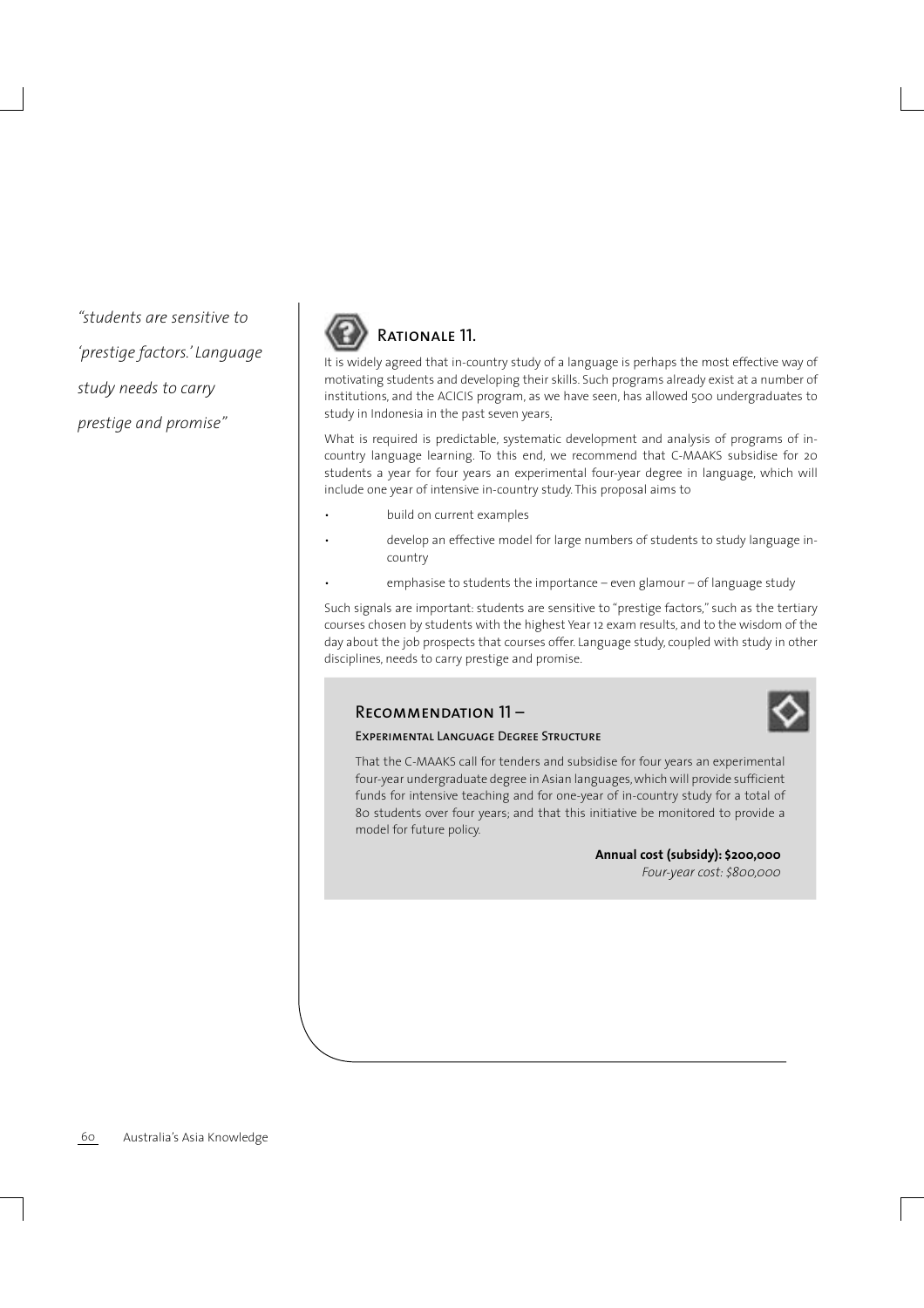*"students are sensitive to 'prestige factors.' Language study needs to carry prestige and promise"*

## Rationale 11.

It is widely agreed that in-country study of a language is perhaps the most effective way of motivating students and developing their skills. Such programs already exist at a number of institutions, and the ACICIS program, as we have seen, has allowed 500 undergraduates to study in Indonesia in the past seven years.

What is required is predictable, systematic development and analysis of programs of in-country language learning. To this end, we recommend that C-MAAKS subsidise for 20 students a year for four years an experimental four-year degree in language, which will include one year of intensive in-country study. This proposal aims to

- build on current examples
- develop an effective model for large numbers of students to study language in-country
- emphasise to students the importance – even glamour – of language study

Such signals are important: students are sensitive to "prestige factors," such as the tertiary courses chosen by students with the highest Year 12 exam results, and to the wisdom of the day about the job prospects that courses offer. Language study, coupled with study in other disciplines, needs to carry prestige and promise.

### Recommendation 11 –

#### Experimental Language Degree Structure

That the C-MAAKS call for tenders and subsidise for four years an experimental four-year undergraduate degree in Asian languages, which will provide sufficient funds for intensive teaching and for one-year of in-country study for a total of 80 students over four years; and that this initiative be monitored to provide a model for future policy.

**Annual cost (subsidy): $200,000**
*Four-year cost: $800,000*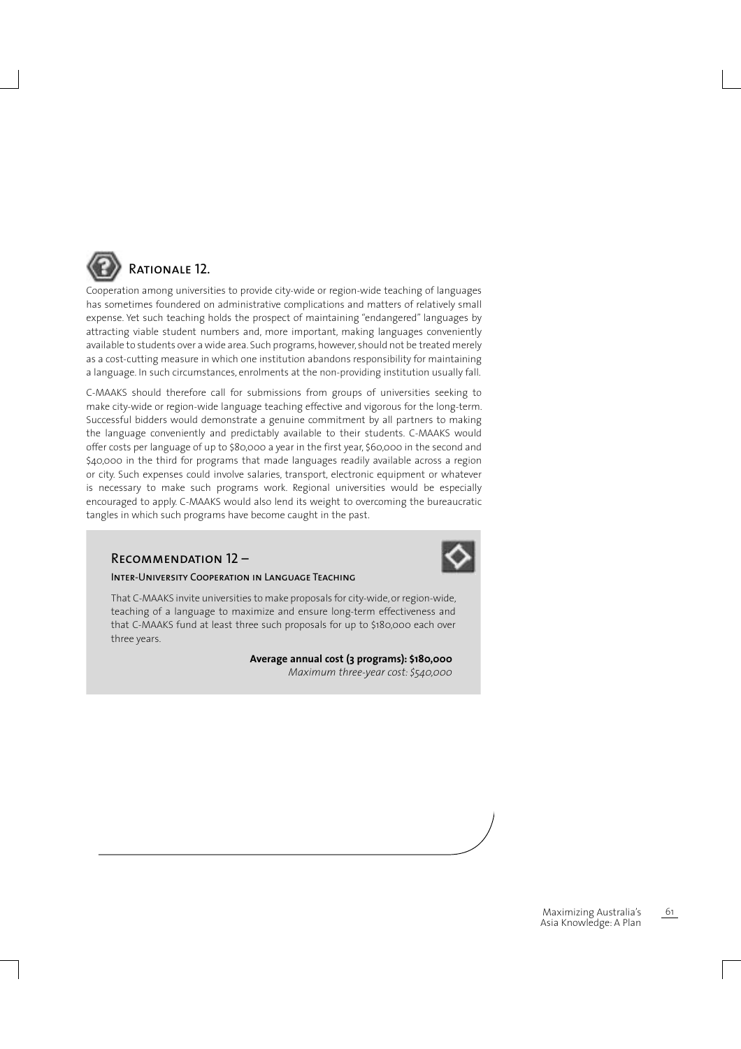## Rationale 12.

Cooperation among universities to provide city-wide or region-wide teaching of languages has sometimes foundered on administrative complications and matters of relatively small expense. Yet such teaching holds the prospect of maintaining "endangered" languages by attracting viable student numbers and, more important, making languages conveniently available to students over a wide area. Such programs, however, should not be treated merely as a cost-cutting measure in which one institution abandons responsibility for maintaining a language. In such circumstances, enrolments at the non-providing institution usually fall.

C-MAAKS should therefore call for submissions from groups of universities seeking to make city-wide or region-wide language teaching effective and vigorous for the long-term. Successful bidders would demonstrate a genuine commitment by all partners to making the language conveniently and predictably available to their students. C-MAAKS would offer costs per language of up to $80,000 a year in the first year, $60,000 in the second and $40,000 in the third for programs that made languages readily available across a region or city. Such expenses could involve salaries, transport, electronic equipment or whatever is necessary to make such programs work. Regional universities would be especially encouraged to apply. C-MAAKS would also lend its weight to overcoming the bureaucratic tangles in which such programs have become caught in the past.

### Recommendation 12 –

#### Inter-University Cooperation in Language Teaching

That C-MAAKS invite universities to make proposals for city-wide, or region-wide, teaching of a language to maximize and ensure long-term effectiveness and that C-MAAKS fund at least three such proposals for up to $180,000 each over three years.

**Average annual cost (3 programs): $180,000**
*Maximum three-year cost: $540,000*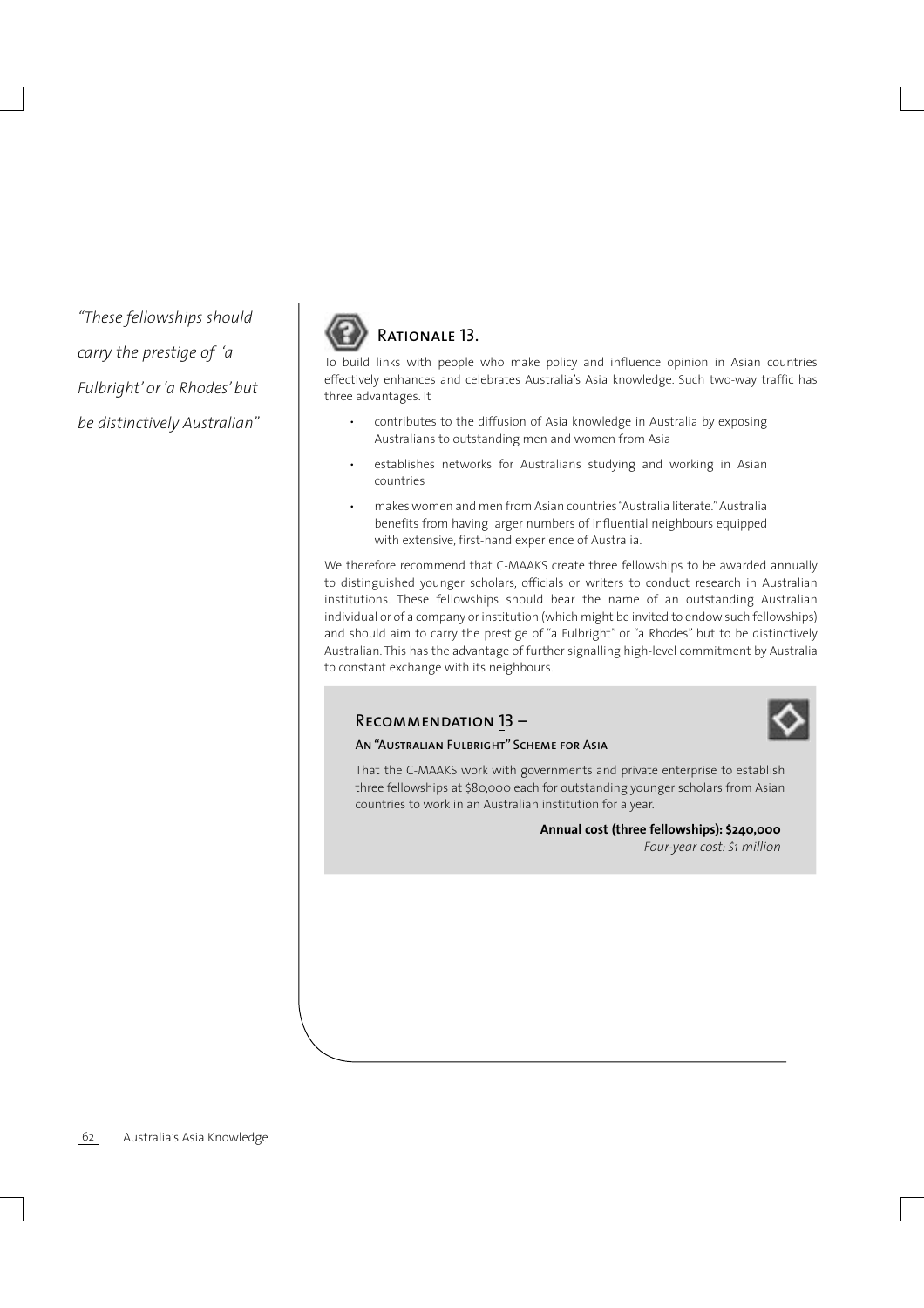*"These fellowships should carry the prestige of 'a Fulbright' or 'a Rhodes' but be distinctively Australian"*

## Rationale 13.

To build links with people who make policy and influence opinion in Asian countries effectively enhances and celebrates Australia's Asia knowledge. Such two-way traffic has three advantages. It

- contributes to the diffusion of Asia knowledge in Australia by exposing Australians to outstanding men and women from Asia
- establishes networks for Australians studying and working in Asian countries
- makes women and men from Asian countries "Australia literate." Australia benefits from having larger numbers of influential neighbours equipped with extensive, first-hand experience of Australia.

We therefore recommend that C-MAAKS create three fellowships to be awarded annually to distinguished younger scholars, officials or writers to conduct research in Australian institutions. These fellowships should bear the name of an outstanding Australian individual or of a company or institution (which might be invited to endow such fellowships) and should aim to carry the prestige of "a Fulbright" or "a Rhodes" but to be distinctively Australian. This has the advantage of further signalling high-level commitment by Australia to constant exchange with its neighbours.

## Recommendation 13 –

### An "Australian Fulbright" Scheme for Asia

That the C-MAAKS work with governments and private enterprise to establish three fellowships at $80,000 each for outstanding younger scholars from Asian countries to work in an Australian institution for a year.

**Annual cost (three fellowships): $240,000**

*Four-year cost: $1 million*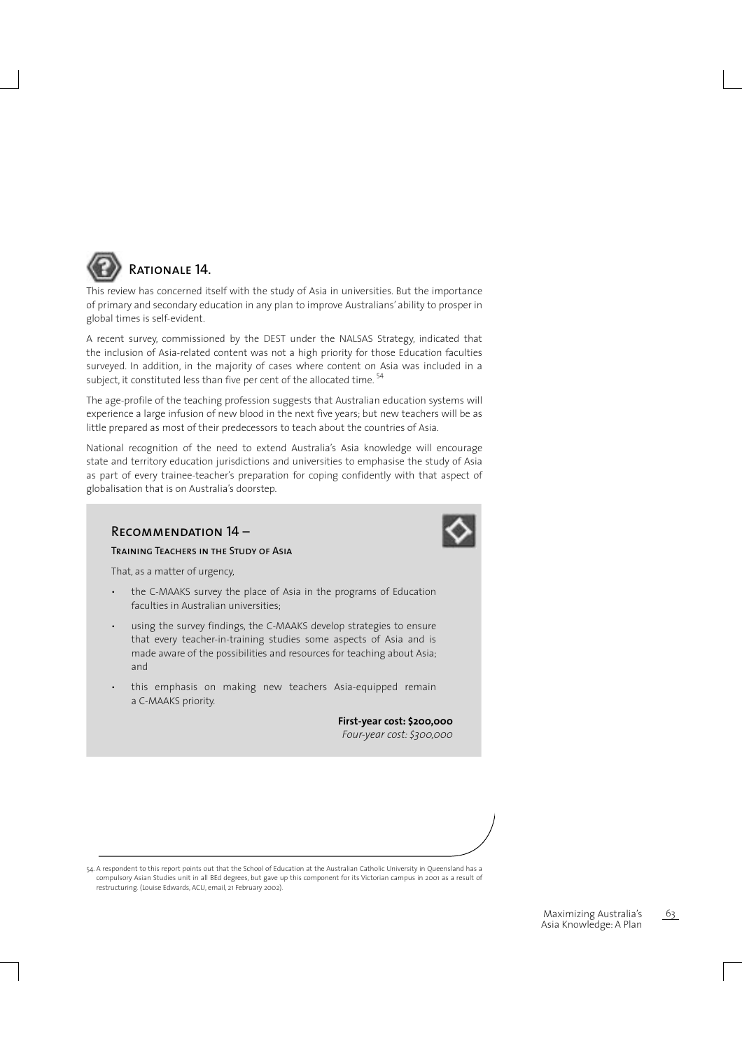## Rationale 14.

This review has concerned itself with the study of Asia in universities. But the importance of primary and secondary education in any plan to improve Australians' ability to prosper in global times is self-evident.

A recent survey, commissioned by the DEST under the NALSAS Strategy, indicated that the inclusion of Asia-related content was not a high priority for those Education faculties surveyed. In addition, in the majority of cases where content on Asia was included in a subject, it constituted less than five per cent of the allocated time. [54]

The age-profile of the teaching profession suggests that Australian education systems will experience a large infusion of new blood in the next five years; but new teachers will be as little prepared as most of their predecessors to teach about the countries of Asia.

National recognition of the need to extend Australia's Asia knowledge will encourage state and territory education jurisdictions and universities to emphasise the study of Asia as part of every trainee-teacher's preparation for coping confidently with that aspect of globalisation that is on Australia's doorstep.

### Recommendation 14 –

#### Training Teachers in the Study of Asia

That, as a matter of urgency,

- the C-MAAKS survey the place of Asia in the programs of Education faculties in Australian universities;
- using the survey findings, the C-MAAKS develop strategies to ensure that every teacher-in-training studies some aspects of Asia and is made aware of the possibilities and resources for teaching about Asia; and
- this emphasis on making new teachers Asia-equipped remain a C-MAAKS priority.

**First-year cost: $200,000**
*Four-year cost: $300,000*

54. A respondent to this report points out that the School of Education at the Australian Catholic University in Queensland has a compulsory Asian Studies unit in all BEd degrees, but gave up this component for its Victorian campus in 2001 as a result of restructuring. (Louise Edwards, ACU, email, 21 February 2002).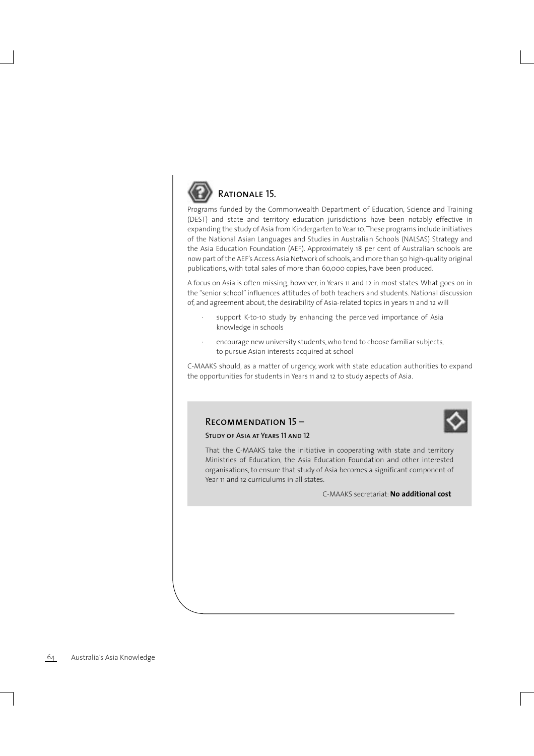## Rationale 15.

Programs funded by the Commonwealth Department of Education, Science and Training (DEST) and state and territory education jurisdictions have been notably effective in expanding the study of Asia from Kindergarten to Year 10. These programs include initiatives of the National Asian Languages and Studies in Australian Schools (NALSAS) Strategy and the Asia Education Foundation (AEF). Approximately 18 per cent of Australian schools are now part of the AEF's Access Asia Network of schools, and more than 50 high-quality original publications, with total sales of more than 60,000 copies, have been produced.

A focus on Asia is often missing, however, in Years 11 and 12 in most states. What goes on in the "senior school" influences attitudes of both teachers and students. National discussion of, and agreement about, the desirability of Asia-related topics in years 11 and 12 will

- support K-to-10 study by enhancing the perceived importance of Asia knowledge in schools
- encourage new university students, who tend to choose familiar subjects, to pursue Asian interests acquired at school

C-MAAKS should, as a matter of urgency, work with state education authorities to expand the opportunities for students in Years 11 and 12 to study aspects of Asia.

### Recommendation 15 –

#### Study of Asia at Years 11 and 12

That the C-MAAKS take the initiative in cooperating with state and territory Ministries of Education, the Asia Education Foundation and other interested organisations, to ensure that study of Asia becomes a significant component of Year 11 and 12 curriculums in all states.

C-MAAKS secretariat: **No additional cost**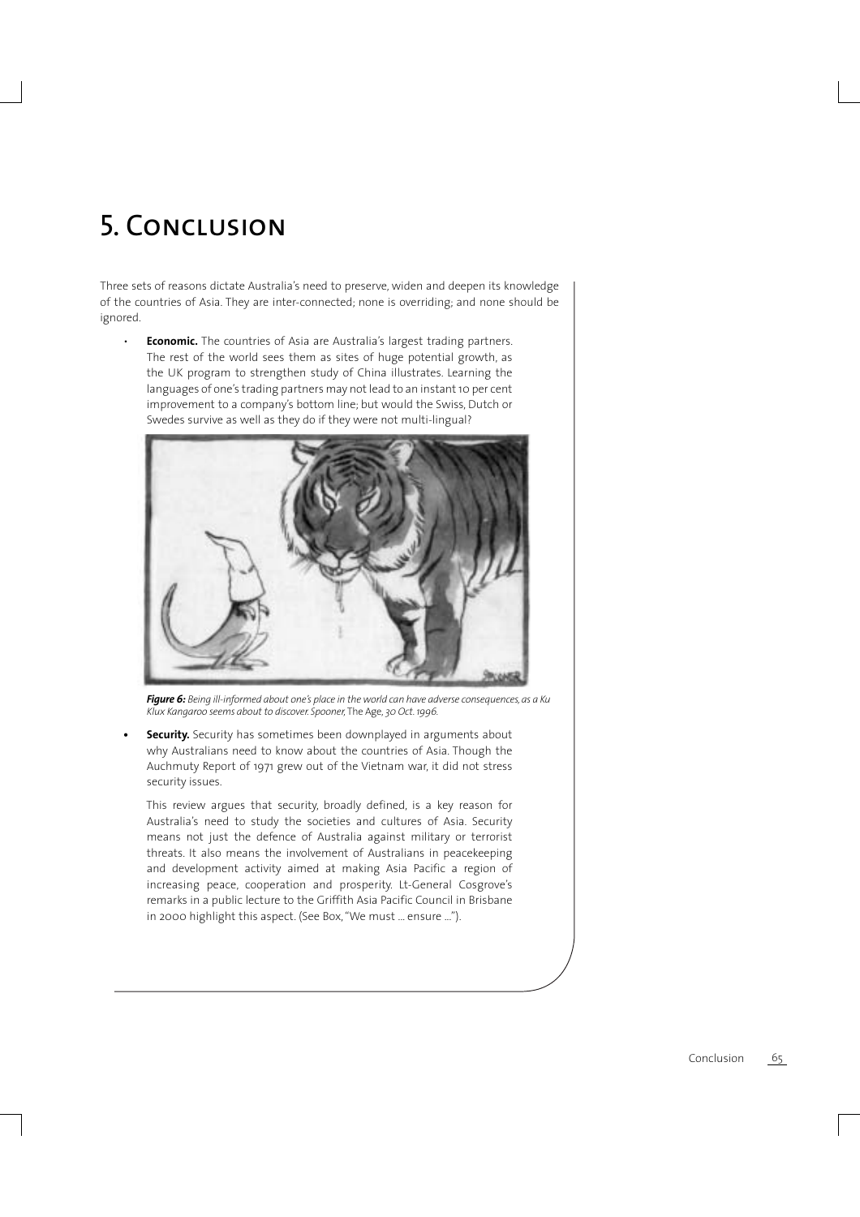# 5. Conclusion

Three sets of reasons dictate Australia's need to preserve, widen and deepen its knowledge of the countries of Asia. They are inter-connected; none is overriding; and none should be ignored.

- **Economic.** The countries of Asia are Australia's largest trading partners. The rest of the world sees them as sites of huge potential growth, as the UK program to strengthen study of China illustrates. Learning the languages of one's trading partners may not lead to an instant 10 per cent improvement to a company's bottom line; but would the Swiss, Dutch or Swedes survive as well as they do if they were not multi-lingual?

***Figure 6:*** *Being ill-informed about one's place in the world can have adverse consequences, as a Ku Klux Kangaroo seems about to discover. Spooner,* The Age, *30 Oct. 1996.*

- **Security.** Security has sometimes been downplayed in arguments about why Australians need to know about the countries of Asia. Though the Auchmuty Report of 1971 grew out of the Vietnam war, it did not stress security issues.

  This review argues that security, broadly defined, is a key reason for Australia's need to study the societies and cultures of Asia. Security means not just the defence of Australia against military or terrorist threats. It also means the involvement of Australians in peacekeeping and development activity aimed at making Asia Pacific a region of increasing peace, cooperation and prosperity. Lt-General Cosgrove's remarks in a public lecture to the Griffith Asia Pacific Council in Brisbane in 2000 highlight this aspect. (See Box, "We must ... ensure ...").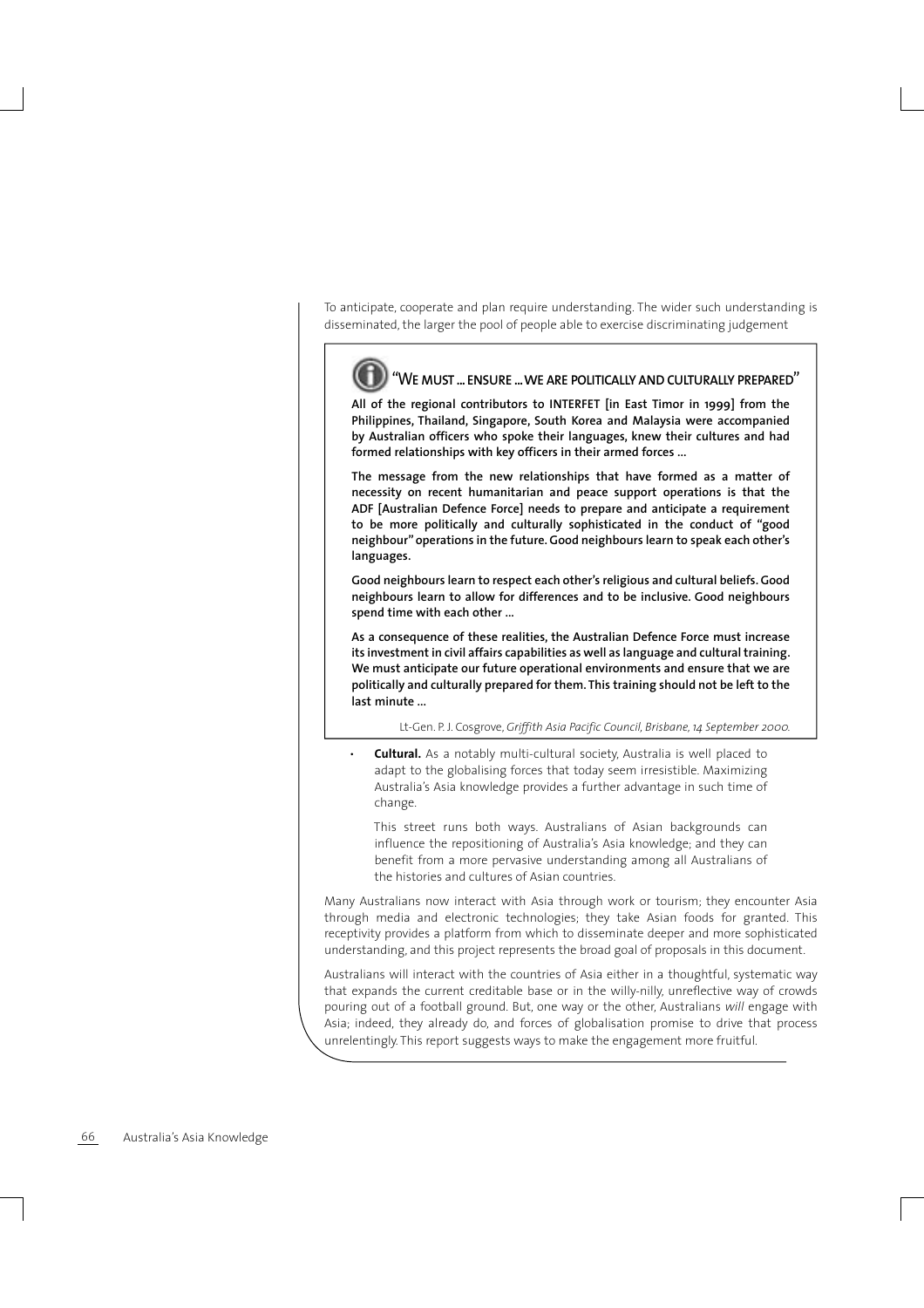To anticipate, cooperate and plan require understanding. The wider such understanding is disseminated, the larger the pool of people able to exercise discriminating judgement

> ### "We must ... ensure ... we are politically and culturally prepared"
>
> **All of the regional contributors to INTERFET [in East Timor in 1999] from the Philippines, Thailand, Singapore, South Korea and Malaysia were accompanied by Australian officers who spoke their languages, knew their cultures and had formed relationships with key officers in their armed forces ...**
>
> **The message from the new relationships that have formed as a matter of necessity on recent humanitarian and peace support operations is that the ADF [Australian Defence Force] needs to prepare and anticipate a requirement to be more politically and culturally sophisticated in the conduct of "good neighbour" operations in the future. Good neighbours learn to speak each other's languages.**
>
> **Good neighbours learn to respect each other's religious and cultural beliefs. Good neighbours learn to allow for differences and to be inclusive. Good neighbours spend time with each other ...**
>
> **As a consequence of these realities, the Australian Defence Force must increase its investment in civil affairs capabilities as well as language and cultural training. We must anticipate our future operational environments and ensure that we are politically and culturally prepared for them. This training should not be left to the last minute ...**
>
> Lt-Gen. P. J. Cosgrove, *Griffith Asia Pacific Council, Brisbane, 14 September 2000.*

- **Cultural.** As a notably multi-cultural society, Australia is well placed to adapt to the globalising forces that today seem irresistible. Maximizing Australia's Asia knowledge provides a further advantage in such time of change.

  This street runs both ways. Australians of Asian backgrounds can influence the repositioning of Australia's Asia knowledge; and they can benefit from a more pervasive understanding among all Australians of the histories and cultures of Asian countries.

Many Australians now interact with Asia through work or tourism; they encounter Asia through media and electronic technologies; they take Asian foods for granted. This receptivity provides a platform from which to disseminate deeper and more sophisticated understanding, and this project represents the broad goal of proposals in this document.

Australians will interact with the countries of Asia either in a thoughtful, systematic way that expands the current creditable base or in the willy-nilly, unreflective way of crowds pouring out of a football ground. But, one way or the other, Australians *will* engage with Asia; indeed, they already do, and forces of globalisation promise to drive that process unrelentingly. This report suggests ways to make the engagement more fruitful.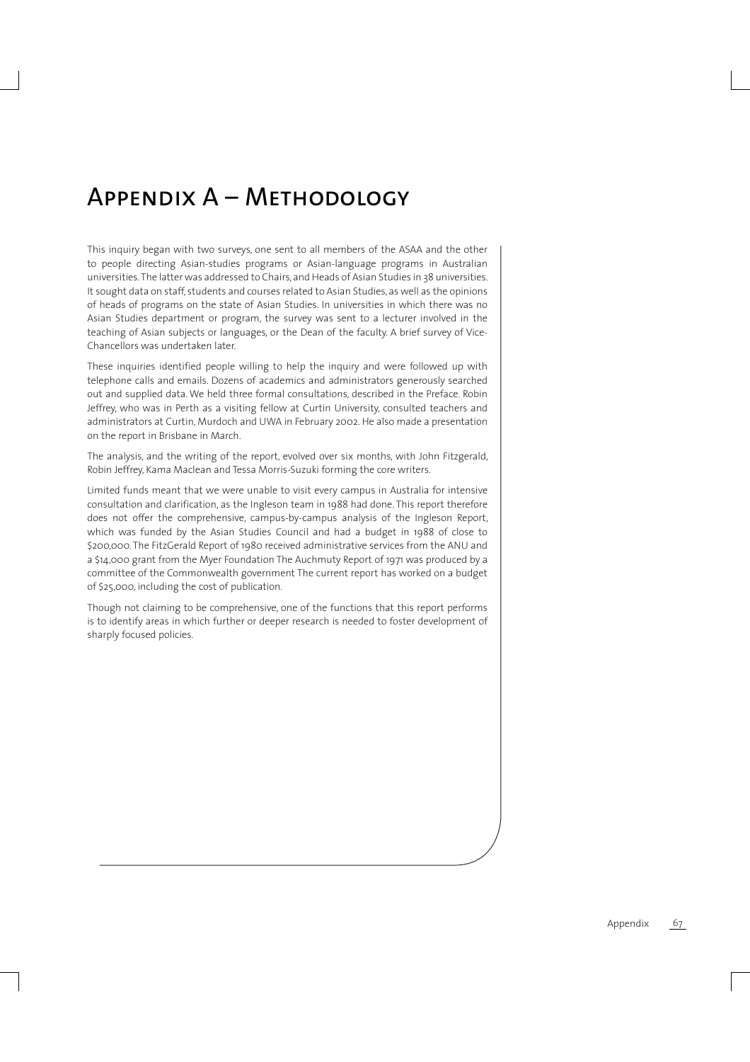# Appendix A – Methodology

This inquiry began with two surveys, one sent to all members of the ASAA and the other to people directing Asian-studies programs or Asian-language programs in Australian universities. The latter was addressed to Chairs, and Heads of Asian Studies in 38 universities. It sought data on staff, students and courses related to Asian Studies, as well as the opinions of heads of programs on the state of Asian Studies. In universities in which there was no Asian Studies department or program, the survey was sent to a lecturer involved in the teaching of Asian subjects or languages, or the Dean of the faculty. A brief survey of Vice-Chancellors was undertaken later.

These inquiries identified people willing to help the inquiry and were followed up with telephone calls and emails. Dozens of academics and administrators generously searched out and supplied data. We held three formal consultations, described in the Preface. Robin Jeffrey, who was in Perth as a visiting fellow at Curtin University, consulted teachers and administrators at Curtin, Murdoch and UWA in February 2002. He also made a presentation on the report in Brisbane in March.

The analysis, and the writing of the report, evolved over six months, with John Fitzgerald, Robin Jeffrey, Kama Maclean and Tessa Morris-Suzuki forming the core writers.

Limited funds meant that we were unable to visit every campus in Australia for intensive consultation and clarification, as the Ingleson team in 1988 had done. This report therefore does not offer the comprehensive, campus-by-campus analysis of the Ingleson Report, which was funded by the Asian Studies Council and had a budget in 1988 of close to $200,000. The FitzGerald Report of 1980 received administrative services from the ANU and a $14,000 grant from the Myer Foundation The Auchmuty Report of 1971 was produced by a committee of the Commonwealth government The current report has worked on a budget of $25,000, including the cost of publication.

Though not claiming to be comprehensive, one of the functions that this report performs is to identify areas in which further or deeper research is needed to foster development of sharply focused policies.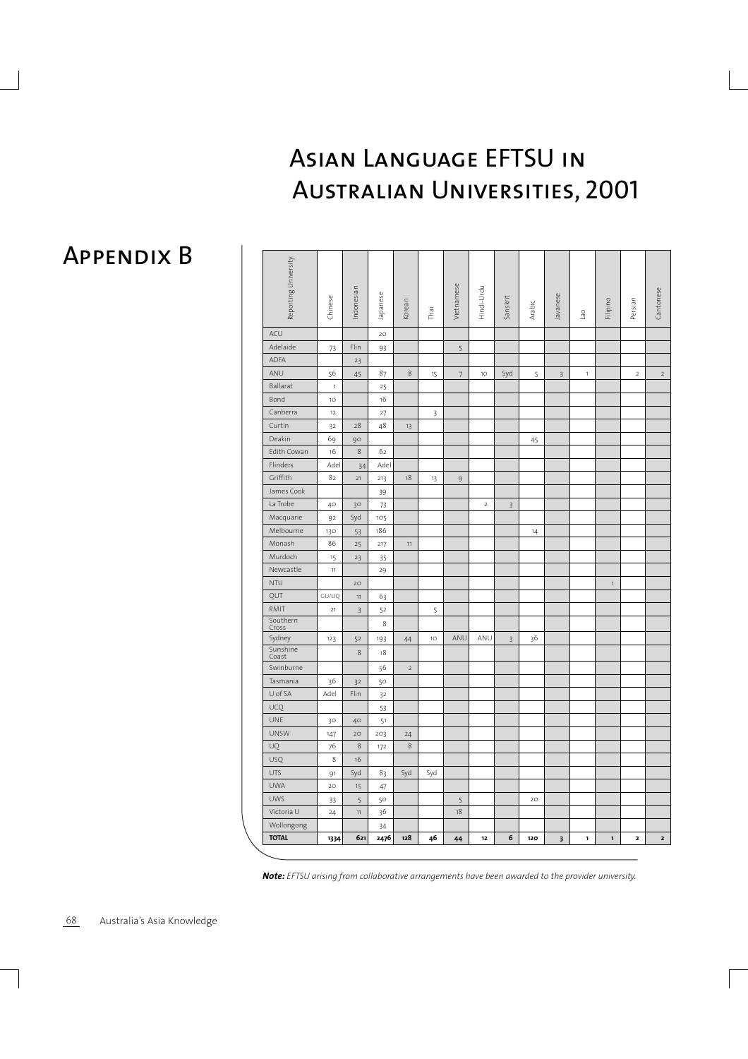# Appendix B

## Asian Language EFTSU in Australian Universities, 2001

| Reporting University | Chinese | Indonesian | Japanese | Korean | Thai | Vietnamese | Hindi-Urdu | Sanskrit | Arabic | Javanese | Lao | Filipino | Persian | Cantonese |
|---|---|---|---|---|---|---|---|---|---|---|---|---|---|---|
| ACU | | | 20 | | | | | | | | | | | |
| Adelaide | 73 | Flin | 93 | | | 5 | | | | | | | | |
| ADFA | | 23 | | | | | | | | | | | | |
| ANU | 56 | 45 | 87 | 8 | 15 | 7 | 10 | Syd | 5 | 3 | 1 | | 2 | 2 |
| Ballarat | 1 | | 25 | | | | | | | | | | | |
| Bond | 10 | | 16 | | | | | | | | | | | |
| Canberra | 12 | | 27 | | 3 | | | | | | | | | |
| Curtin | 32 | 28 | 48 | 13 | | | | | | | | | | |
| Deakin | 69 | 90 | | | | | | | 45 | | | | | |
| Edith Cowan | 16 | 8 | 62 | | | | | | | | | | | |
| Flinders | Adel | 34 | Adel | | | | | | | | | | | |
| Griffith | 82 | 21 | 213 | 18 | 13 | 9 | | | | | | | | |
| James Cook | | | 39 | | | | | | | | | | | |
| La Trobe | 40 | 30 | 73 | | | | 2 | 3 | | | | | | |
| Macquarie | 92 | Syd | 105 | | | | | | | | | | | |
| Melbourne | 130 | 53 | 186 | | | | | | 14 | | | | | |
| Monash | 86 | 25 | 217 | 11 | | | | | | | | | | |
| Murdoch | 15 | 23 | 35 | | | | | | | | | | | |
| Newcastle | 11 | | 29 | | | | | | | | | | | |
| NTU | | 20 | | | | | | | | | | 1 | | |
| QUT | GU/UQ | 11 | 63 | | | | | | | | | | | |
| RMIT | 21 | 3 | 52 | | 5 | | | | | | | | | |
| Southern Cross | | | 8 | | | | | | | | | | | |
| Sydney | 123 | 52 | 193 | 44 | 10 | ANU | ANU | 3 | 36 | | | | | |
| Sunshine Coast | | 8 | 18 | | | | | | | | | | | |
| Swinburne | | | 56 | 2 | | | | | | | | | | |
| Tasmania | 36 | 32 | 50 | | | | | | | | | | | |
| U of SA | Adel | Flin | 32 | | | | | | | | | | | |
| UCQ | | | 53 | | | | | | | | | | | |
| UNE | 30 | 40 | 51 | | | | | | | | | | | |
| UNSW | 147 | 20 | 203 | 24 | | | | | | | | | | |
| UQ | 76 | 8 | 172 | 8 | | | | | | | | | | |
| USQ | 8 | 16 | | | | | | | | | | | | |
| UTS | 91 | Syd | 83 | Syd | Syd | | | | | | | | | |
| UWA | 20 | 15 | 47 | | | | | | | | | | | |
| UWS | 33 | 5 | 50 | | | 5 | | | 20 | | | | | |
| Victoria U | 24 | 11 | 36 | | | 18 | | | | | | | | |
| Wollongong | | | 34 | | | | | | | | | | | |
| **TOTAL** | **1334** | **621** | **2476** | **128** | **46** | **44** | **12** | **6** | **120** | **3** | **1** | **1** | **2** | **2** |

***Note:*** *EFTSU arising from collaborative arrangements have been awarded to the provider university.*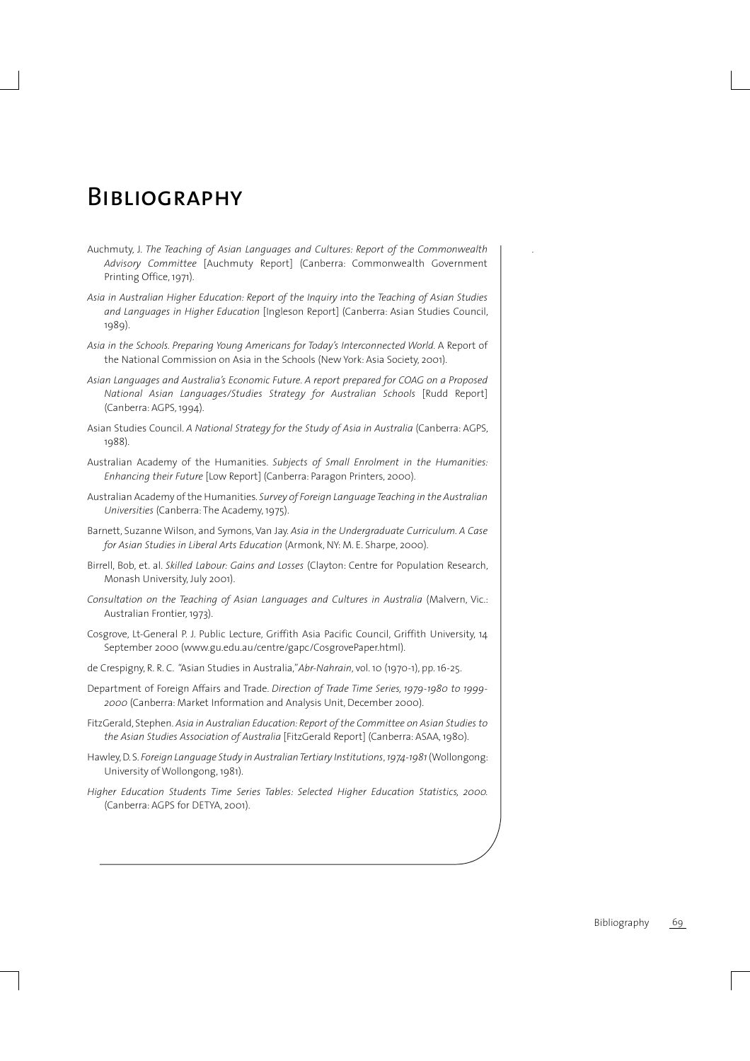# Bibliography

Auchmuty, J. *The Teaching of Asian Languages and Cultures: Report of the Commonwealth Advisory Committee* [Auchmuty Report] (Canberra: Commonwealth Government Printing Office, 1971).

*Asia in Australian Higher Education: Report of the Inquiry into the Teaching of Asian Studies and Languages in Higher Education* [Ingleson Report] (Canberra: Asian Studies Council, 1989).

*Asia in the Schools. Preparing Young Americans for Today's Interconnected World.* A Report of the National Commission on Asia in the Schools (New York: Asia Society, 2001).

*Asian Languages and Australia's Economic Future. A report prepared for COAG on a Proposed National Asian Languages/Studies Strategy for Australian Schools* [Rudd Report] (Canberra: AGPS, 1994).

Asian Studies Council. *A National Strategy for the Study of Asia in Australia* (Canberra: AGPS, 1988).

Australian Academy of the Humanities. *Subjects of Small Enrolment in the Humanities: Enhancing their Future* [Low Report] (Canberra: Paragon Printers, 2000).

Australian Academy of the Humanities. *Survey of Foreign Language Teaching in the Australian Universities* (Canberra: The Academy, 1975).

Barnett, Suzanne Wilson, and Symons, Van Jay. *Asia in the Undergraduate Curriculum. A Case for Asian Studies in Liberal Arts Education* (Armonk, NY: M. E. Sharpe, 2000).

Birrell, Bob, et. al. *Skilled Labour: Gains and Losses* (Clayton: Centre for Population Research, Monash University, July 2001).

*Consultation on the Teaching of Asian Languages and Cultures in Australia* (Malvern, Vic.: Australian Frontier, 1973).

Cosgrove, Lt-General P. J. Public Lecture, Griffith Asia Pacific Council, Griffith University, 14 September 2000 (www.gu.edu.au/centre/gapc/CosgrovePaper.html).

de Crespigny, R. R. C. "Asian Studies in Australia," *Abr-Nahrain*, vol. 10 (1970-1), pp. 16-25.

Department of Foreign Affairs and Trade. *Direction of Trade Time Series, 1979-1980 to 1999-2000* (Canberra: Market Information and Analysis Unit, December 2000).

FitzGerald, Stephen. *Asia in Australian Education: Report of the Committee on Asian Studies to the Asian Studies Association of Australia* [FitzGerald Report] (Canberra: ASAA, 1980).

Hawley, D. S. *Foreign Language Study in Australian Tertiary Institutions, 1974-1981* (Wollongong: University of Wollongong, 1981).

*Higher Education Students Time Series Tables: Selected Higher Education Statistics, 2000.* (Canberra: AGPS for DETYA, 2001).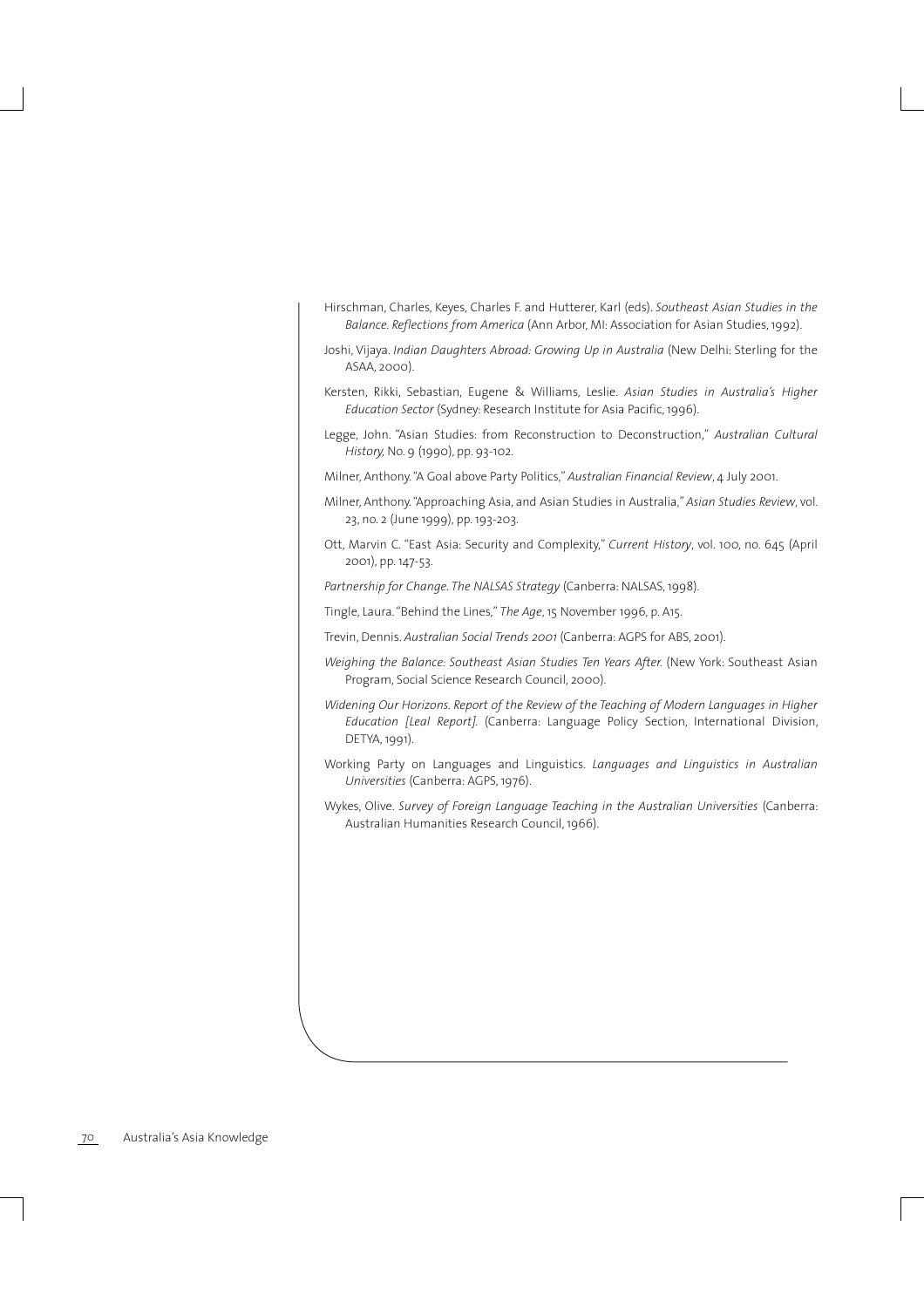Hirschman, Charles, Keyes, Charles F. and Hutterer, Karl (eds). *Southeast Asian Studies in the Balance. Reflections from America* (Ann Arbor, MI: Association for Asian Studies, 1992).

Joshi, Vijaya. *Indian Daughters Abroad: Growing Up in Australia* (New Delhi: Sterling for the ASAA, 2000).

Kersten, Rikki, Sebastian, Eugene & Williams, Leslie. *Asian Studies in Australia's Higher Education Sector* (Sydney: Research Institute for Asia Pacific, 1996).

Legge, John. "Asian Studies: from Reconstruction to Deconstruction," *Australian Cultural History,* No. 9 (1990), pp. 93-102.

Milner, Anthony. "A Goal above Party Politics," *Australian Financial Review*, 4 July 2001.

Milner, Anthony. "Approaching Asia, and Asian Studies in Australia," *Asian Studies Review*, vol. 23, no. 2 (June 1999), pp. 193-203.

Ott, Marvin C. "East Asia: Security and Complexity," *Current History*, vol. 100, no. 645 (April 2001), pp. 147-53.

*Partnership for Change. The NALSAS Strategy* (Canberra: NALSAS, 1998).

Tingle, Laura. "Behind the Lines," *The Age*, 15 November 1996, p. A15.

Trevin, Dennis. *Australian Social Trends 2001* (Canberra: AGPS for ABS, 2001).

*Weighing the Balance: Southeast Asian Studies Ten Years After.* (New York: Southeast Asian Program, Social Science Research Council, 2000).

*Widening Our Horizons. Report of the Review of the Teaching of Modern Languages in Higher Education [Leal Report].* (Canberra: Language Policy Section, International Division, DETYA, 1991).

Working Party on Languages and Linguistics. *Languages and Linguistics in Australian Universities* (Canberra: AGPS, 1976).

Wykes, Olive. *Survey of Foreign Language Teaching in the Australian Universities* (Canberra: Australian Humanities Research Council, 1966).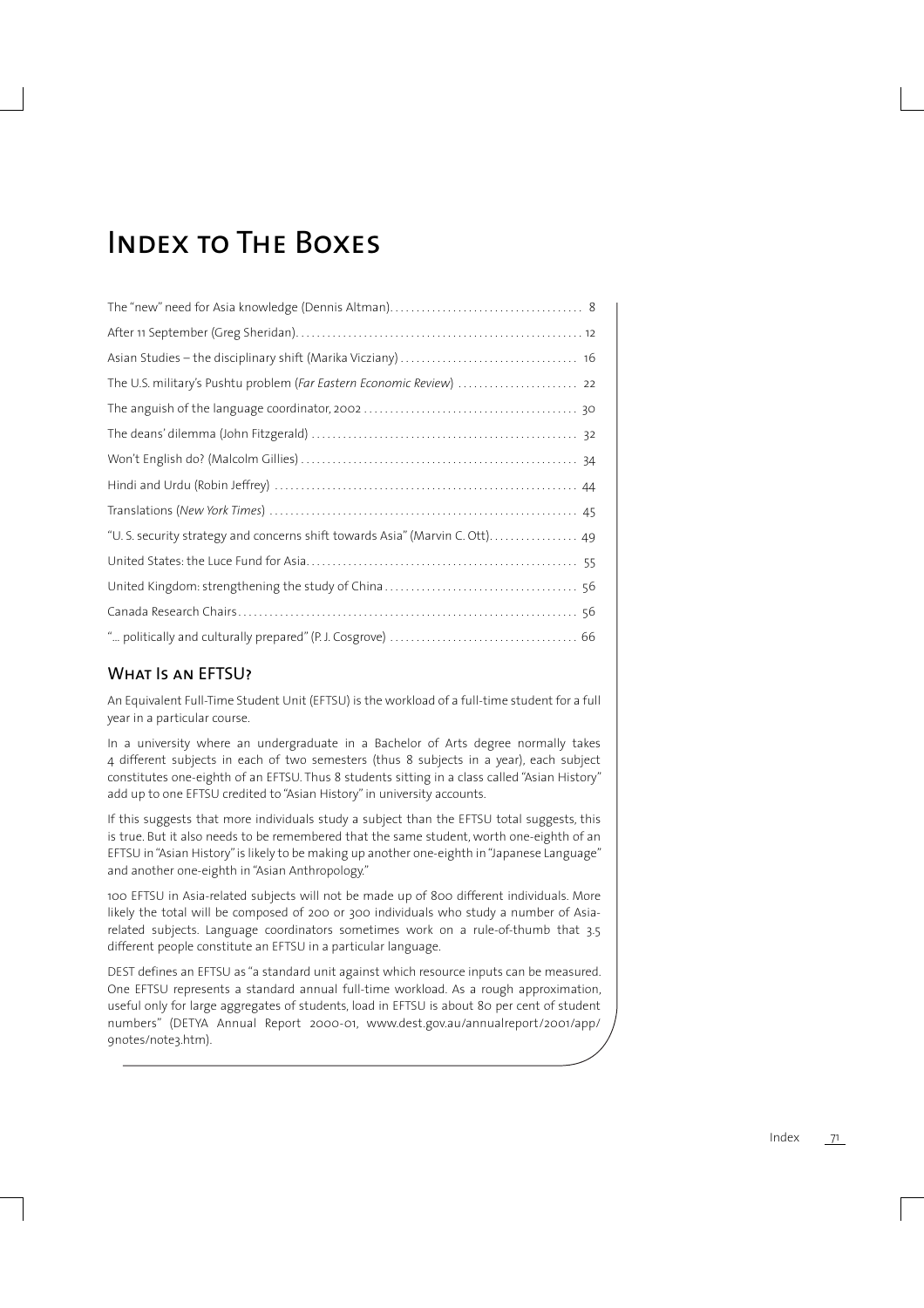# Index to The Boxes

| | |
|---|---|
| The "new" need for Asia knowledge (Dennis Altman) | 8 |
| After 11 September (Greg Sheridan) | 12 |
| Asian Studies – the disciplinary shift (Marika Vicziany) | 16 |
| The U.S. military's Pushtu problem (*Far Eastern Economic Review*) | 22 |
| The anguish of the language coordinator, 2002 | 30 |
| The deans' dilemma (John Fitzgerald) | 32 |
| Won't English do? (Malcolm Gillies) | 34 |
| Hindi and Urdu (Robin Jeffrey) | 44 |
| Translations (*New York Times*) | 45 |
| "U. S. security strategy and concerns shift towards Asia" (Marvin C. Ott) | 49 |
| United States: the Luce Fund for Asia | 55 |
| United Kingdom: strengthening the study of China | 56 |
| Canada Research Chairs | 56 |
| "... politically and culturally prepared" (P. J. Cosgrove) | 66 |

## What Is an EFTSU?

An Equivalent Full-Time Student Unit (EFTSU) is the workload of a full-time student for a full year in a particular course.

In a university where an undergraduate in a Bachelor of Arts degree normally takes 4 different subjects in each of two semesters (thus 8 subjects in a year), each subject constitutes one-eighth of an EFTSU. Thus 8 students sitting in a class called "Asian History" add up to one EFTSU credited to "Asian History" in university accounts.

If this suggests that more individuals study a subject than the EFTSU total suggests, this is true. But it also needs to be remembered that the same student, worth one-eighth of an EFTSU in "Asian History" is likely to be making up another one-eighth in "Japanese Language" and another one-eighth in "Asian Anthropology."

100 EFTSU in Asia-related subjects will not be made up of 800 different individuals. More likely the total will be composed of 200 or 300 individuals who study a number of Asia-related subjects. Language coordinators sometimes work on a rule-of-thumb that 3.5 different people constitute an EFTSU in a particular language.

DEST defines an EFTSU as "a standard unit against which resource inputs can be measured. One EFTSU represents a standard annual full-time workload. As a rough approximation, useful only for large aggregates of students, load in EFTSU is about 80 per cent of student numbers" (DETYA Annual Report 2000-01, www.dest.gov.au/annualreport/2001/app/9notes/note3.htm).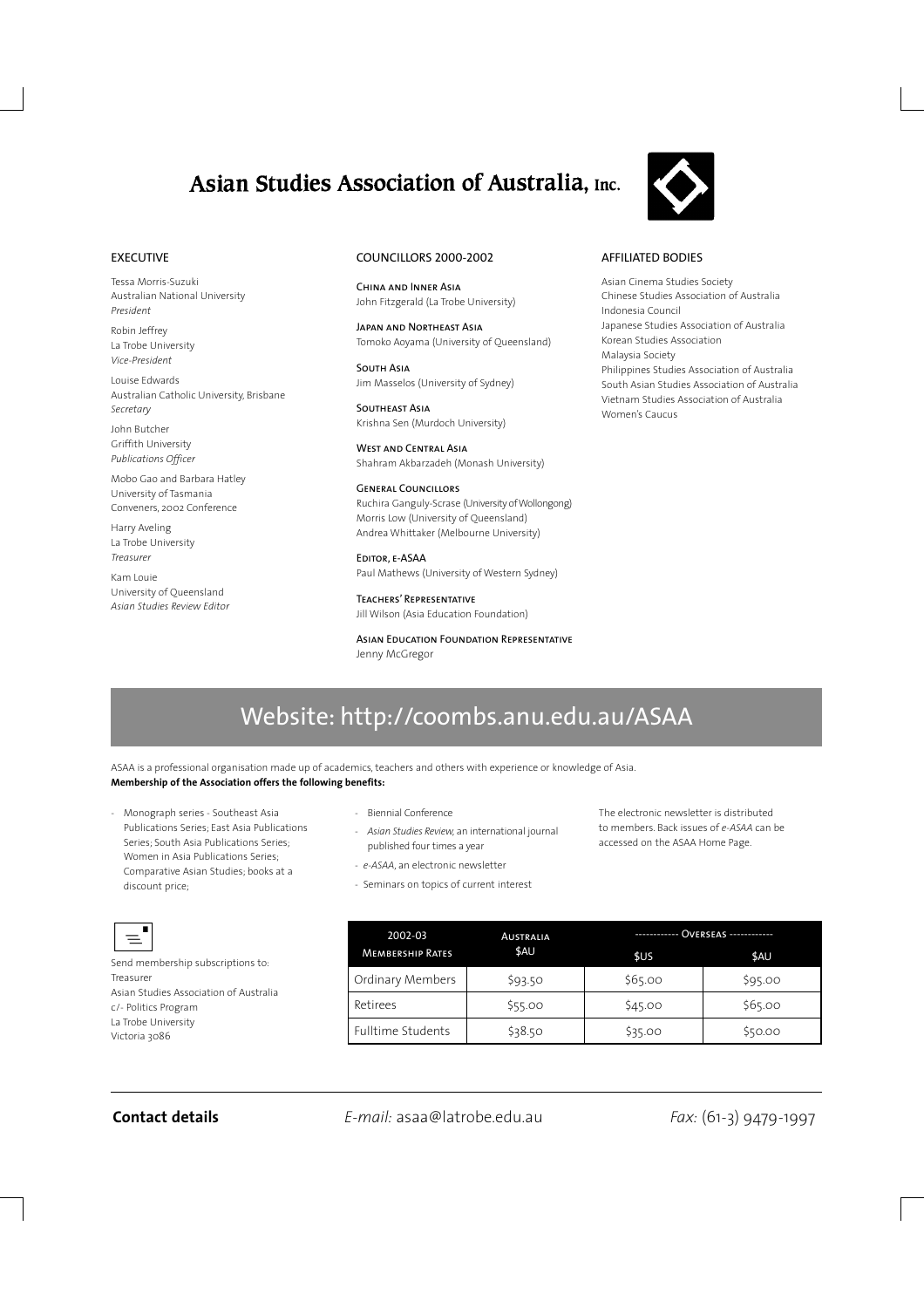# Asian Studies Association of Australia, Inc.

## EXECUTIVE

Tessa Morris-Suzuki
Australian National University
*President*

Robin Jeffrey
La Trobe University
*Vice-President*

Louise Edwards
Australian Catholic University, Brisbane
*Secretary*

John Butcher
Griffith University
*Publications Officer*

Mobo Gao and Barbara Hatley
University of Tasmania
Conveners, 2002 Conference

Harry Aveling
La Trobe University
*Treasurer*

Kam Louie
University of Queensland
*Asian Studies Review Editor*

## COUNCILLORS 2000-2002

**China and Inner Asia**
John Fitzgerald (La Trobe University)

**Japan and Northeast Asia**
Tomoko Aoyama (University of Queensland)

**South Asia**
Jim Masselos (University of Sydney)

**Southeast Asia**
Krishna Sen (Murdoch University)

**West and Central Asia**
Shahram Akbarzadeh (Monash University)

**General Councillors**
Ruchira Ganguly-Scrase (University of Wollongong)
Morris Low (University of Queensland)
Andrea Whittaker (Melbourne University)

**Editor, e-ASAA**
Paul Mathews (University of Western Sydney)

**Teachers' Representative**
Jill Wilson (Asia Education Foundation)

**Asian Education Foundation Representative**
Jenny McGregor

## AFFILIATED BODIES

Asian Cinema Studies Society
Chinese Studies Association of Australia
Indonesia Council
Japanese Studies Association of Australia
Korean Studies Association
Malaysia Society
Philippines Studies Association of Australia
South Asian Studies Association of Australia
Vietnam Studies Association of Australia
Women's Caucus

## Website: http://coombs.anu.edu.au/ASAA

ASAA is a professional organisation made up of academics, teachers and others with experience or knowledge of Asia.
**Membership of the Association offers the following benefits:**

- Monograph series - Southeast Asia Publications Series; East Asia Publications Series; South Asia Publications Series; Women in Asia Publications Series; Comparative Asian Studies; books at a discount price;
- Biennial Conference
- *Asian Studies Review*, an international journal published four times a year
- *e-ASAA*, an electronic newsletter
- Seminars on topics of current interest

The electronic newsletter is distributed to members. Back issues of *e-ASAA* can be accessed on the ASAA Home Page.

Send membership subscriptions to:
Treasurer
Asian Studies Association of Australia
c/- Politics Program
La Trobe University
Victoria 3086

| 2002-03 Membership Rates | Australia $AU | Overseas $US | Overseas $AU |
|---|---|---|---|
| Ordinary Members | $93.50 | $65.00 | $95.00 |
| Retirees | $55.00 | $45.00 | $65.00 |
| Fulltime Students | $38.50 | $35.00 | $50.00 |

**Contact details** *E-mail:* asaa@latrobe.edu.au *Fax:* (61-3) 9479-1997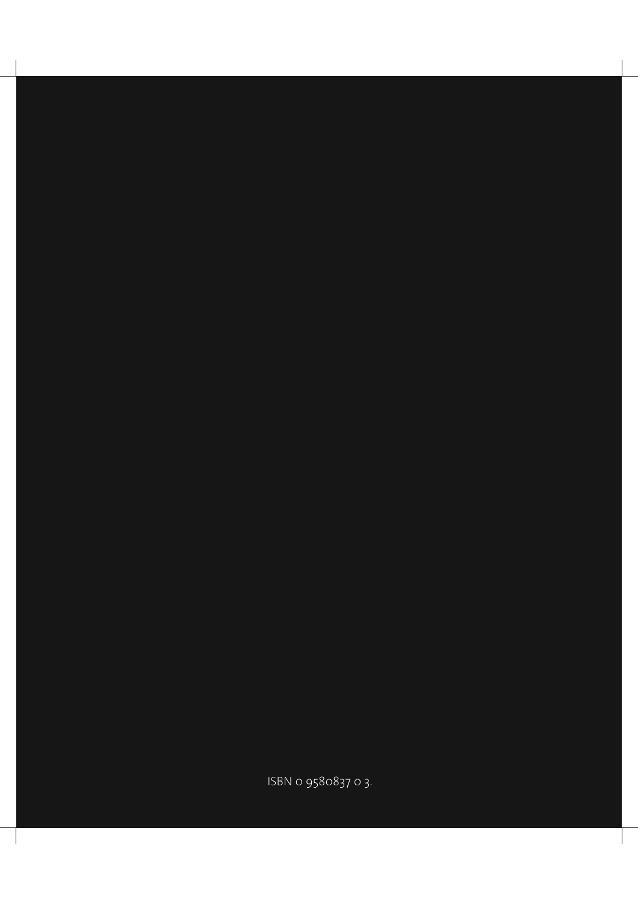ISBN 0 9580837 0 3.